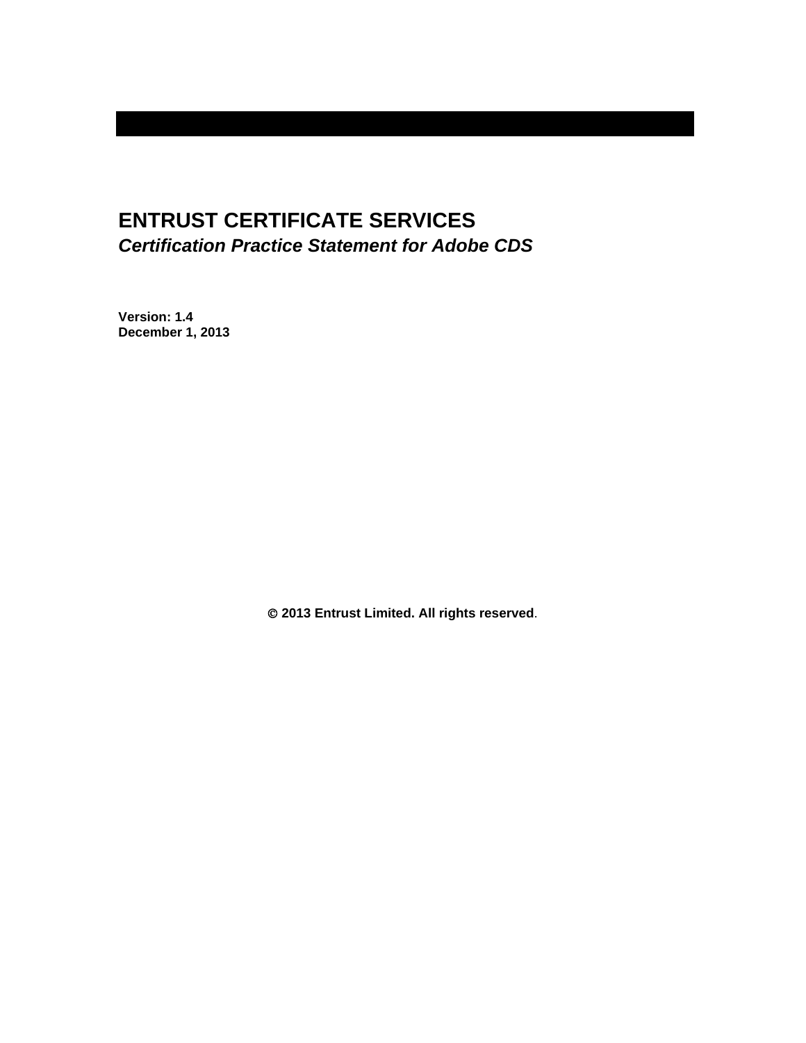# ENTRUST CERTIFICATE SERVICES

***Certification Practice Statement for Adobe CDS***

**Version: 1.4**
**December 1, 2013**

**© 2013 Entrust Limited. All rights reserved.**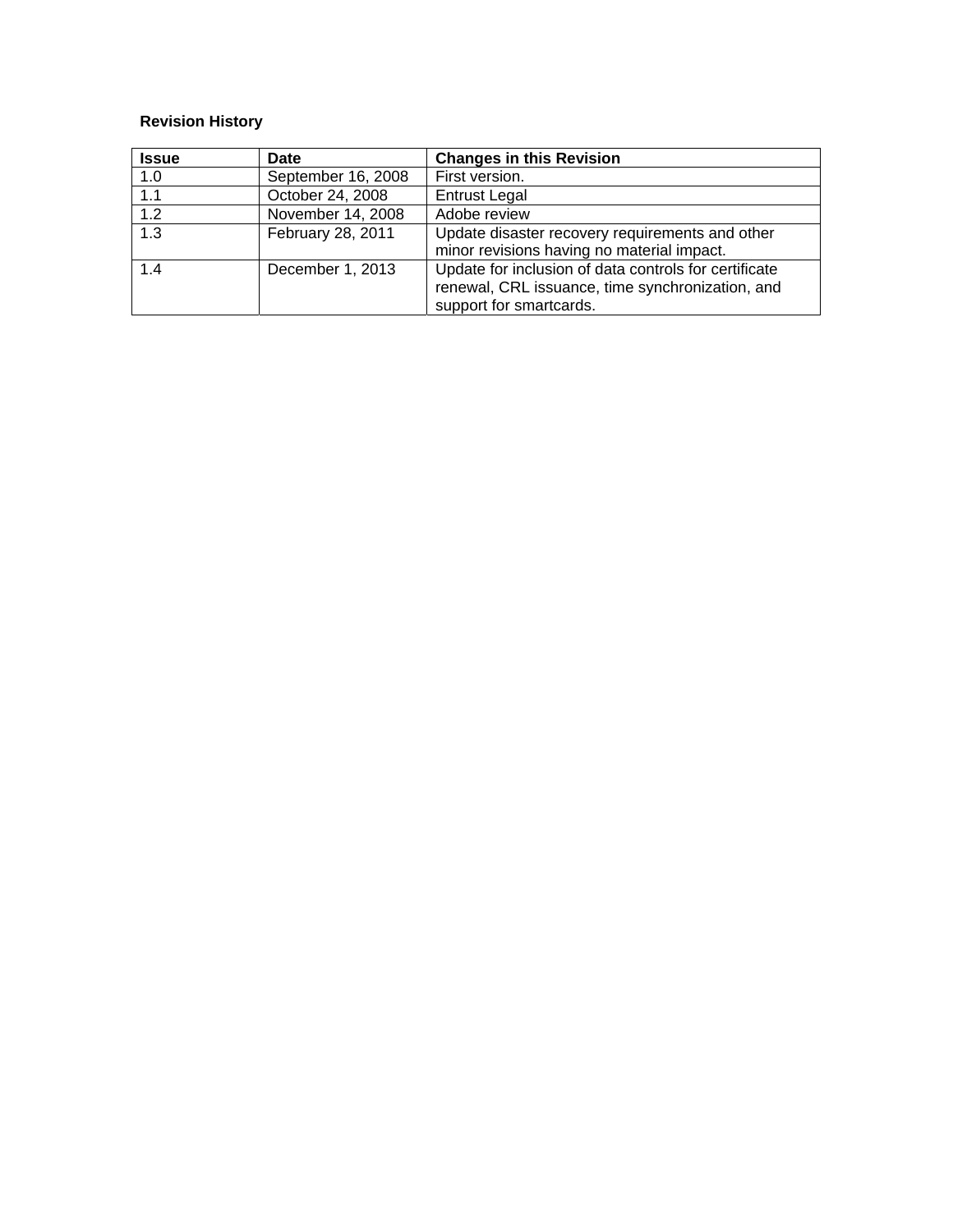**Revision History**

| Issue | Date | Changes in this Revision |
|---|---|---|
| 1.0 | September 16, 2008 | First version. |
| 1.1 | October 24, 2008 | Entrust Legal |
| 1.2 | November 14, 2008 | Adobe review |
| 1.3 | February 28, 2011 | Update disaster recovery requirements and other minor revisions having no material impact. |
| 1.4 | December 1, 2013 | Update for inclusion of data controls for certificate renewal, CRL issuance, time synchronization, and support for smartcards. |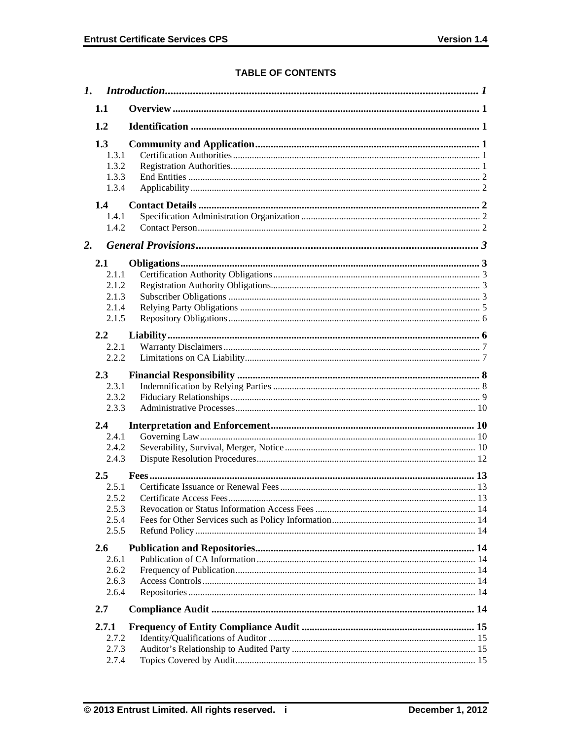**TABLE OF CONTENTS**

1. *Introduction* ........ 1
   - 1.1 Overview ........ 1
   - 1.2 Identification ........ 1
   - 1.3 Community and Application ........ 1
     - 1.3.1 Certification Authorities ........ 1
     - 1.3.2 Registration Authorities ........ 1
     - 1.3.3 End Entities ........ 2
     - 1.3.4 Applicability ........ 2
   - 1.4 Contact Details ........ 2
     - 1.4.1 Specification Administration Organization ........ 2
     - 1.4.2 Contact Person ........ 2
2. *General Provisions* ........ 3
   - 2.1 Obligations ........ 3
     - 2.1.1 Certification Authority Obligations ........ 3
     - 2.1.2 Registration Authority Obligations ........ 3
     - 2.1.3 Subscriber Obligations ........ 3
     - 2.1.4 Relying Party Obligations ........ 5
     - 2.1.5 Repository Obligations ........ 6
   - 2.2 Liability ........ 6
     - 2.2.1 Warranty Disclaimers ........ 7
     - 2.2.2 Limitations on CA Liability ........ 7
   - 2.3 Financial Responsibility ........ 8
     - 2.3.1 Indemnification by Relying Parties ........ 8
     - 2.3.2 Fiduciary Relationships ........ 9
     - 2.3.3 Administrative Processes ........ 10
   - 2.4 Interpretation and Enforcement ........ 10
     - 2.4.1 Governing Law ........ 10
     - 2.4.2 Severability, Survival, Merger, Notice ........ 10
     - 2.4.3 Dispute Resolution Procedures ........ 12
   - 2.5 Fees ........ 13
     - 2.5.1 Certificate Issuance or Renewal Fees ........ 13
     - 2.5.2 Certificate Access Fees ........ 13
     - 2.5.3 Revocation or Status Information Access Fees ........ 14
     - 2.5.4 Fees for Other Services such as Policy Information ........ 14
     - 2.5.5 Refund Policy ........ 14
   - 2.6 Publication and Repositories ........ 14
     - 2.6.1 Publication of CA Information ........ 14
     - 2.6.2 Frequency of Publication ........ 14
     - 2.6.3 Access Controls ........ 14
     - 2.6.4 Repositories ........ 14
   - 2.7 Compliance Audit ........ 14
   - 2.7.1 Frequency of Entity Compliance Audit ........ 15
     - 2.7.2 Identity/Qualifications of Auditor ........ 15
     - 2.7.3 Auditor's Relationship to Audited Party ........ 15
     - 2.7.4 Topics Covered by Audit ........ 15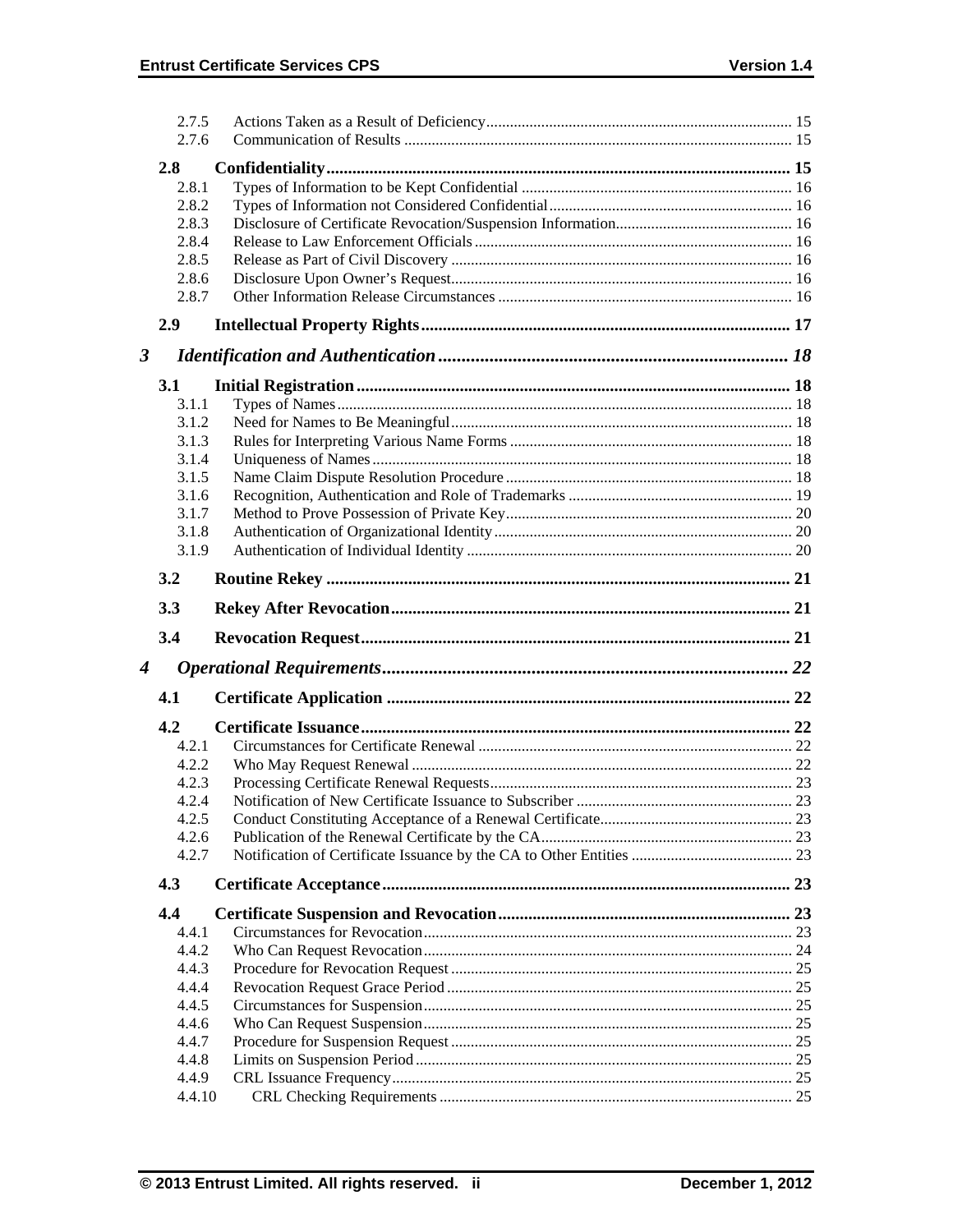2.7.5 Actions Taken as a Result of Deficiency ..... 15
2.7.6 Communication of Results ..... 15

**2.8 Confidentiality ..... 15**

2.8.1 Types of Information to be Kept Confidential ..... 16
2.8.2 Types of Information not Considered Confidential ..... 16
2.8.3 Disclosure of Certificate Revocation/Suspension Information ..... 16
2.8.4 Release to Law Enforcement Officials ..... 16
2.8.5 Release as Part of Civil Discovery ..... 16
2.8.6 Disclosure Upon Owner's Request ..... 16
2.8.7 Other Information Release Circumstances ..... 16

**2.9 Intellectual Property Rights ..... 17**

***3 Identification and Authentication ..... 18***

**3.1 Initial Registration ..... 18**

3.1.1 Types of Names ..... 18
3.1.2 Need for Names to Be Meaningful ..... 18
3.1.3 Rules for Interpreting Various Name Forms ..... 18
3.1.4 Uniqueness of Names ..... 18
3.1.5 Name Claim Dispute Resolution Procedure ..... 18
3.1.6 Recognition, Authentication and Role of Trademarks ..... 19
3.1.7 Method to Prove Possession of Private Key ..... 20
3.1.8 Authentication of Organizational Identity ..... 20
3.1.9 Authentication of Individual Identity ..... 20

**3.2 Routine Rekey ..... 21**

**3.3 Rekey After Revocation ..... 21**

**3.4 Revocation Request ..... 21**

***4 Operational Requirements ..... 22***

**4.1 Certificate Application ..... 22**

**4.2 Certificate Issuance ..... 22**

4.2.1 Circumstances for Certificate Renewal ..... 22
4.2.2 Who May Request Renewal ..... 22
4.2.3 Processing Certificate Renewal Requests ..... 23
4.2.4 Notification of New Certificate Issuance to Subscriber ..... 23
4.2.5 Conduct Constituting Acceptance of a Renewal Certificate ..... 23
4.2.6 Publication of the Renewal Certificate by the CA ..... 23
4.2.7 Notification of Certificate Issuance by the CA to Other Entities ..... 23

**4.3 Certificate Acceptance ..... 23**

**4.4 Certificate Suspension and Revocation ..... 23**

4.4.1 Circumstances for Revocation ..... 23
4.4.2 Who Can Request Revocation ..... 24
4.4.3 Procedure for Revocation Request ..... 25
4.4.4 Revocation Request Grace Period ..... 25
4.4.5 Circumstances for Suspension ..... 25
4.4.6 Who Can Request Suspension ..... 25
4.4.7 Procedure for Suspension Request ..... 25
4.4.8 Limits on Suspension Period ..... 25
4.4.9 CRL Issuance Frequency ..... 25
4.4.10 CRL Checking Requirements ..... 25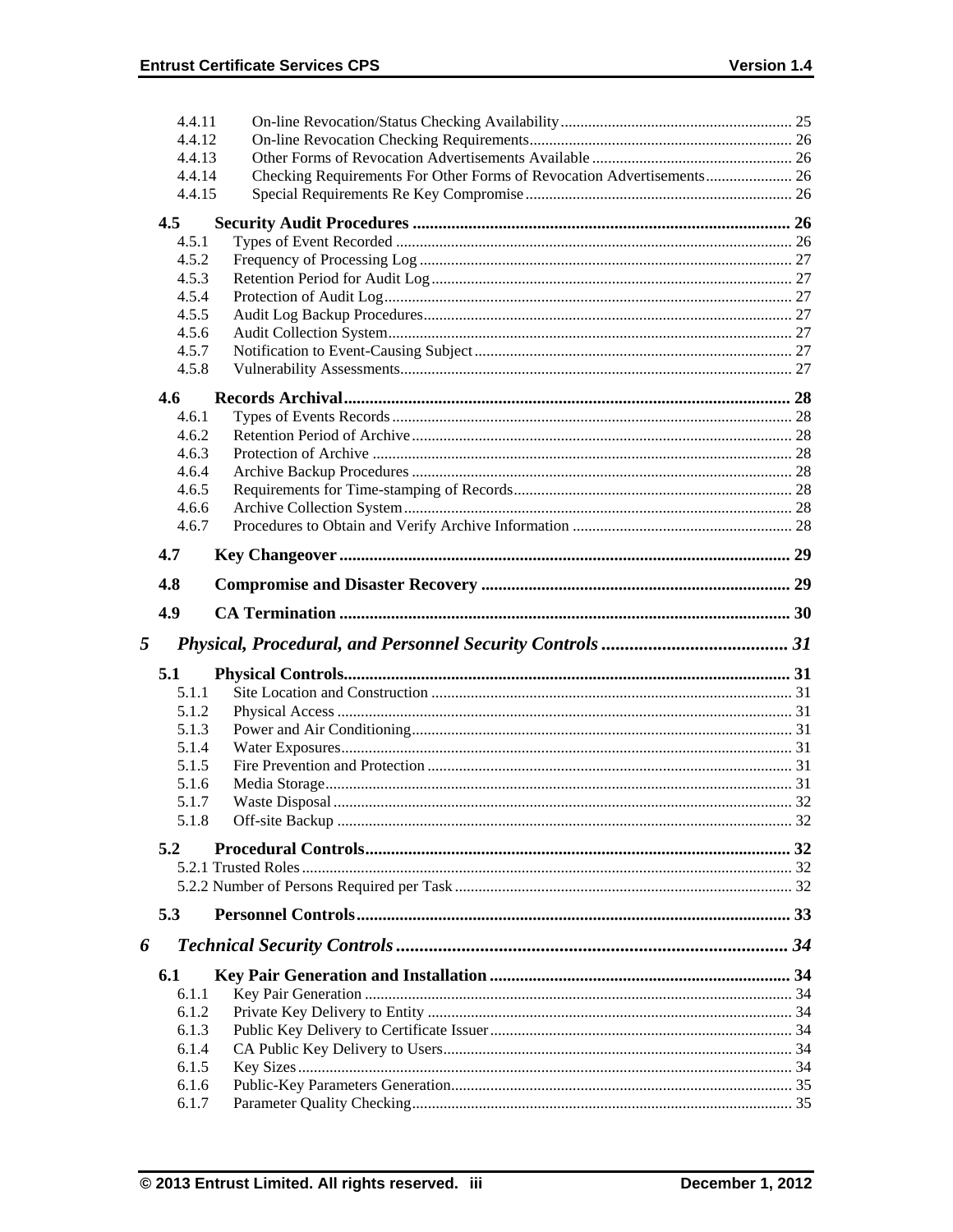4.4.11 On-line Revocation/Status Checking Availability ........................................................ 25
4.4.12 On-line Revocation Checking Requirements ........................................................ 26
4.4.13 Other Forms of Revocation Advertisements Available ........................................................ 26
4.4.14 Checking Requirements For Other Forms of Revocation Advertisements ........................................................ 26
4.4.15 Special Requirements Re Key Compromise ........................................................ 26

**4.5 Security Audit Procedures ........................................................ 26**

4.5.1 Types of Event Recorded ........................................................ 26
4.5.2 Frequency of Processing Log ........................................................ 27
4.5.3 Retention Period for Audit Log ........................................................ 27
4.5.4 Protection of Audit Log ........................................................ 27
4.5.5 Audit Log Backup Procedures ........................................................ 27
4.5.6 Audit Collection System ........................................................ 27
4.5.7 Notification to Event-Causing Subject ........................................................ 27
4.5.8 Vulnerability Assessments ........................................................ 27

**4.6 Records Archival ........................................................ 28**

4.6.1 Types of Events Records ........................................................ 28
4.6.2 Retention Period of Archive ........................................................ 28
4.6.3 Protection of Archive ........................................................ 28
4.6.4 Archive Backup Procedures ........................................................ 28
4.6.5 Requirements for Time-stamping of Records ........................................................ 28
4.6.6 Archive Collection System ........................................................ 28
4.6.7 Procedures to Obtain and Verify Archive Information ........................................................ 28

**4.7 Key Changeover ........................................................ 29**

**4.8 Compromise and Disaster Recovery ........................................................ 29**

**4.9 CA Termination ........................................................ 30**

***5 Physical, Procedural, and Personnel Security Controls ........................................................ 31***

**5.1 Physical Controls ........................................................ 31**

5.1.1 Site Location and Construction ........................................................ 31
5.1.2 Physical Access ........................................................ 31
5.1.3 Power and Air Conditioning ........................................................ 31
5.1.4 Water Exposures ........................................................ 31
5.1.5 Fire Prevention and Protection ........................................................ 31
5.1.6 Media Storage ........................................................ 31
5.1.7 Waste Disposal ........................................................ 32
5.1.8 Off-site Backup ........................................................ 32

**5.2 Procedural Controls ........................................................ 32**

5.2.1 Trusted Roles ........................................................ 32
5.2.2 Number of Persons Required per Task ........................................................ 32

**5.3 Personnel Controls ........................................................ 33**

***6 Technical Security Controls ........................................................ 34***

**6.1 Key Pair Generation and Installation ........................................................ 34**

6.1.1 Key Pair Generation ........................................................ 34
6.1.2 Private Key Delivery to Entity ........................................................ 34
6.1.3 Public Key Delivery to Certificate Issuer ........................................................ 34
6.1.4 CA Public Key Delivery to Users ........................................................ 34
6.1.5 Key Sizes ........................................................ 34
6.1.6 Public-Key Parameters Generation ........................................................ 35
6.1.7 Parameter Quality Checking ........................................................ 35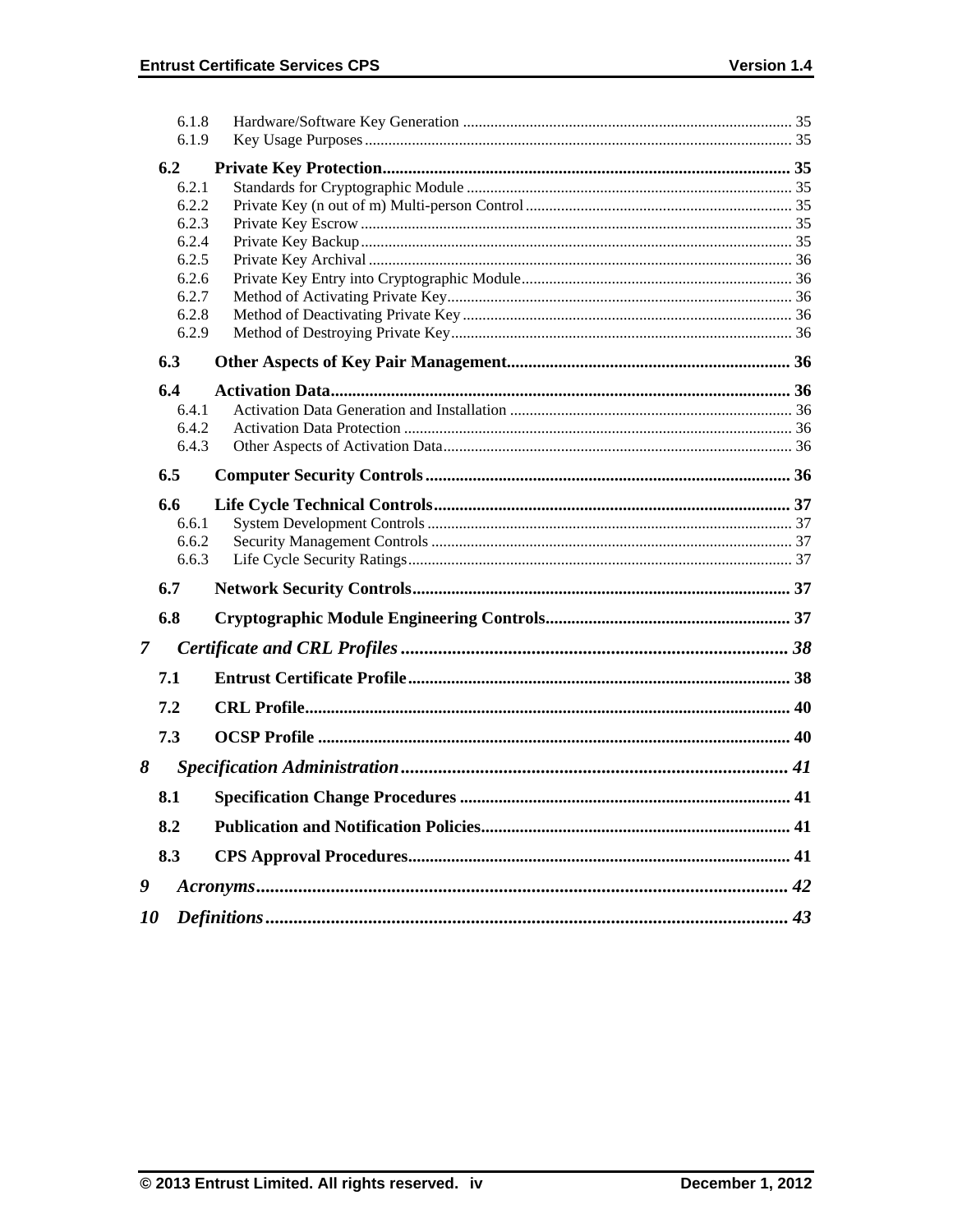6.1.8 Hardware/Software Key Generation ..... 35
6.1.9 Key Usage Purposes ..... 35

**6.2 Private Key Protection ..... 35**
6.2.1 Standards for Cryptographic Module ..... 35
6.2.2 Private Key (n out of m) Multi-person Control ..... 35
6.2.3 Private Key Escrow ..... 35
6.2.4 Private Key Backup ..... 35
6.2.5 Private Key Archival ..... 36
6.2.6 Private Key Entry into Cryptographic Module ..... 36
6.2.7 Method of Activating Private Key ..... 36
6.2.8 Method of Deactivating Private Key ..... 36
6.2.9 Method of Destroying Private Key ..... 36

**6.3 Other Aspects of Key Pair Management ..... 36**

**6.4 Activation Data ..... 36**
6.4.1 Activation Data Generation and Installation ..... 36
6.4.2 Activation Data Protection ..... 36
6.4.3 Other Aspects of Activation Data ..... 36

**6.5 Computer Security Controls ..... 36**

**6.6 Life Cycle Technical Controls ..... 37**
6.6.1 System Development Controls ..... 37
6.6.2 Security Management Controls ..... 37
6.6.3 Life Cycle Security Ratings ..... 37

**6.7 Network Security Controls ..... 37**

**6.8 Cryptographic Module Engineering Controls ..... 37**

***7 Certificate and CRL Profiles ..... 38***

**7.1 Entrust Certificate Profile ..... 38**

**7.2 CRL Profile ..... 40**

**7.3 OCSP Profile ..... 40**

***8 Specification Administration ..... 41***

**8.1 Specification Change Procedures ..... 41**

**8.2 Publication and Notification Policies ..... 41**

**8.3 CPS Approval Procedures ..... 41**

***9 Acronyms ..... 42***

***10 Definitions ..... 43***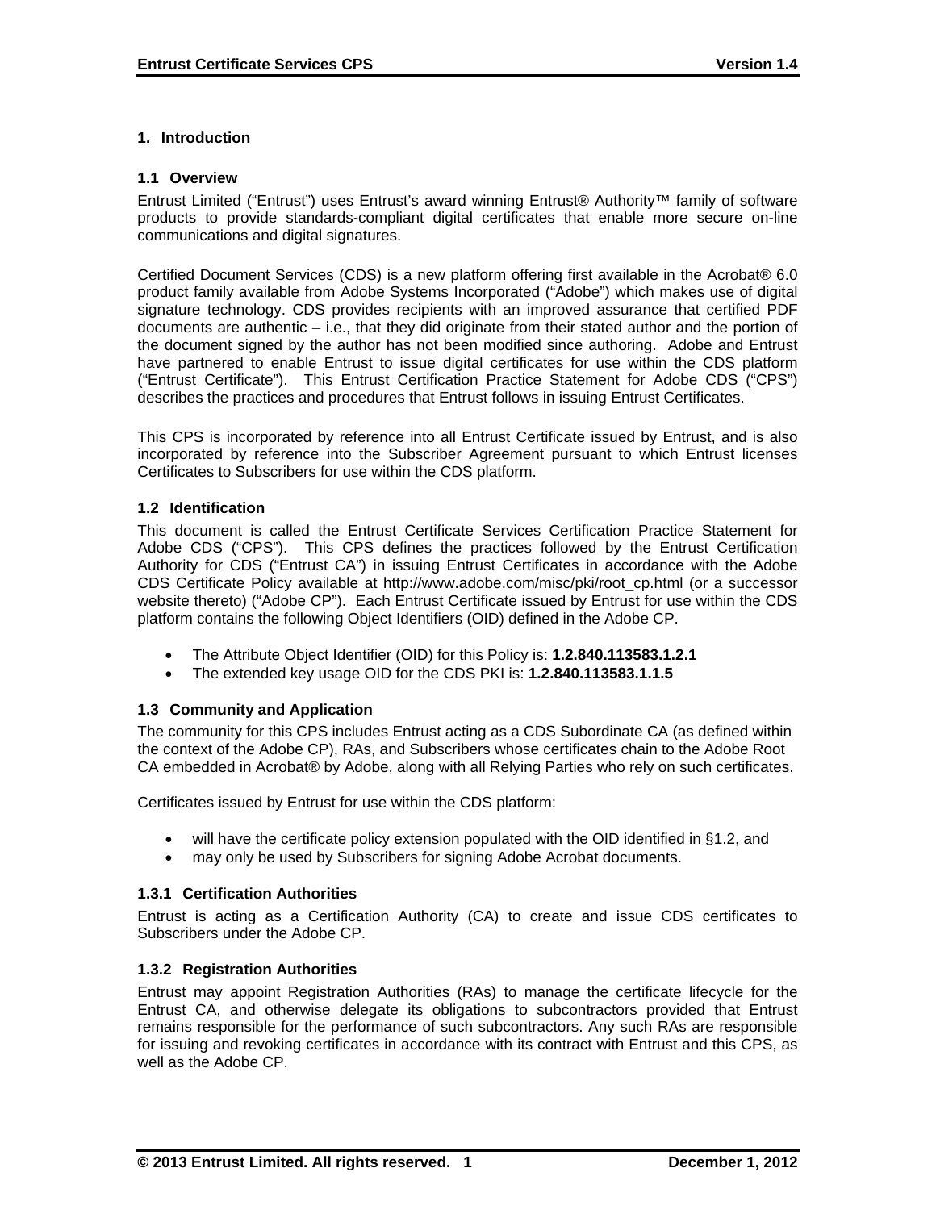# 1. Introduction

## 1.1 Overview

Entrust Limited ("Entrust") uses Entrust's award winning Entrust® Authority™ family of software products to provide standards-compliant digital certificates that enable more secure on-line communications and digital signatures.

Certified Document Services (CDS) is a new platform offering first available in the Acrobat® 6.0 product family available from Adobe Systems Incorporated ("Adobe") which makes use of digital signature technology. CDS provides recipients with an improved assurance that certified PDF documents are authentic – i.e., that they did originate from their stated author and the portion of the document signed by the author has not been modified since authoring. Adobe and Entrust have partnered to enable Entrust to issue digital certificates for use within the CDS platform ("Entrust Certificate"). This Entrust Certification Practice Statement for Adobe CDS ("CPS") describes the practices and procedures that Entrust follows in issuing Entrust Certificates.

This CPS is incorporated by reference into all Entrust Certificate issued by Entrust, and is also incorporated by reference into the Subscriber Agreement pursuant to which Entrust licenses Certificates to Subscribers for use within the CDS platform.

## 1.2 Identification

This document is called the Entrust Certificate Services Certification Practice Statement for Adobe CDS ("CPS"). This CPS defines the practices followed by the Entrust Certification Authority for CDS ("Entrust CA") in issuing Entrust Certificates in accordance with the Adobe CDS Certificate Policy available at http://www.adobe.com/misc/pki/root_cp.html (or a successor website thereto) ("Adobe CP"). Each Entrust Certificate issued by Entrust for use within the CDS platform contains the following Object Identifiers (OID) defined in the Adobe CP.

- The Attribute Object Identifier (OID) for this Policy is: **1.2.840.113583.1.2.1**
- The extended key usage OID for the CDS PKI is: **1.2.840.113583.1.1.5**

## 1.3 Community and Application

The community for this CPS includes Entrust acting as a CDS Subordinate CA (as defined within the context of the Adobe CP), RAs, and Subscribers whose certificates chain to the Adobe Root CA embedded in Acrobat® by Adobe, along with all Relying Parties who rely on such certificates.

Certificates issued by Entrust for use within the CDS platform:

- will have the certificate policy extension populated with the OID identified in §1.2, and
- may only be used by Subscribers for signing Adobe Acrobat documents.

### 1.3.1 Certification Authorities

Entrust is acting as a Certification Authority (CA) to create and issue CDS certificates to Subscribers under the Adobe CP.

### 1.3.2 Registration Authorities

Entrust may appoint Registration Authorities (RAs) to manage the certificate lifecycle for the Entrust CA, and otherwise delegate its obligations to subcontractors provided that Entrust remains responsible for the performance of such subcontractors. Any such RAs are responsible for issuing and revoking certificates in accordance with its contract with Entrust and this CPS, as well as the Adobe CP.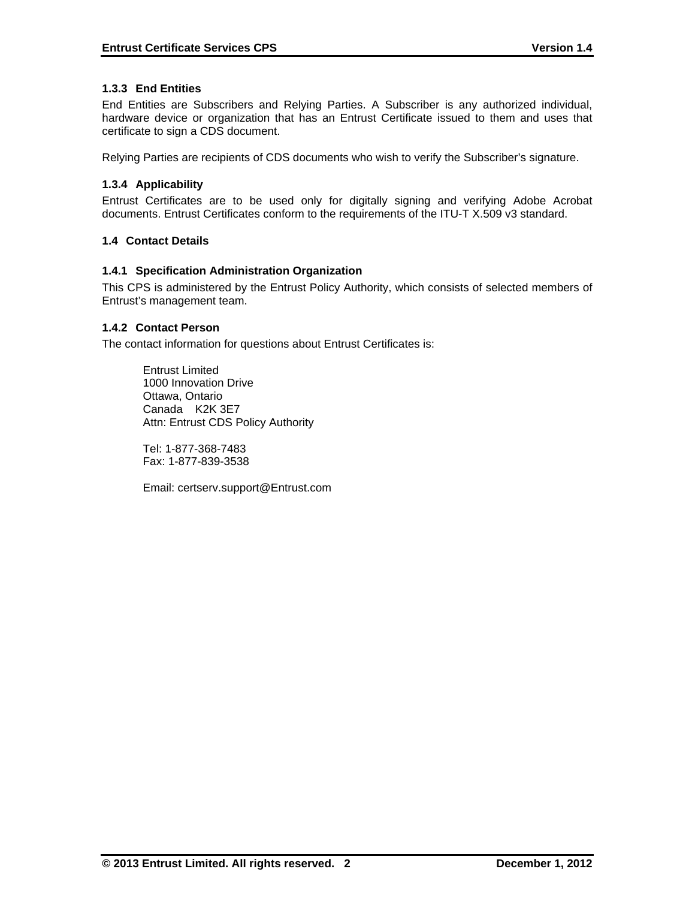### 1.3.3 End Entities

End Entities are Subscribers and Relying Parties. A Subscriber is any authorized individual, hardware device or organization that has an Entrust Certificate issued to them and uses that certificate to sign a CDS document.

Relying Parties are recipients of CDS documents who wish to verify the Subscriber's signature.

### 1.3.4 Applicability

Entrust Certificates are to be used only for digitally signing and verifying Adobe Acrobat documents. Entrust Certificates conform to the requirements of the ITU-T X.509 v3 standard.

## 1.4 Contact Details

### 1.4.1 Specification Administration Organization

This CPS is administered by the Entrust Policy Authority, which consists of selected members of Entrust's management team.

### 1.4.2 Contact Person

The contact information for questions about Entrust Certificates is:

Entrust Limited
1000 Innovation Drive
Ottawa, Ontario
Canada K2K 3E7
Attn: Entrust CDS Policy Authority

Tel: 1-877-368-7483
Fax: 1-877-839-3538

Email: certserv.support@Entrust.com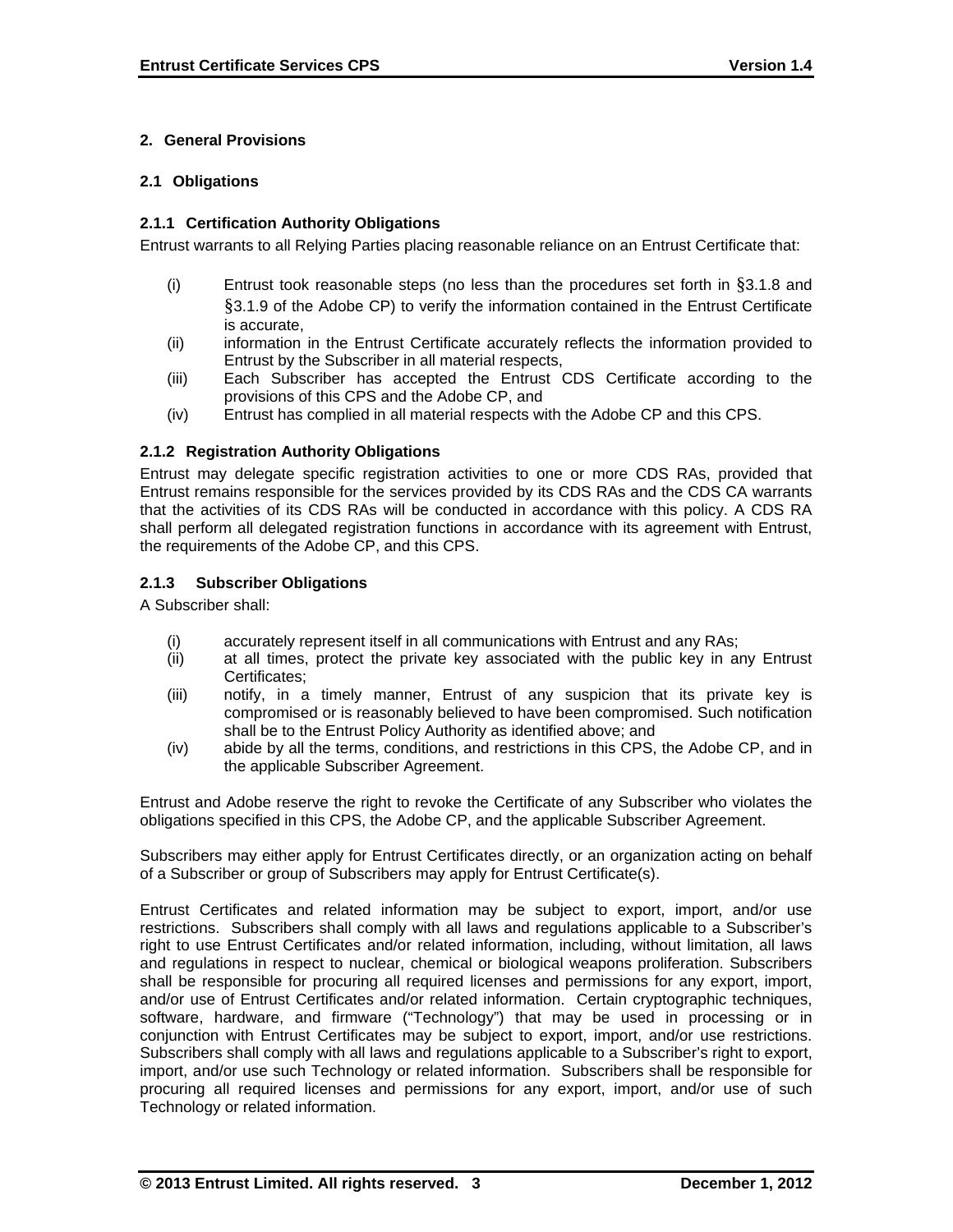## 2. General Provisions

### 2.1 Obligations

#### 2.1.1 Certification Authority Obligations

Entrust warrants to all Relying Parties placing reasonable reliance on an Entrust Certificate that:

- (i) Entrust took reasonable steps (no less than the procedures set forth in §3.1.8 and §3.1.9 of the Adobe CP) to verify the information contained in the Entrust Certificate is accurate,
- (ii) information in the Entrust Certificate accurately reflects the information provided to Entrust by the Subscriber in all material respects,
- (iii) Each Subscriber has accepted the Entrust CDS Certificate according to the provisions of this CPS and the Adobe CP, and
- (iv) Entrust has complied in all material respects with the Adobe CP and this CPS.

#### 2.1.2 Registration Authority Obligations

Entrust may delegate specific registration activities to one or more CDS RAs, provided that Entrust remains responsible for the services provided by its CDS RAs and the CDS CA warrants that the activities of its CDS RAs will be conducted in accordance with this policy. A CDS RA shall perform all delegated registration functions in accordance with its agreement with Entrust, the requirements of the Adobe CP, and this CPS.

#### 2.1.3 Subscriber Obligations

A Subscriber shall:

- (i) accurately represent itself in all communications with Entrust and any RAs;
- (ii) at all times, protect the private key associated with the public key in any Entrust Certificates;
- (iii) notify, in a timely manner, Entrust of any suspicion that its private key is compromised or is reasonably believed to have been compromised. Such notification shall be to the Entrust Policy Authority as identified above; and
- (iv) abide by all the terms, conditions, and restrictions in this CPS, the Adobe CP, and in the applicable Subscriber Agreement.

Entrust and Adobe reserve the right to revoke the Certificate of any Subscriber who violates the obligations specified in this CPS, the Adobe CP, and the applicable Subscriber Agreement.

Subscribers may either apply for Entrust Certificates directly, or an organization acting on behalf of a Subscriber or group of Subscribers may apply for Entrust Certificate(s).

Entrust Certificates and related information may be subject to export, import, and/or use restrictions. Subscribers shall comply with all laws and regulations applicable to a Subscriber's right to use Entrust Certificates and/or related information, including, without limitation, all laws and regulations in respect to nuclear, chemical or biological weapons proliferation. Subscribers shall be responsible for procuring all required licenses and permissions for any export, import, and/or use of Entrust Certificates and/or related information. Certain cryptographic techniques, software, hardware, and firmware ("Technology") that may be used in processing or in conjunction with Entrust Certificates may be subject to export, import, and/or use restrictions. Subscribers shall comply with all laws and regulations applicable to a Subscriber's right to export, import, and/or use such Technology or related information. Subscribers shall be responsible for procuring all required licenses and permissions for any export, import, and/or use of such Technology or related information.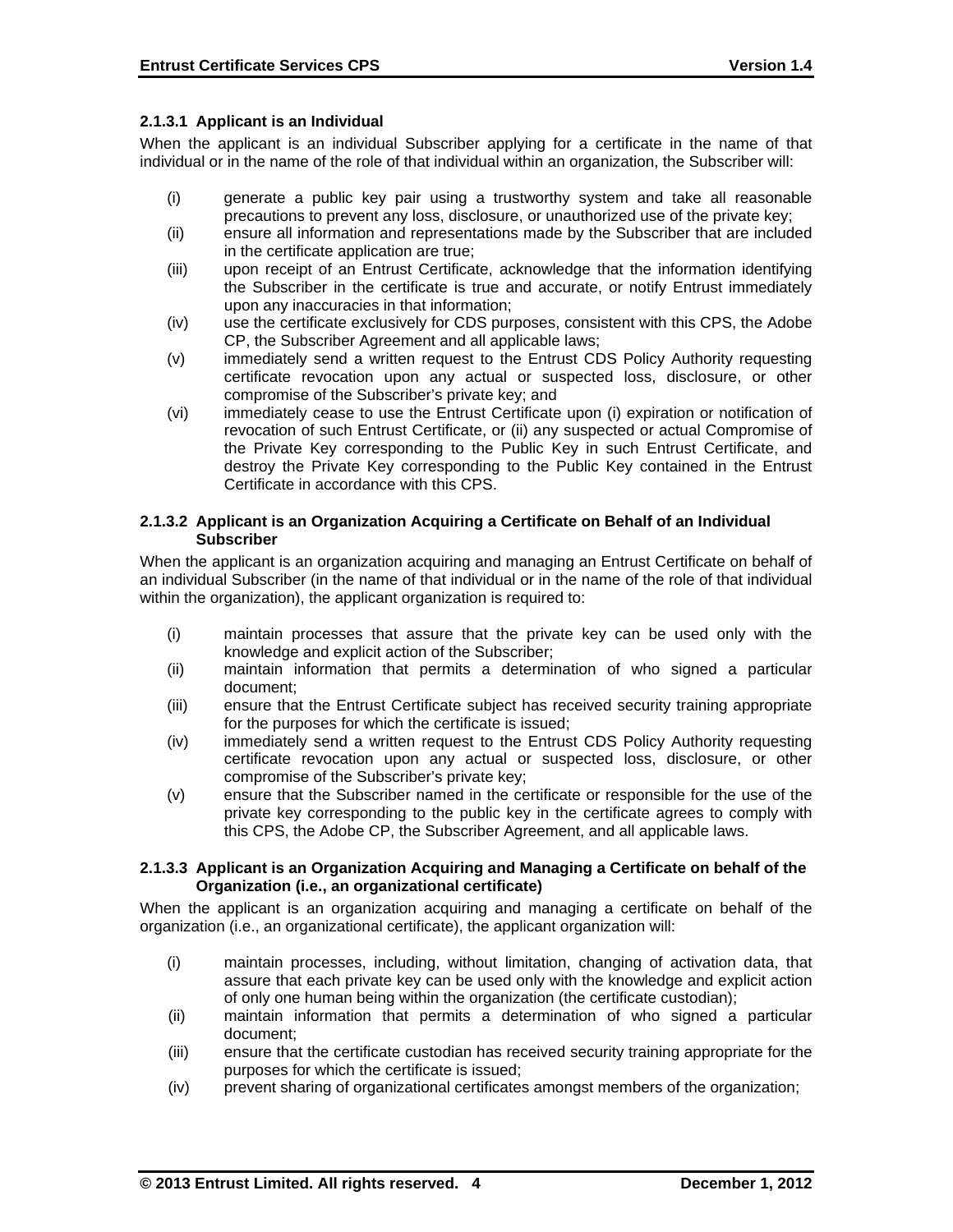#### 2.1.3.1 Applicant is an Individual

When the applicant is an individual Subscriber applying for a certificate in the name of that individual or in the name of the role of that individual within an organization, the Subscriber will:

- (i) generate a public key pair using a trustworthy system and take all reasonable precautions to prevent any loss, disclosure, or unauthorized use of the private key;
- (ii) ensure all information and representations made by the Subscriber that are included in the certificate application are true;
- (iii) upon receipt of an Entrust Certificate, acknowledge that the information identifying the Subscriber in the certificate is true and accurate, or notify Entrust immediately upon any inaccuracies in that information;
- (iv) use the certificate exclusively for CDS purposes, consistent with this CPS, the Adobe CP, the Subscriber Agreement and all applicable laws;
- (v) immediately send a written request to the Entrust CDS Policy Authority requesting certificate revocation upon any actual or suspected loss, disclosure, or other compromise of the Subscriber's private key; and
- (vi) immediately cease to use the Entrust Certificate upon (i) expiration or notification of revocation of such Entrust Certificate, or (ii) any suspected or actual Compromise of the Private Key corresponding to the Public Key in such Entrust Certificate, and destroy the Private Key corresponding to the Public Key contained in the Entrust Certificate in accordance with this CPS.

#### 2.1.3.2 Applicant is an Organization Acquiring a Certificate on Behalf of an Individual Subscriber

When the applicant is an organization acquiring and managing an Entrust Certificate on behalf of an individual Subscriber (in the name of that individual or in the name of the role of that individual within the organization), the applicant organization is required to:

- (i) maintain processes that assure that the private key can be used only with the knowledge and explicit action of the Subscriber;
- (ii) maintain information that permits a determination of who signed a particular document;
- (iii) ensure that the Entrust Certificate subject has received security training appropriate for the purposes for which the certificate is issued;
- (iv) immediately send a written request to the Entrust CDS Policy Authority requesting certificate revocation upon any actual or suspected loss, disclosure, or other compromise of the Subscriber's private key;
- (v) ensure that the Subscriber named in the certificate or responsible for the use of the private key corresponding to the public key in the certificate agrees to comply with this CPS, the Adobe CP, the Subscriber Agreement, and all applicable laws.

#### 2.1.3.3 Applicant is an Organization Acquiring and Managing a Certificate on behalf of the Organization (i.e., an organizational certificate)

When the applicant is an organization acquiring and managing a certificate on behalf of the organization (i.e., an organizational certificate), the applicant organization will:

- (i) maintain processes, including, without limitation, changing of activation data, that assure that each private key can be used only with the knowledge and explicit action of only one human being within the organization (the certificate custodian);
- (ii) maintain information that permits a determination of who signed a particular document;
- (iii) ensure that the certificate custodian has received security training appropriate for the purposes for which the certificate is issued;
- (iv) prevent sharing of organizational certificates amongst members of the organization;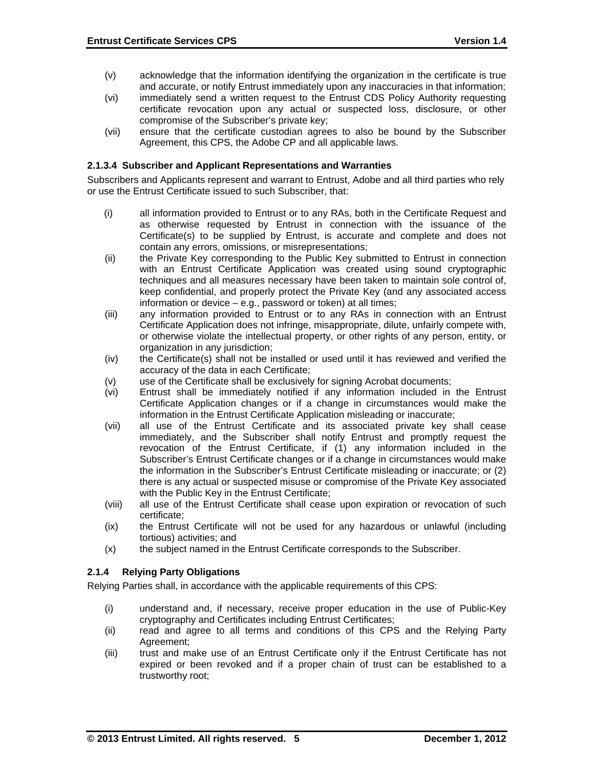(v) acknowledge that the information identifying the organization in the certificate is true and accurate, or notify Entrust immediately upon any inaccuracies in that information;

(vi) immediately send a written request to the Entrust CDS Policy Authority requesting certificate revocation upon any actual or suspected loss, disclosure, or other compromise of the Subscriber's private key;

(vii) ensure that the certificate custodian agrees to also be bound by the Subscriber Agreement, this CPS, the Adobe CP and all applicable laws.

#### 2.1.3.4 Subscriber and Applicant Representations and Warranties

Subscribers and Applicants represent and warrant to Entrust, Adobe and all third parties who rely or use the Entrust Certificate issued to such Subscriber, that:

(i) all information provided to Entrust or to any RAs, both in the Certificate Request and as otherwise requested by Entrust in connection with the issuance of the Certificate(s) to be supplied by Entrust, is accurate and complete and does not contain any errors, omissions, or misrepresentations;

(ii) the Private Key corresponding to the Public Key submitted to Entrust in connection with an Entrust Certificate Application was created using sound cryptographic techniques and all measures necessary have been taken to maintain sole control of, keep confidential, and properly protect the Private Key (and any associated access information or device – e.g., password or token) at all times;

(iii) any information provided to Entrust or to any RAs in connection with an Entrust Certificate Application does not infringe, misappropriate, dilute, unfairly compete with, or otherwise violate the intellectual property, or other rights of any person, entity, or organization in any jurisdiction;

(iv) the Certificate(s) shall not be installed or used until it has reviewed and verified the accuracy of the data in each Certificate;

(v) use of the Certificate shall be exclusively for signing Acrobat documents;

(vi) Entrust shall be immediately notified if any information included in the Entrust Certificate Application changes or if a change in circumstances would make the information in the Entrust Certificate Application misleading or inaccurate;

(vii) all use of the Entrust Certificate and its associated private key shall cease immediately, and the Subscriber shall notify Entrust and promptly request the revocation of the Entrust Certificate, if (1) any information included in the Subscriber's Entrust Certificate changes or if a change in circumstances would make the information in the Subscriber's Entrust Certificate misleading or inaccurate; or (2) there is any actual or suspected misuse or compromise of the Private Key associated with the Public Key in the Entrust Certificate;

(viii) all use of the Entrust Certificate shall cease upon expiration or revocation of such certificate;

(ix) the Entrust Certificate will not be used for any hazardous or unlawful (including tortious) activities; and

(x) the subject named in the Entrust Certificate corresponds to the Subscriber.

### 2.1.4 Relying Party Obligations

Relying Parties shall, in accordance with the applicable requirements of this CPS:

(i) understand and, if necessary, receive proper education in the use of Public-Key cryptography and Certificates including Entrust Certificates;

(ii) read and agree to all terms and conditions of this CPS and the Relying Party Agreement;

(iii) trust and make use of an Entrust Certificate only if the Entrust Certificate has not expired or been revoked and if a proper chain of trust can be established to a trustworthy root;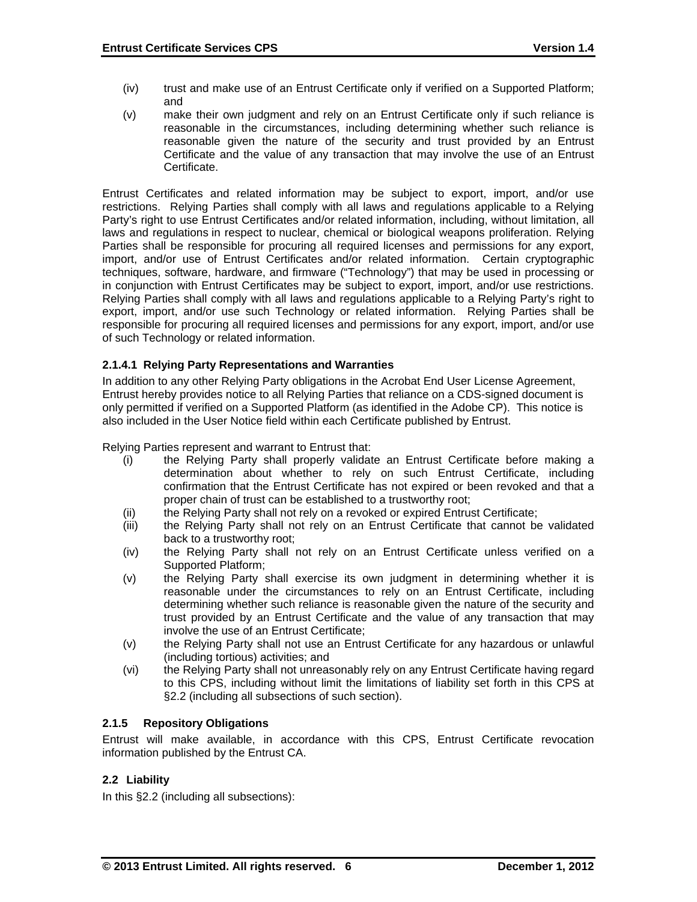(iv) trust and make use of an Entrust Certificate only if verified on a Supported Platform; and

(v) make their own judgment and rely on an Entrust Certificate only if such reliance is reasonable in the circumstances, including determining whether such reliance is reasonable given the nature of the security and trust provided by an Entrust Certificate and the value of any transaction that may involve the use of an Entrust Certificate.

Entrust Certificates and related information may be subject to export, import, and/or use restrictions. Relying Parties shall comply with all laws and regulations applicable to a Relying Party's right to use Entrust Certificates and/or related information, including, without limitation, all laws and regulations in respect to nuclear, chemical or biological weapons proliferation. Relying Parties shall be responsible for procuring all required licenses and permissions for any export, import, and/or use of Entrust Certificates and/or related information. Certain cryptographic techniques, software, hardware, and firmware ("Technology") that may be used in processing or in conjunction with Entrust Certificates may be subject to export, import, and/or use restrictions. Relying Parties shall comply with all laws and regulations applicable to a Relying Party's right to export, import, and/or use such Technology or related information. Relying Parties shall be responsible for procuring all required licenses and permissions for any export, import, and/or use of such Technology or related information.

#### 2.1.4.1 Relying Party Representations and Warranties

In addition to any other Relying Party obligations in the Acrobat End User License Agreement, Entrust hereby provides notice to all Relying Parties that reliance on a CDS-signed document is only permitted if verified on a Supported Platform (as identified in the Adobe CP). This notice is also included in the User Notice field within each Certificate published by Entrust.

Relying Parties represent and warrant to Entrust that:

(i) the Relying Party shall properly validate an Entrust Certificate before making a determination about whether to rely on such Entrust Certificate, including confirmation that the Entrust Certificate has not expired or been revoked and that a proper chain of trust can be established to a trustworthy root;

(ii) the Relying Party shall not rely on a revoked or expired Entrust Certificate;

(iii) the Relying Party shall not rely on an Entrust Certificate that cannot be validated back to a trustworthy root;

(iv) the Relying Party shall not rely on an Entrust Certificate unless verified on a Supported Platform;

(v) the Relying Party shall exercise its own judgment in determining whether it is reasonable under the circumstances to rely on an Entrust Certificate, including determining whether such reliance is reasonable given the nature of the security and trust provided by an Entrust Certificate and the value of any transaction that may involve the use of an Entrust Certificate;

(v) the Relying Party shall not use an Entrust Certificate for any hazardous or unlawful (including tortious) activities; and

(vi) the Relying Party shall not unreasonably rely on any Entrust Certificate having regard to this CPS, including without limit the limitations of liability set forth in this CPS at §2.2 (including all subsections of such section).

### 2.1.5 Repository Obligations

Entrust will make available, in accordance with this CPS, Entrust Certificate revocation information published by the Entrust CA.

## 2.2 Liability

In this §2.2 (including all subsections):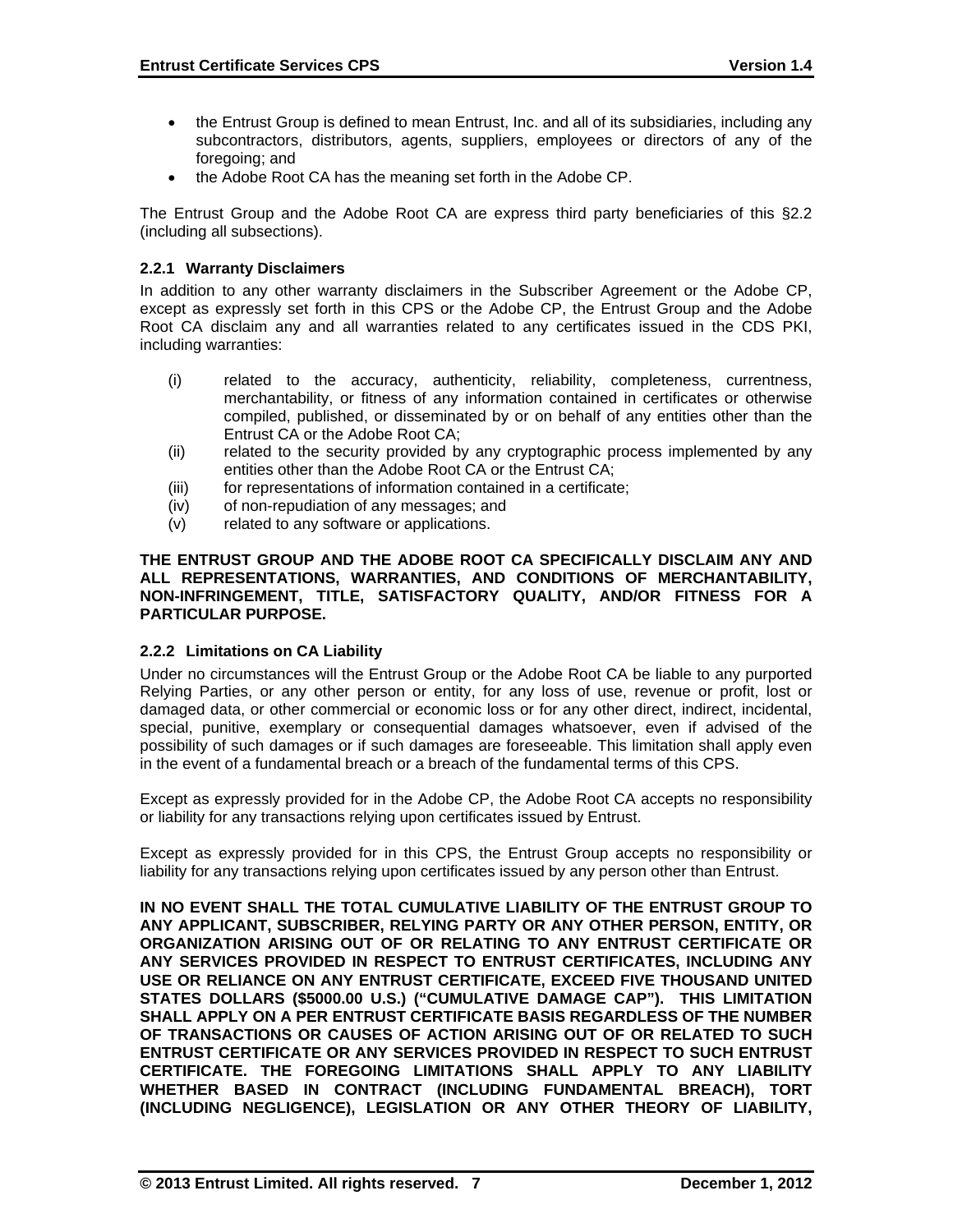- the Entrust Group is defined to mean Entrust, Inc. and all of its subsidiaries, including any subcontractors, distributors, agents, suppliers, employees or directors of any of the foregoing; and
- the Adobe Root CA has the meaning set forth in the Adobe CP.

The Entrust Group and the Adobe Root CA are express third party beneficiaries of this §2.2 (including all subsections).

### 2.2.1 Warranty Disclaimers

In addition to any other warranty disclaimers in the Subscriber Agreement or the Adobe CP, except as expressly set forth in this CPS or the Adobe CP, the Entrust Group and the Adobe Root CA disclaim any and all warranties related to any certificates issued in the CDS PKI, including warranties:

(i) related to the accuracy, authenticity, reliability, completeness, currentness, merchantability, or fitness of any information contained in certificates or otherwise compiled, published, or disseminated by or on behalf of any entities other than the Entrust CA or the Adobe Root CA;

(ii) related to the security provided by any cryptographic process implemented by any entities other than the Adobe Root CA or the Entrust CA;

(iii) for representations of information contained in a certificate;

(iv) of non-repudiation of any messages; and

(v) related to any software or applications.

**THE ENTRUST GROUP AND THE ADOBE ROOT CA SPECIFICALLY DISCLAIM ANY AND ALL REPRESENTATIONS, WARRANTIES, AND CONDITIONS OF MERCHANTABILITY, NON-INFRINGEMENT, TITLE, SATISFACTORY QUALITY, AND/OR FITNESS FOR A PARTICULAR PURPOSE.**

### 2.2.2 Limitations on CA Liability

Under no circumstances will the Entrust Group or the Adobe Root CA be liable to any purported Relying Parties, or any other person or entity, for any loss of use, revenue or profit, lost or damaged data, or other commercial or economic loss or for any other direct, indirect, incidental, special, punitive, exemplary or consequential damages whatsoever, even if advised of the possibility of such damages or if such damages are foreseeable. This limitation shall apply even in the event of a fundamental breach or a breach of the fundamental terms of this CPS.

Except as expressly provided for in the Adobe CP, the Adobe Root CA accepts no responsibility or liability for any transactions relying upon certificates issued by Entrust.

Except as expressly provided for in this CPS, the Entrust Group accepts no responsibility or liability for any transactions relying upon certificates issued by any person other than Entrust.

**IN NO EVENT SHALL THE TOTAL CUMULATIVE LIABILITY OF THE ENTRUST GROUP TO ANY APPLICANT, SUBSCRIBER, RELYING PARTY OR ANY OTHER PERSON, ENTITY, OR ORGANIZATION ARISING OUT OF OR RELATING TO ANY ENTRUST CERTIFICATE OR ANY SERVICES PROVIDED IN RESPECT TO ENTRUST CERTIFICATES, INCLUDING ANY USE OR RELIANCE ON ANY ENTRUST CERTIFICATE, EXCEED FIVE THOUSAND UNITED STATES DOLLARS ($5000.00 U.S.) ("CUMULATIVE DAMAGE CAP"). THIS LIMITATION SHALL APPLY ON A PER ENTRUST CERTIFICATE BASIS REGARDLESS OF THE NUMBER OF TRANSACTIONS OR CAUSES OF ACTION ARISING OUT OF OR RELATED TO SUCH ENTRUST CERTIFICATE OR ANY SERVICES PROVIDED IN RESPECT TO SUCH ENTRUST CERTIFICATE. THE FOREGOING LIMITATIONS SHALL APPLY TO ANY LIABILITY WHETHER BASED IN CONTRACT (INCLUDING FUNDAMENTAL BREACH), TORT (INCLUDING NEGLIGENCE), LEGISLATION OR ANY OTHER THEORY OF LIABILITY,**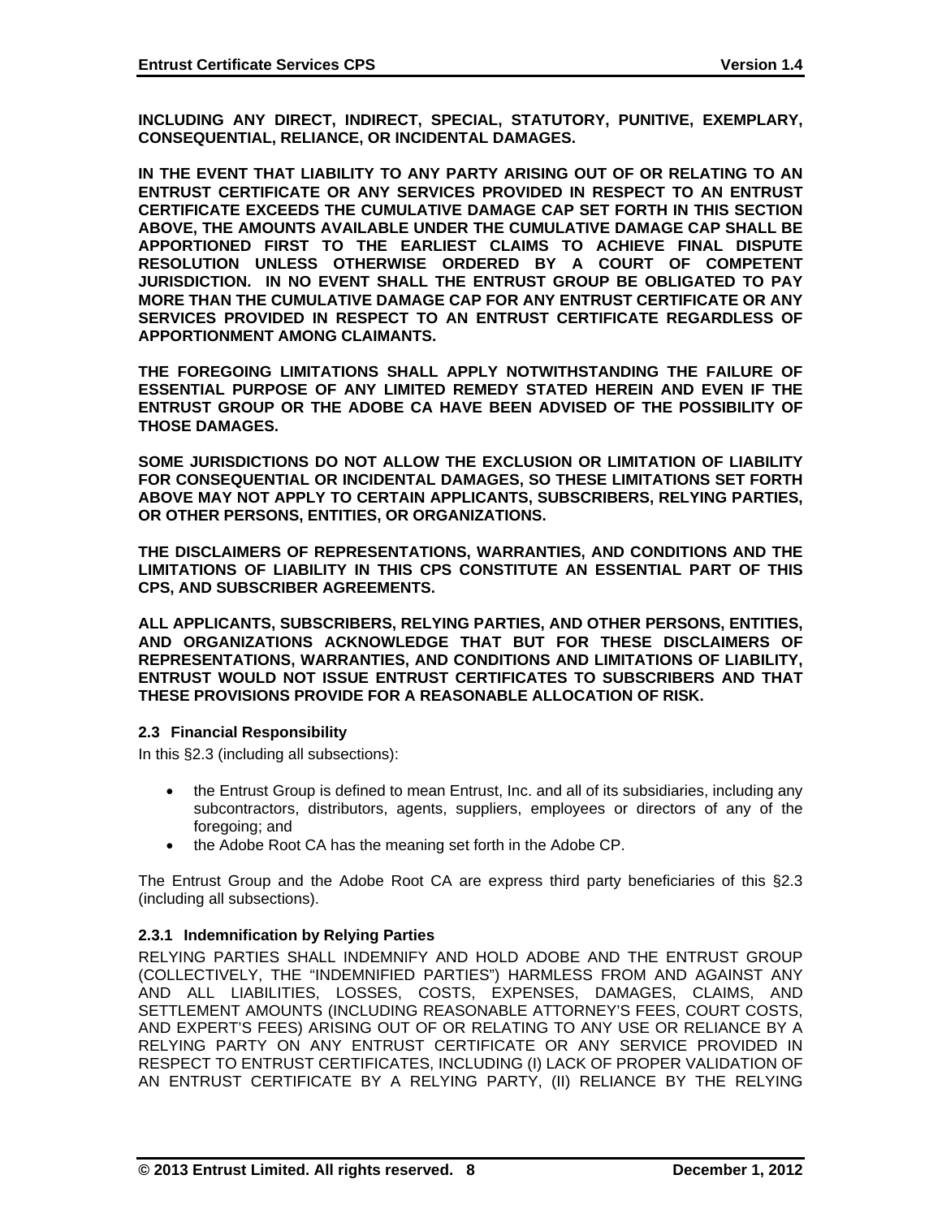**INCLUDING ANY DIRECT, INDIRECT, SPECIAL, STATUTORY, PUNITIVE, EXEMPLARY, CONSEQUENTIAL, RELIANCE, OR INCIDENTAL DAMAGES.**

**IN THE EVENT THAT LIABILITY TO ANY PARTY ARISING OUT OF OR RELATING TO AN ENTRUST CERTIFICATE OR ANY SERVICES PROVIDED IN RESPECT TO AN ENTRUST CERTIFICATE EXCEEDS THE CUMULATIVE DAMAGE CAP SET FORTH IN THIS SECTION ABOVE, THE AMOUNTS AVAILABLE UNDER THE CUMULATIVE DAMAGE CAP SHALL BE APPORTIONED FIRST TO THE EARLIEST CLAIMS TO ACHIEVE FINAL DISPUTE RESOLUTION UNLESS OTHERWISE ORDERED BY A COURT OF COMPETENT JURISDICTION. IN NO EVENT SHALL THE ENTRUST GROUP BE OBLIGATED TO PAY MORE THAN THE CUMULATIVE DAMAGE CAP FOR ANY ENTRUST CERTIFICATE OR ANY SERVICES PROVIDED IN RESPECT TO AN ENTRUST CERTIFICATE REGARDLESS OF APPORTIONMENT AMONG CLAIMANTS.**

**THE FOREGOING LIMITATIONS SHALL APPLY NOTWITHSTANDING THE FAILURE OF ESSENTIAL PURPOSE OF ANY LIMITED REMEDY STATED HEREIN AND EVEN IF THE ENTRUST GROUP OR THE ADOBE CA HAVE BEEN ADVISED OF THE POSSIBILITY OF THOSE DAMAGES.**

**SOME JURISDICTIONS DO NOT ALLOW THE EXCLUSION OR LIMITATION OF LIABILITY FOR CONSEQUENTIAL OR INCIDENTAL DAMAGES, SO THESE LIMITATIONS SET FORTH ABOVE MAY NOT APPLY TO CERTAIN APPLICANTS, SUBSCRIBERS, RELYING PARTIES, OR OTHER PERSONS, ENTITIES, OR ORGANIZATIONS.**

**THE DISCLAIMERS OF REPRESENTATIONS, WARRANTIES, AND CONDITIONS AND THE LIMITATIONS OF LIABILITY IN THIS CPS CONSTITUTE AN ESSENTIAL PART OF THIS CPS, AND SUBSCRIBER AGREEMENTS.**

**ALL APPLICANTS, SUBSCRIBERS, RELYING PARTIES, AND OTHER PERSONS, ENTITIES, AND ORGANIZATIONS ACKNOWLEDGE THAT BUT FOR THESE DISCLAIMERS OF REPRESENTATIONS, WARRANTIES, AND CONDITIONS AND LIMITATIONS OF LIABILITY, ENTRUST WOULD NOT ISSUE ENTRUST CERTIFICATES TO SUBSCRIBERS AND THAT THESE PROVISIONS PROVIDE FOR A REASONABLE ALLOCATION OF RISK.**

### 2.3 Financial Responsibility

In this §2.3 (including all subsections):

- the Entrust Group is defined to mean Entrust, Inc. and all of its subsidiaries, including any subcontractors, distributors, agents, suppliers, employees or directors of any of the foregoing; and
- the Adobe Root CA has the meaning set forth in the Adobe CP.

The Entrust Group and the Adobe Root CA are express third party beneficiaries of this §2.3 (including all subsections).

#### 2.3.1 Indemnification by Relying Parties

RELYING PARTIES SHALL INDEMNIFY AND HOLD ADOBE AND THE ENTRUST GROUP (COLLECTIVELY, THE "INDEMNIFIED PARTIES") HARMLESS FROM AND AGAINST ANY AND ALL LIABILITIES, LOSSES, COSTS, EXPENSES, DAMAGES, CLAIMS, AND SETTLEMENT AMOUNTS (INCLUDING REASONABLE ATTORNEY'S FEES, COURT COSTS, AND EXPERT'S FEES) ARISING OUT OF OR RELATING TO ANY USE OR RELIANCE BY A RELYING PARTY ON ANY ENTRUST CERTIFICATE OR ANY SERVICE PROVIDED IN RESPECT TO ENTRUST CERTIFICATES, INCLUDING (I) LACK OF PROPER VALIDATION OF AN ENTRUST CERTIFICATE BY A RELYING PARTY, (II) RELIANCE BY THE RELYING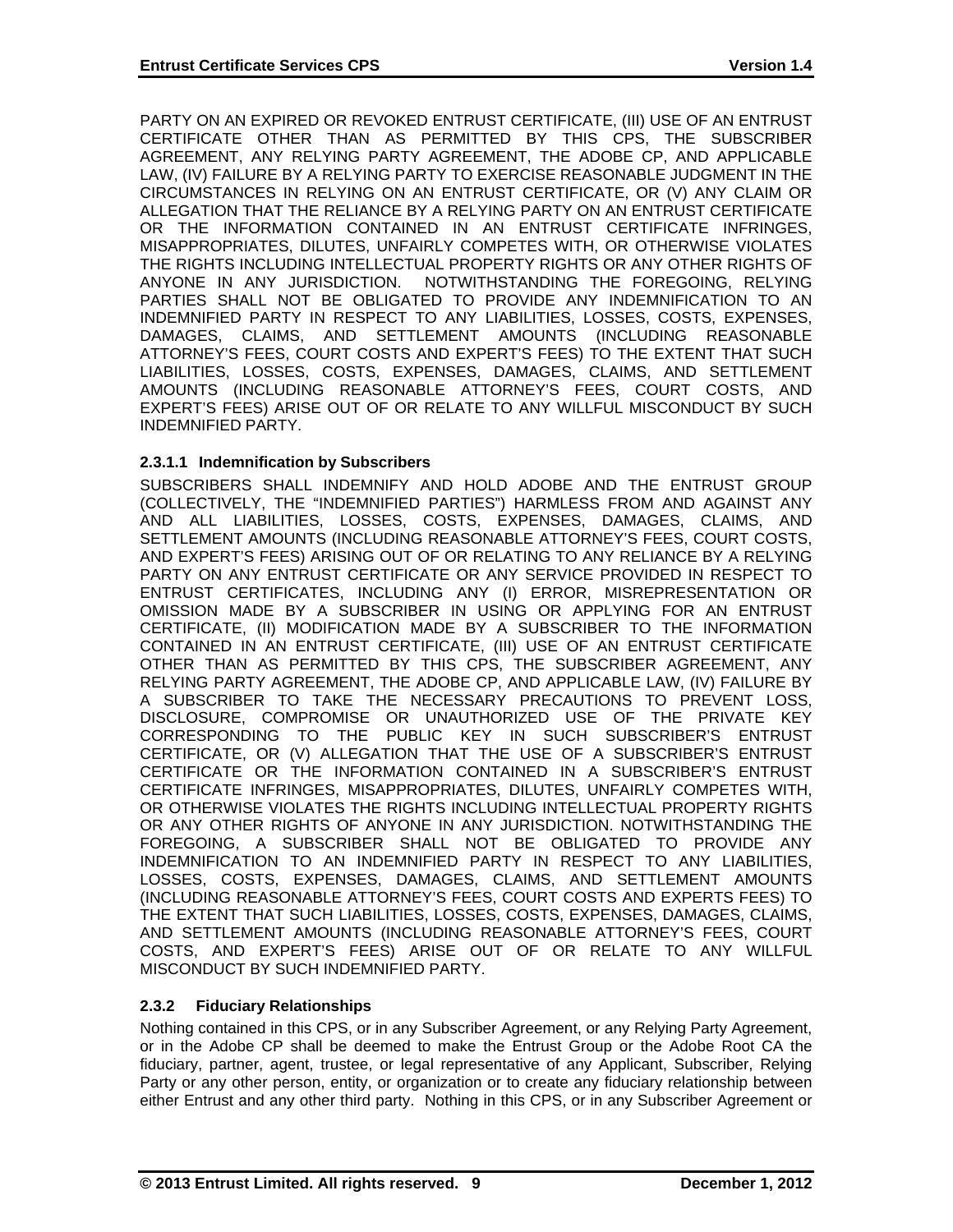PARTY ON AN EXPIRED OR REVOKED ENTRUST CERTIFICATE, (III) USE OF AN ENTRUST CERTIFICATE OTHER THAN AS PERMITTED BY THIS CPS, THE SUBSCRIBER AGREEMENT, ANY RELYING PARTY AGREEMENT, THE ADOBE CP, AND APPLICABLE LAW, (IV) FAILURE BY A RELYING PARTY TO EXERCISE REASONABLE JUDGMENT IN THE CIRCUMSTANCES IN RELYING ON AN ENTRUST CERTIFICATE, OR (V) ANY CLAIM OR ALLEGATION THAT THE RELIANCE BY A RELYING PARTY ON AN ENTRUST CERTIFICATE OR THE INFORMATION CONTAINED IN AN ENTRUST CERTIFICATE INFRINGES, MISAPPROPRIATES, DILUTES, UNFAIRLY COMPETES WITH, OR OTHERWISE VIOLATES THE RIGHTS INCLUDING INTELLECTUAL PROPERTY RIGHTS OR ANY OTHER RIGHTS OF ANYONE IN ANY JURISDICTION. NOTWITHSTANDING THE FOREGOING, RELYING PARTIES SHALL NOT BE OBLIGATED TO PROVIDE ANY INDEMNIFICATION TO AN INDEMNIFIED PARTY IN RESPECT TO ANY LIABILITIES, LOSSES, COSTS, EXPENSES, DAMAGES, CLAIMS, AND SETTLEMENT AMOUNTS (INCLUDING REASONABLE ATTORNEY'S FEES, COURT COSTS AND EXPERT'S FEES) TO THE EXTENT THAT SUCH LIABILITIES, LOSSES, COSTS, EXPENSES, DAMAGES, CLAIMS, AND SETTLEMENT AMOUNTS (INCLUDING REASONABLE ATTORNEY'S FEES, COURT COSTS, AND EXPERT'S FEES) ARISE OUT OF OR RELATE TO ANY WILLFUL MISCONDUCT BY SUCH INDEMNIFIED PARTY.

#### 2.3.1.1 Indemnification by Subscribers

SUBSCRIBERS SHALL INDEMNIFY AND HOLD ADOBE AND THE ENTRUST GROUP (COLLECTIVELY, THE "INDEMNIFIED PARTIES") HARMLESS FROM AND AGAINST ANY AND ALL LIABILITIES, LOSSES, COSTS, EXPENSES, DAMAGES, CLAIMS, AND SETTLEMENT AMOUNTS (INCLUDING REASONABLE ATTORNEY'S FEES, COURT COSTS, AND EXPERT'S FEES) ARISING OUT OF OR RELATING TO ANY RELIANCE BY A RELYING PARTY ON ANY ENTRUST CERTIFICATE OR ANY SERVICE PROVIDED IN RESPECT TO ENTRUST CERTIFICATES, INCLUDING ANY (I) ERROR, MISREPRESENTATION OR OMISSION MADE BY A SUBSCRIBER IN USING OR APPLYING FOR AN ENTRUST CERTIFICATE, (II) MODIFICATION MADE BY A SUBSCRIBER TO THE INFORMATION CONTAINED IN AN ENTRUST CERTIFICATE, (III) USE OF AN ENTRUST CERTIFICATE OTHER THAN AS PERMITTED BY THIS CPS, THE SUBSCRIBER AGREEMENT, ANY RELYING PARTY AGREEMENT, THE ADOBE CP, AND APPLICABLE LAW, (IV) FAILURE BY A SUBSCRIBER TO TAKE THE NECESSARY PRECAUTIONS TO PREVENT LOSS, DISCLOSURE, COMPROMISE OR UNAUTHORIZED USE OF THE PRIVATE KEY CORRESPONDING TO THE PUBLIC KEY IN SUCH SUBSCRIBER'S ENTRUST CERTIFICATE, OR (V) ALLEGATION THAT THE USE OF A SUBSCRIBER'S ENTRUST CERTIFICATE OR THE INFORMATION CONTAINED IN A SUBSCRIBER'S ENTRUST CERTIFICATE INFRINGES, MISAPPROPRIATES, DILUTES, UNFAIRLY COMPETES WITH, OR OTHERWISE VIOLATES THE RIGHTS INCLUDING INTELLECTUAL PROPERTY RIGHTS OR ANY OTHER RIGHTS OF ANYONE IN ANY JURISDICTION. NOTWITHSTANDING THE FOREGOING, A SUBSCRIBER SHALL NOT BE OBLIGATED TO PROVIDE ANY INDEMNIFICATION TO AN INDEMNIFIED PARTY IN RESPECT TO ANY LIABILITIES, LOSSES, COSTS, EXPENSES, DAMAGES, CLAIMS, AND SETTLEMENT AMOUNTS (INCLUDING REASONABLE ATTORNEY'S FEES, COURT COSTS AND EXPERTS FEES) TO THE EXTENT THAT SUCH LIABILITIES, LOSSES, COSTS, EXPENSES, DAMAGES, CLAIMS, AND SETTLEMENT AMOUNTS (INCLUDING REASONABLE ATTORNEY'S FEES, COURT COSTS, AND EXPERT'S FEES) ARISE OUT OF OR RELATE TO ANY WILLFUL MISCONDUCT BY SUCH INDEMNIFIED PARTY.

### 2.3.2 Fiduciary Relationships

Nothing contained in this CPS, or in any Subscriber Agreement, or any Relying Party Agreement, or in the Adobe CP shall be deemed to make the Entrust Group or the Adobe Root CA the fiduciary, partner, agent, trustee, or legal representative of any Applicant, Subscriber, Relying Party or any other person, entity, or organization or to create any fiduciary relationship between either Entrust and any other third party. Nothing in this CPS, or in any Subscriber Agreement or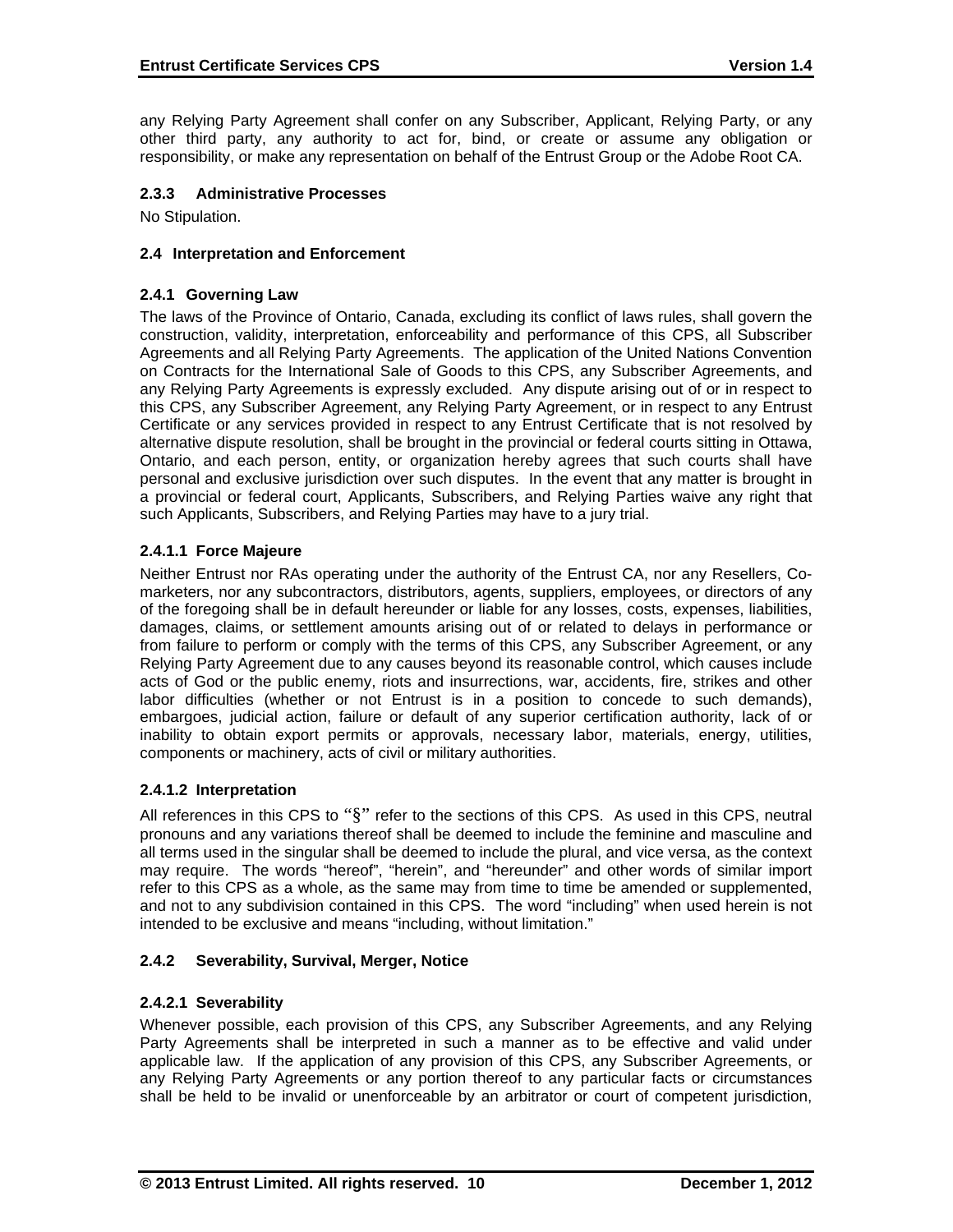any Relying Party Agreement shall confer on any Subscriber, Applicant, Relying Party, or any other third party, any authority to act for, bind, or create or assume any obligation or responsibility, or make any representation on behalf of the Entrust Group or the Adobe Root CA.

#### 2.3.3 Administrative Processes

No Stipulation.

### 2.4 Interpretation and Enforcement

#### 2.4.1 Governing Law

The laws of the Province of Ontario, Canada, excluding its conflict of laws rules, shall govern the construction, validity, interpretation, enforceability and performance of this CPS, all Subscriber Agreements and all Relying Party Agreements. The application of the United Nations Convention on Contracts for the International Sale of Goods to this CPS, any Subscriber Agreements, and any Relying Party Agreements is expressly excluded. Any dispute arising out of or in respect to this CPS, any Subscriber Agreement, any Relying Party Agreement, or in respect to any Entrust Certificate or any services provided in respect to any Entrust Certificate that is not resolved by alternative dispute resolution, shall be brought in the provincial or federal courts sitting in Ottawa, Ontario, and each person, entity, or organization hereby agrees that such courts shall have personal and exclusive jurisdiction over such disputes. In the event that any matter is brought in a provincial or federal court, Applicants, Subscribers, and Relying Parties waive any right that such Applicants, Subscribers, and Relying Parties may have to a jury trial.

##### 2.4.1.1 Force Majeure

Neither Entrust nor RAs operating under the authority of the Entrust CA, nor any Resellers, Co-marketers, nor any subcontractors, distributors, agents, suppliers, employees, or directors of any of the foregoing shall be in default hereunder or liable for any losses, costs, expenses, liabilities, damages, claims, or settlement amounts arising out of or related to delays in performance or from failure to perform or comply with the terms of this CPS, any Subscriber Agreement, or any Relying Party Agreement due to any causes beyond its reasonable control, which causes include acts of God or the public enemy, riots and insurrections, war, accidents, fire, strikes and other labor difficulties (whether or not Entrust is in a position to concede to such demands), embargoes, judicial action, failure or default of any superior certification authority, lack of or inability to obtain export permits or approvals, necessary labor, materials, energy, utilities, components or machinery, acts of civil or military authorities.

##### 2.4.1.2 Interpretation

All references in this CPS to "§" refer to the sections of this CPS. As used in this CPS, neutral pronouns and any variations thereof shall be deemed to include the feminine and masculine and all terms used in the singular shall be deemed to include the plural, and vice versa, as the context may require. The words "hereof", "herein", and "hereunder" and other words of similar import refer to this CPS as a whole, as the same may from time to time be amended or supplemented, and not to any subdivision contained in this CPS. The word "including" when used herein is not intended to be exclusive and means "including, without limitation."

#### 2.4.2 Severability, Survival, Merger, Notice

##### 2.4.2.1 Severability

Whenever possible, each provision of this CPS, any Subscriber Agreements, and any Relying Party Agreements shall be interpreted in such a manner as to be effective and valid under applicable law. If the application of any provision of this CPS, any Subscriber Agreements, or any Relying Party Agreements or any portion thereof to any particular facts or circumstances shall be held to be invalid or unenforceable by an arbitrator or court of competent jurisdiction,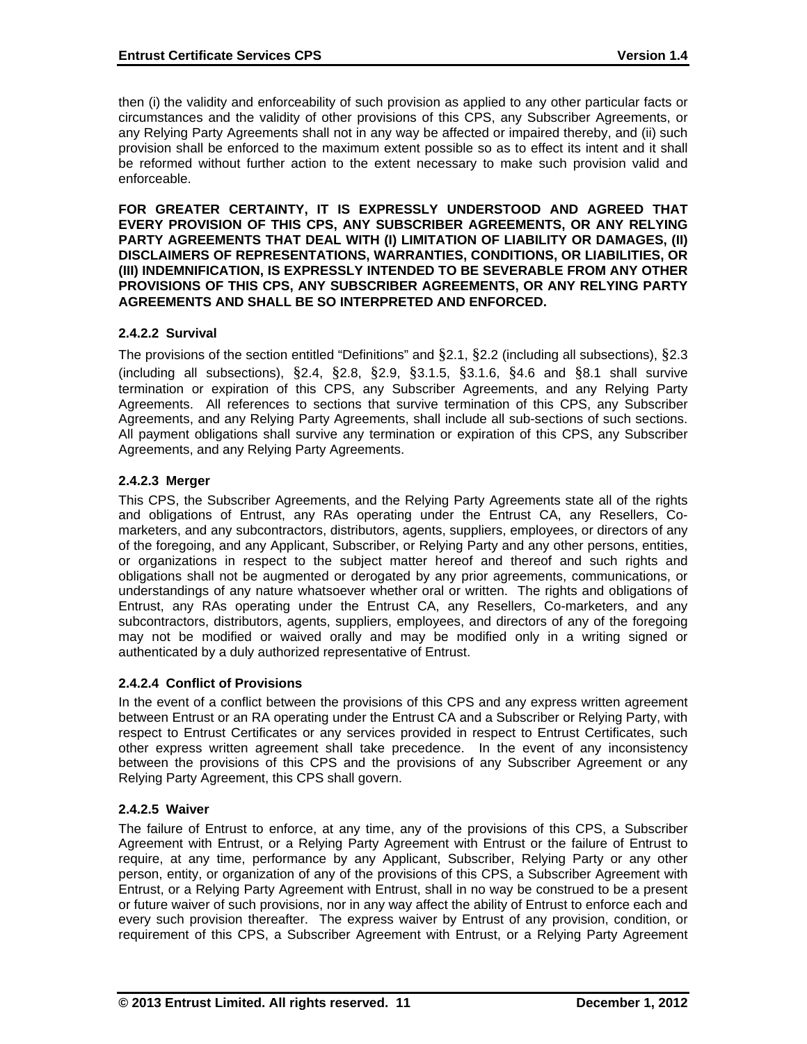then (i) the validity and enforceability of such provision as applied to any other particular facts or circumstances and the validity of other provisions of this CPS, any Subscriber Agreements, or any Relying Party Agreements shall not in any way be affected or impaired thereby, and (ii) such provision shall be enforced to the maximum extent possible so as to effect its intent and it shall be reformed without further action to the extent necessary to make such provision valid and enforceable.

**FOR GREATER CERTAINTY, IT IS EXPRESSLY UNDERSTOOD AND AGREED THAT EVERY PROVISION OF THIS CPS, ANY SUBSCRIBER AGREEMENTS, OR ANY RELYING PARTY AGREEMENTS THAT DEAL WITH (I) LIMITATION OF LIABILITY OR DAMAGES, (II) DISCLAIMERS OF REPRESENTATIONS, WARRANTIES, CONDITIONS, OR LIABILITIES, OR (III) INDEMNIFICATION, IS EXPRESSLY INTENDED TO BE SEVERABLE FROM ANY OTHER PROVISIONS OF THIS CPS, ANY SUBSCRIBER AGREEMENTS, OR ANY RELYING PARTY AGREEMENTS AND SHALL BE SO INTERPRETED AND ENFORCED.**

#### 2.4.2.2 Survival

The provisions of the section entitled "Definitions" and §2.1, §2.2 (including all subsections), §2.3 (including all subsections), §2.4, §2.8, §2.9, §3.1.5, §3.1.6, §4.6 and §8.1 shall survive termination or expiration of this CPS, any Subscriber Agreements, and any Relying Party Agreements. All references to sections that survive termination of this CPS, any Subscriber Agreements, and any Relying Party Agreements, shall include all sub-sections of such sections. All payment obligations shall survive any termination or expiration of this CPS, any Subscriber Agreements, and any Relying Party Agreements.

#### 2.4.2.3 Merger

This CPS, the Subscriber Agreements, and the Relying Party Agreements state all of the rights and obligations of Entrust, any RAs operating under the Entrust CA, any Resellers, Co-marketers, and any subcontractors, distributors, agents, suppliers, employees, or directors of any of the foregoing, and any Applicant, Subscriber, or Relying Party and any other persons, entities, or organizations in respect to the subject matter hereof and thereof and such rights and obligations shall not be augmented or derogated by any prior agreements, communications, or understandings of any nature whatsoever whether oral or written. The rights and obligations of Entrust, any RAs operating under the Entrust CA, any Resellers, Co-marketers, and any subcontractors, distributors, agents, suppliers, employees, and directors of any of the foregoing may not be modified or waived orally and may be modified only in a writing signed or authenticated by a duly authorized representative of Entrust.

#### 2.4.2.4 Conflict of Provisions

In the event of a conflict between the provisions of this CPS and any express written agreement between Entrust or an RA operating under the Entrust CA and a Subscriber or Relying Party, with respect to Entrust Certificates or any services provided in respect to Entrust Certificates, such other express written agreement shall take precedence. In the event of any inconsistency between the provisions of this CPS and the provisions of any Subscriber Agreement or any Relying Party Agreement, this CPS shall govern.

#### 2.4.2.5 Waiver

The failure of Entrust to enforce, at any time, any of the provisions of this CPS, a Subscriber Agreement with Entrust, or a Relying Party Agreement with Entrust or the failure of Entrust to require, at any time, performance by any Applicant, Subscriber, Relying Party or any other person, entity, or organization of any of the provisions of this CPS, a Subscriber Agreement with Entrust, or a Relying Party Agreement with Entrust, shall in no way be construed to be a present or future waiver of such provisions, nor in any way affect the ability of Entrust to enforce each and every such provision thereafter. The express waiver by Entrust of any provision, condition, or requirement of this CPS, a Subscriber Agreement with Entrust, or a Relying Party Agreement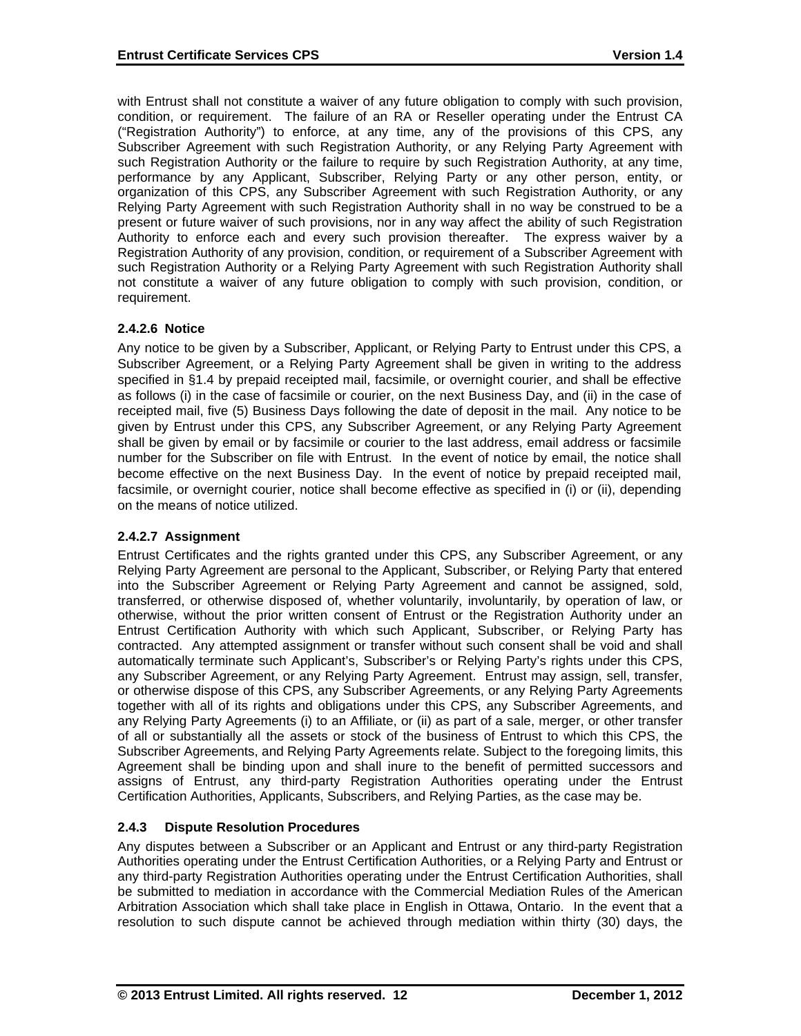with Entrust shall not constitute a waiver of any future obligation to comply with such provision, condition, or requirement. The failure of an RA or Reseller operating under the Entrust CA ("Registration Authority") to enforce, at any time, any of the provisions of this CPS, any Subscriber Agreement with such Registration Authority, or any Relying Party Agreement with such Registration Authority or the failure to require by such Registration Authority, at any time, performance by any Applicant, Subscriber, Relying Party or any other person, entity, or organization of this CPS, any Subscriber Agreement with such Registration Authority, or any Relying Party Agreement with such Registration Authority shall in no way be construed to be a present or future waiver of such provisions, nor in any way affect the ability of such Registration Authority to enforce each and every such provision thereafter. The express waiver by a Registration Authority of any provision, condition, or requirement of a Subscriber Agreement with such Registration Authority or a Relying Party Agreement with such Registration Authority shall not constitute a waiver of any future obligation to comply with such provision, condition, or requirement.

#### 2.4.2.6 Notice

Any notice to be given by a Subscriber, Applicant, or Relying Party to Entrust under this CPS, a Subscriber Agreement, or a Relying Party Agreement shall be given in writing to the address specified in §1.4 by prepaid receipted mail, facsimile, or overnight courier, and shall be effective as follows (i) in the case of facsimile or courier, on the next Business Day, and (ii) in the case of receipted mail, five (5) Business Days following the date of deposit in the mail. Any notice to be given by Entrust under this CPS, any Subscriber Agreement, or any Relying Party Agreement shall be given by email or by facsimile or courier to the last address, email address or facsimile number for the Subscriber on file with Entrust. In the event of notice by email, the notice shall become effective on the next Business Day. In the event of notice by prepaid receipted mail, facsimile, or overnight courier, notice shall become effective as specified in (i) or (ii), depending on the means of notice utilized.

#### 2.4.2.7 Assignment

Entrust Certificates and the rights granted under this CPS, any Subscriber Agreement, or any Relying Party Agreement are personal to the Applicant, Subscriber, or Relying Party that entered into the Subscriber Agreement or Relying Party Agreement and cannot be assigned, sold, transferred, or otherwise disposed of, whether voluntarily, involuntarily, by operation of law, or otherwise, without the prior written consent of Entrust or the Registration Authority under an Entrust Certification Authority with which such Applicant, Subscriber, or Relying Party has contracted. Any attempted assignment or transfer without such consent shall be void and shall automatically terminate such Applicant's, Subscriber's or Relying Party's rights under this CPS, any Subscriber Agreement, or any Relying Party Agreement. Entrust may assign, sell, transfer, or otherwise dispose of this CPS, any Subscriber Agreements, or any Relying Party Agreements together with all of its rights and obligations under this CPS, any Subscriber Agreements, and any Relying Party Agreements (i) to an Affiliate, or (ii) as part of a sale, merger, or other transfer of all or substantially all the assets or stock of the business of Entrust to which this CPS, the Subscriber Agreements, and Relying Party Agreements relate. Subject to the foregoing limits, this Agreement shall be binding upon and shall inure to the benefit of permitted successors and assigns of Entrust, any third-party Registration Authorities operating under the Entrust Certification Authorities, Applicants, Subscribers, and Relying Parties, as the case may be.

### 2.4.3 Dispute Resolution Procedures

Any disputes between a Subscriber or an Applicant and Entrust or any third-party Registration Authorities operating under the Entrust Certification Authorities, or a Relying Party and Entrust or any third-party Registration Authorities operating under the Entrust Certification Authorities, shall be submitted to mediation in accordance with the Commercial Mediation Rules of the American Arbitration Association which shall take place in English in Ottawa, Ontario. In the event that a resolution to such dispute cannot be achieved through mediation within thirty (30) days, the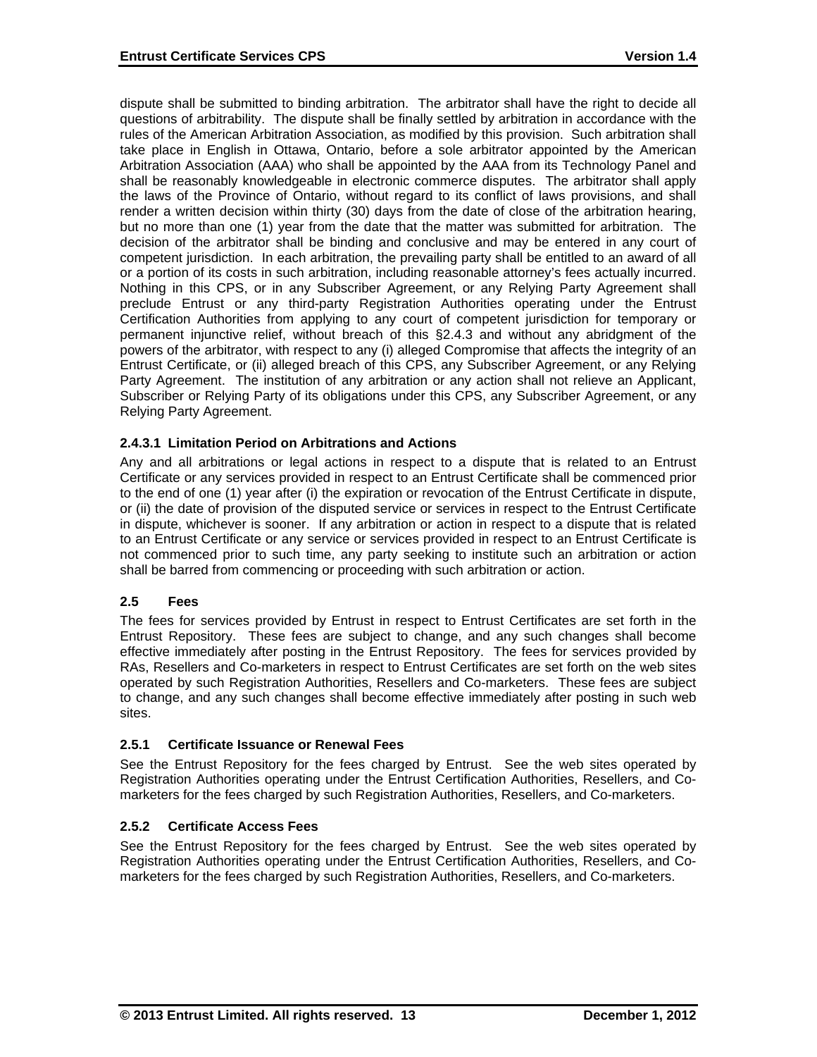dispute shall be submitted to binding arbitration. The arbitrator shall have the right to decide all questions of arbitrability. The dispute shall be finally settled by arbitration in accordance with the rules of the American Arbitration Association, as modified by this provision. Such arbitration shall take place in English in Ottawa, Ontario, before a sole arbitrator appointed by the American Arbitration Association (AAA) who shall be appointed by the AAA from its Technology Panel and shall be reasonably knowledgeable in electronic commerce disputes. The arbitrator shall apply the laws of the Province of Ontario, without regard to its conflict of laws provisions, and shall render a written decision within thirty (30) days from the date of close of the arbitration hearing, but no more than one (1) year from the date that the matter was submitted for arbitration. The decision of the arbitrator shall be binding and conclusive and may be entered in any court of competent jurisdiction. In each arbitration, the prevailing party shall be entitled to an award of all or a portion of its costs in such arbitration, including reasonable attorney's fees actually incurred. Nothing in this CPS, or in any Subscriber Agreement, or any Relying Party Agreement shall preclude Entrust or any third-party Registration Authorities operating under the Entrust Certification Authorities from applying to any court of competent jurisdiction for temporary or permanent injunctive relief, without breach of this §2.4.3 and without any abridgment of the powers of the arbitrator, with respect to any (i) alleged Compromise that affects the integrity of an Entrust Certificate, or (ii) alleged breach of this CPS, any Subscriber Agreement, or any Relying Party Agreement. The institution of any arbitration or any action shall not relieve an Applicant, Subscriber or Relying Party of its obligations under this CPS, any Subscriber Agreement, or any Relying Party Agreement.

#### 2.4.3.1 Limitation Period on Arbitrations and Actions

Any and all arbitrations or legal actions in respect to a dispute that is related to an Entrust Certificate or any services provided in respect to an Entrust Certificate shall be commenced prior to the end of one (1) year after (i) the expiration or revocation of the Entrust Certificate in dispute, or (ii) the date of provision of the disputed service or services in respect to the Entrust Certificate in dispute, whichever is sooner. If any arbitration or action in respect to a dispute that is related to an Entrust Certificate or any service or services provided in respect to an Entrust Certificate is not commenced prior to such time, any party seeking to institute such an arbitration or action shall be barred from commencing or proceeding with such arbitration or action.

## 2.5 Fees

The fees for services provided by Entrust in respect to Entrust Certificates are set forth in the Entrust Repository. These fees are subject to change, and any such changes shall become effective immediately after posting in the Entrust Repository. The fees for services provided by RAs, Resellers and Co-marketers in respect to Entrust Certificates are set forth on the web sites operated by such Registration Authorities, Resellers and Co-marketers. These fees are subject to change, and any such changes shall become effective immediately after posting in such web sites.

### 2.5.1 Certificate Issuance or Renewal Fees

See the Entrust Repository for the fees charged by Entrust. See the web sites operated by Registration Authorities operating under the Entrust Certification Authorities, Resellers, and Co-marketers for the fees charged by such Registration Authorities, Resellers, and Co-marketers.

### 2.5.2 Certificate Access Fees

See the Entrust Repository for the fees charged by Entrust. See the web sites operated by Registration Authorities operating under the Entrust Certification Authorities, Resellers, and Co-marketers for the fees charged by such Registration Authorities, Resellers, and Co-marketers.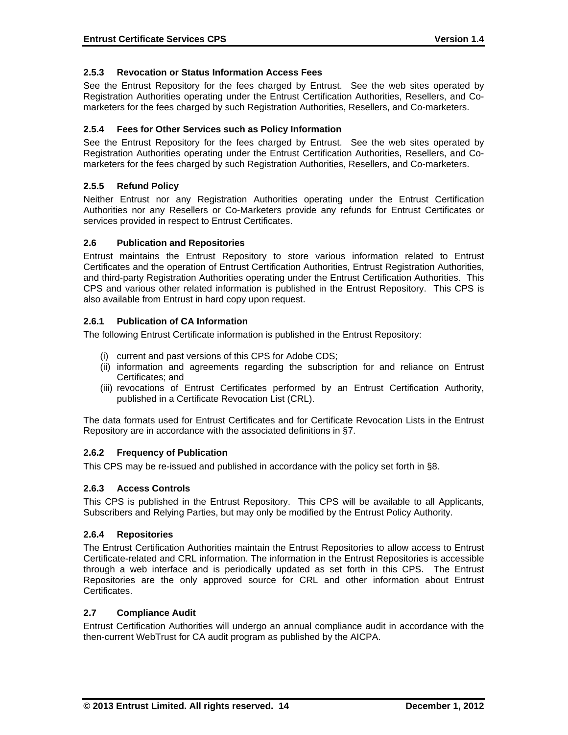### 2.5.3 Revocation or Status Information Access Fees

See the Entrust Repository for the fees charged by Entrust. See the web sites operated by Registration Authorities operating under the Entrust Certification Authorities, Resellers, and Co-marketers for the fees charged by such Registration Authorities, Resellers, and Co-marketers.

### 2.5.4 Fees for Other Services such as Policy Information

See the Entrust Repository for the fees charged by Entrust. See the web sites operated by Registration Authorities operating under the Entrust Certification Authorities, Resellers, and Co-marketers for the fees charged by such Registration Authorities, Resellers, and Co-marketers.

### 2.5.5 Refund Policy

Neither Entrust nor any Registration Authorities operating under the Entrust Certification Authorities nor any Resellers or Co-Marketers provide any refunds for Entrust Certificates or services provided in respect to Entrust Certificates.

## 2.6 Publication and Repositories

Entrust maintains the Entrust Repository to store various information related to Entrust Certificates and the operation of Entrust Certification Authorities, Entrust Registration Authorities, and third-party Registration Authorities operating under the Entrust Certification Authorities. This CPS and various other related information is published in the Entrust Repository. This CPS is also available from Entrust in hard copy upon request.

### 2.6.1 Publication of CA Information

The following Entrust Certificate information is published in the Entrust Repository:

(i) current and past versions of this CPS for Adobe CDS;
(ii) information and agreements regarding the subscription for and reliance on Entrust Certificates; and
(iii) revocations of Entrust Certificates performed by an Entrust Certification Authority, published in a Certificate Revocation List (CRL).

The data formats used for Entrust Certificates and for Certificate Revocation Lists in the Entrust Repository are in accordance with the associated definitions in §7.

### 2.6.2 Frequency of Publication

This CPS may be re-issued and published in accordance with the policy set forth in §8.

### 2.6.3 Access Controls

This CPS is published in the Entrust Repository. This CPS will be available to all Applicants, Subscribers and Relying Parties, but may only be modified by the Entrust Policy Authority.

### 2.6.4 Repositories

The Entrust Certification Authorities maintain the Entrust Repositories to allow access to Entrust Certificate-related and CRL information. The information in the Entrust Repositories is accessible through a web interface and is periodically updated as set forth in this CPS. The Entrust Repositories are the only approved source for CRL and other information about Entrust Certificates.

## 2.7 Compliance Audit

Entrust Certification Authorities will undergo an annual compliance audit in accordance with the then-current WebTrust for CA audit program as published by the AICPA.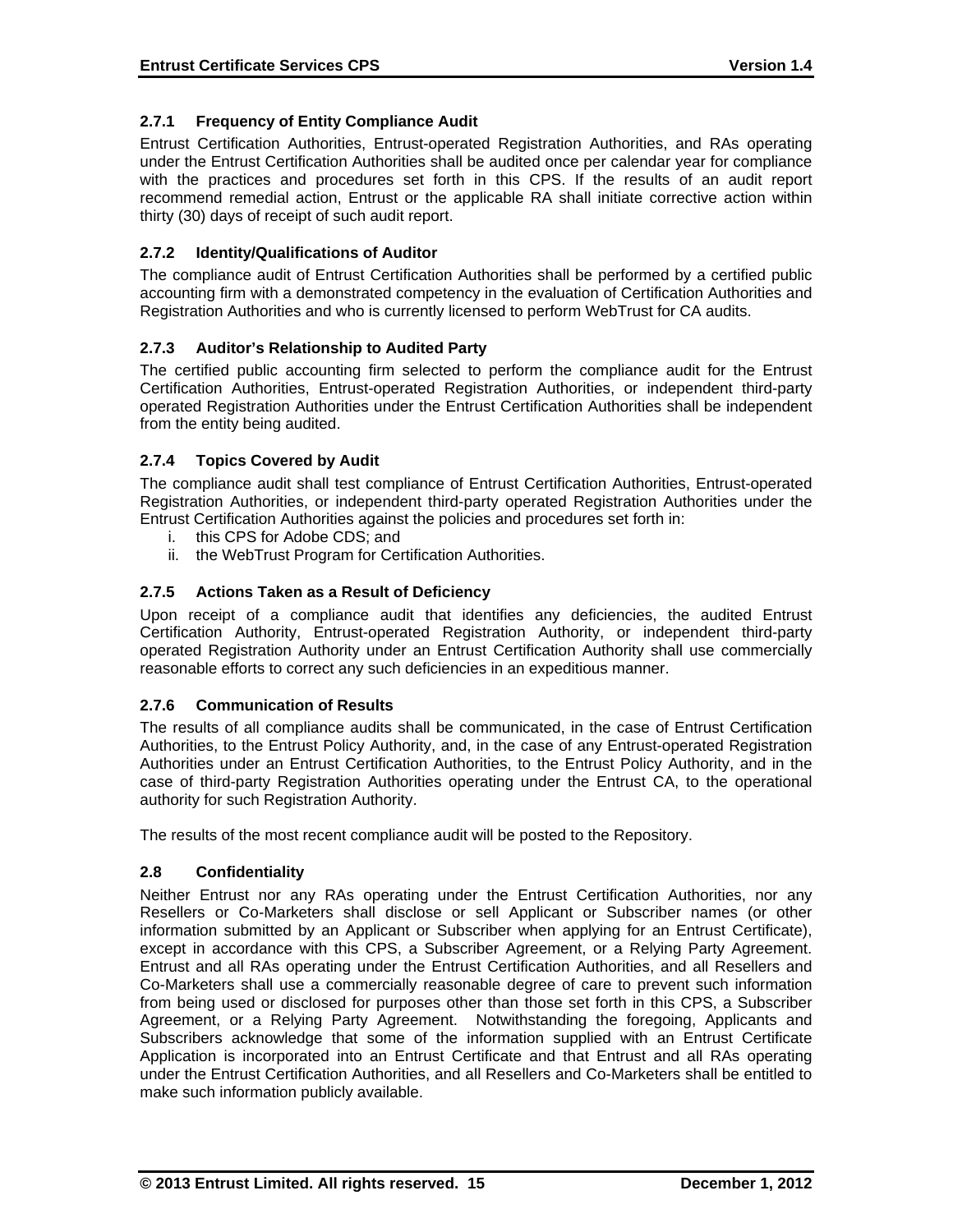### 2.7.1 Frequency of Entity Compliance Audit

Entrust Certification Authorities, Entrust-operated Registration Authorities, and RAs operating under the Entrust Certification Authorities shall be audited once per calendar year for compliance with the practices and procedures set forth in this CPS. If the results of an audit report recommend remedial action, Entrust or the applicable RA shall initiate corrective action within thirty (30) days of receipt of such audit report.

### 2.7.2 Identity/Qualifications of Auditor

The compliance audit of Entrust Certification Authorities shall be performed by a certified public accounting firm with a demonstrated competency in the evaluation of Certification Authorities and Registration Authorities and who is currently licensed to perform WebTrust for CA audits.

### 2.7.3 Auditor's Relationship to Audited Party

The certified public accounting firm selected to perform the compliance audit for the Entrust Certification Authorities, Entrust-operated Registration Authorities, or independent third-party operated Registration Authorities under the Entrust Certification Authorities shall be independent from the entity being audited.

### 2.7.4 Topics Covered by Audit

The compliance audit shall test compliance of Entrust Certification Authorities, Entrust-operated Registration Authorities, or independent third-party operated Registration Authorities under the Entrust Certification Authorities against the policies and procedures set forth in:

i. this CPS for Adobe CDS; and
ii. the WebTrust Program for Certification Authorities.

### 2.7.5 Actions Taken as a Result of Deficiency

Upon receipt of a compliance audit that identifies any deficiencies, the audited Entrust Certification Authority, Entrust-operated Registration Authority, or independent third-party operated Registration Authority under an Entrust Certification Authority shall use commercially reasonable efforts to correct any such deficiencies in an expeditious manner.

### 2.7.6 Communication of Results

The results of all compliance audits shall be communicated, in the case of Entrust Certification Authorities, to the Entrust Policy Authority, and, in the case of any Entrust-operated Registration Authorities under an Entrust Certification Authorities, to the Entrust Policy Authority, and in the case of third-party Registration Authorities operating under the Entrust CA, to the operational authority for such Registration Authority.

The results of the most recent compliance audit will be posted to the Repository.

## 2.8 Confidentiality

Neither Entrust nor any RAs operating under the Entrust Certification Authorities, nor any Resellers or Co-Marketers shall disclose or sell Applicant or Subscriber names (or other information submitted by an Applicant or Subscriber when applying for an Entrust Certificate), except in accordance with this CPS, a Subscriber Agreement, or a Relying Party Agreement. Entrust and all RAs operating under the Entrust Certification Authorities, and all Resellers and Co-Marketers shall use a commercially reasonable degree of care to prevent such information from being used or disclosed for purposes other than those set forth in this CPS, a Subscriber Agreement, or a Relying Party Agreement. Notwithstanding the foregoing, Applicants and Subscribers acknowledge that some of the information supplied with an Entrust Certificate Application is incorporated into an Entrust Certificate and that Entrust and all RAs operating under the Entrust Certification Authorities, and all Resellers and Co-Marketers shall be entitled to make such information publicly available.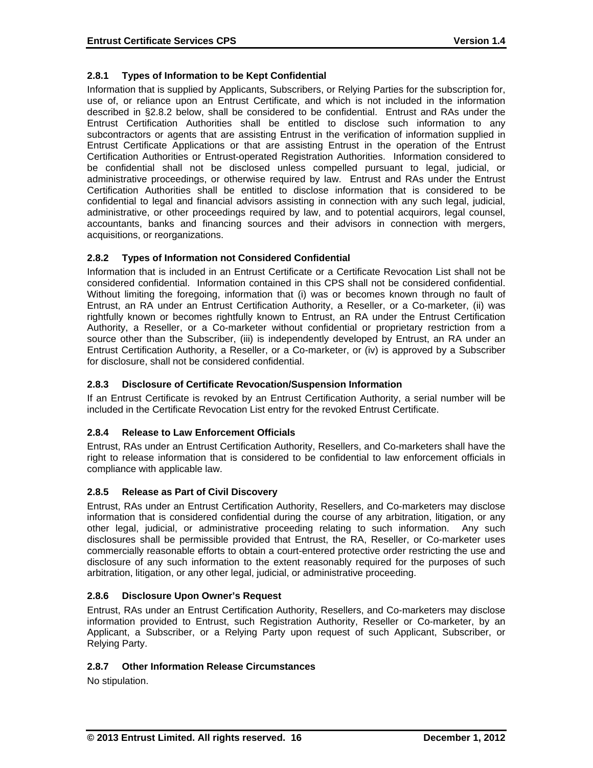### 2.8.1 Types of Information to be Kept Confidential

Information that is supplied by Applicants, Subscribers, or Relying Parties for the subscription for, use of, or reliance upon an Entrust Certificate, and which is not included in the information described in §2.8.2 below, shall be considered to be confidential. Entrust and RAs under the Entrust Certification Authorities shall be entitled to disclose such information to any subcontractors or agents that are assisting Entrust in the verification of information supplied in Entrust Certificate Applications or that are assisting Entrust in the operation of the Entrust Certification Authorities or Entrust-operated Registration Authorities. Information considered to be confidential shall not be disclosed unless compelled pursuant to legal, judicial, or administrative proceedings, or otherwise required by law. Entrust and RAs under the Entrust Certification Authorities shall be entitled to disclose information that is considered to be confidential to legal and financial advisors assisting in connection with any such legal, judicial, administrative, or other proceedings required by law, and to potential acquirors, legal counsel, accountants, banks and financing sources and their advisors in connection with mergers, acquisitions, or reorganizations.

### 2.8.2 Types of Information not Considered Confidential

Information that is included in an Entrust Certificate or a Certificate Revocation List shall not be considered confidential. Information contained in this CPS shall not be considered confidential. Without limiting the foregoing, information that (i) was or becomes known through no fault of Entrust, an RA under an Entrust Certification Authority, a Reseller, or a Co-marketer, (ii) was rightfully known or becomes rightfully known to Entrust, an RA under the Entrust Certification Authority, a Reseller, or a Co-marketer without confidential or proprietary restriction from a source other than the Subscriber, (iii) is independently developed by Entrust, an RA under an Entrust Certification Authority, a Reseller, or a Co-marketer, or (iv) is approved by a Subscriber for disclosure, shall not be considered confidential.

### 2.8.3 Disclosure of Certificate Revocation/Suspension Information

If an Entrust Certificate is revoked by an Entrust Certification Authority, a serial number will be included in the Certificate Revocation List entry for the revoked Entrust Certificate.

### 2.8.4 Release to Law Enforcement Officials

Entrust, RAs under an Entrust Certification Authority, Resellers, and Co-marketers shall have the right to release information that is considered to be confidential to law enforcement officials in compliance with applicable law.

### 2.8.5 Release as Part of Civil Discovery

Entrust, RAs under an Entrust Certification Authority, Resellers, and Co-marketers may disclose information that is considered confidential during the course of any arbitration, litigation, or any other legal, judicial, or administrative proceeding relating to such information. Any such disclosures shall be permissible provided that Entrust, the RA, Reseller, or Co-marketer uses commercially reasonable efforts to obtain a court-entered protective order restricting the use and disclosure of any such information to the extent reasonably required for the purposes of such arbitration, litigation, or any other legal, judicial, or administrative proceeding.

### 2.8.6 Disclosure Upon Owner's Request

Entrust, RAs under an Entrust Certification Authority, Resellers, and Co-marketers may disclose information provided to Entrust, such Registration Authority, Reseller or Co-marketer, by an Applicant, a Subscriber, or a Relying Party upon request of such Applicant, Subscriber, or Relying Party.

### 2.8.7 Other Information Release Circumstances

No stipulation.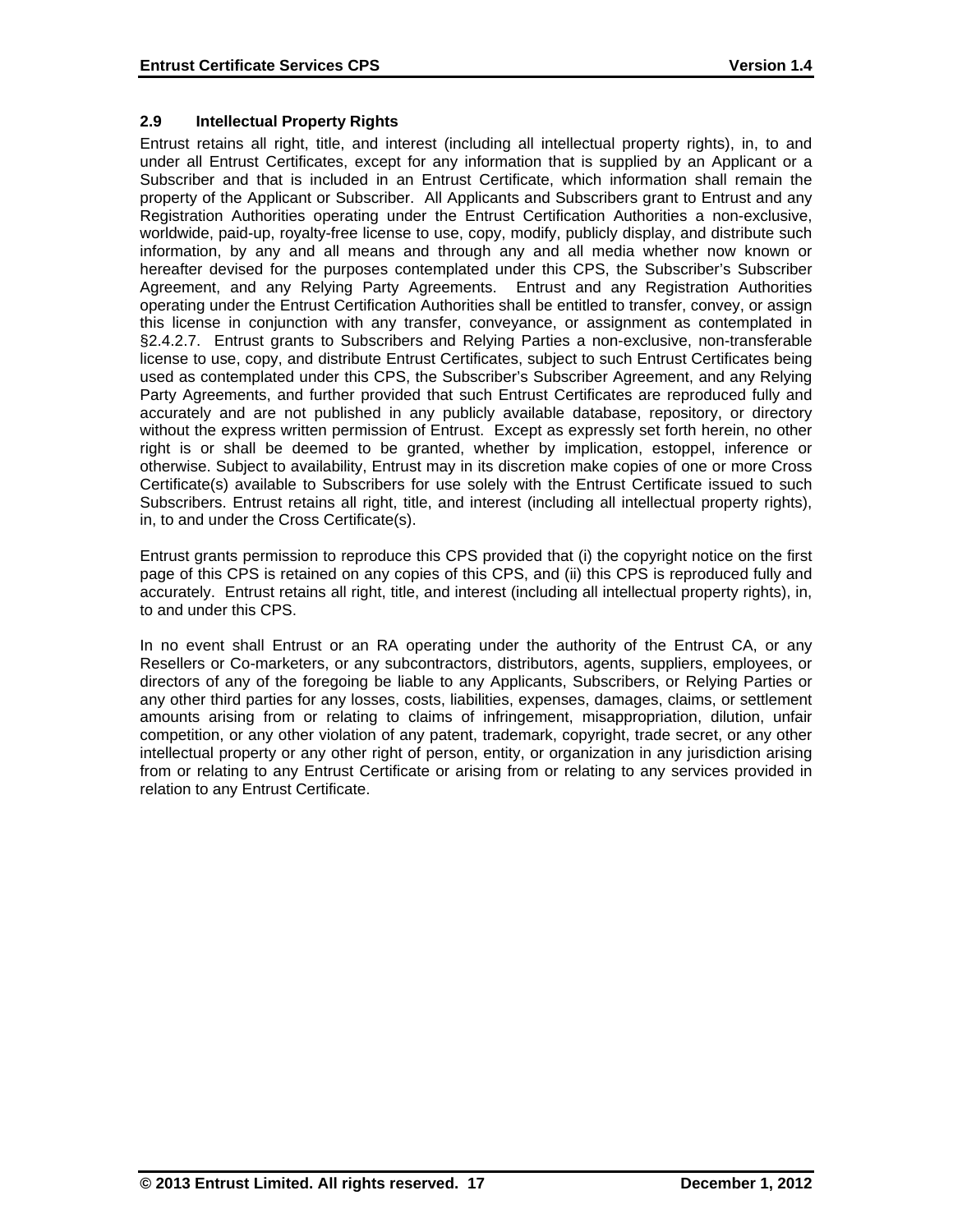### 2.9 Intellectual Property Rights

Entrust retains all right, title, and interest (including all intellectual property rights), in, to and under all Entrust Certificates, except for any information that is supplied by an Applicant or a Subscriber and that is included in an Entrust Certificate, which information shall remain the property of the Applicant or Subscriber. All Applicants and Subscribers grant to Entrust and any Registration Authorities operating under the Entrust Certification Authorities a non-exclusive, worldwide, paid-up, royalty-free license to use, copy, modify, publicly display, and distribute such information, by any and all means and through any and all media whether now known or hereafter devised for the purposes contemplated under this CPS, the Subscriber's Subscriber Agreement, and any Relying Party Agreements. Entrust and any Registration Authorities operating under the Entrust Certification Authorities shall be entitled to transfer, convey, or assign this license in conjunction with any transfer, conveyance, or assignment as contemplated in §2.4.2.7. Entrust grants to Subscribers and Relying Parties a non-exclusive, non-transferable license to use, copy, and distribute Entrust Certificates, subject to such Entrust Certificates being used as contemplated under this CPS, the Subscriber's Subscriber Agreement, and any Relying Party Agreements, and further provided that such Entrust Certificates are reproduced fully and accurately and are not published in any publicly available database, repository, or directory without the express written permission of Entrust. Except as expressly set forth herein, no other right is or shall be deemed to be granted, whether by implication, estoppel, inference or otherwise. Subject to availability, Entrust may in its discretion make copies of one or more Cross Certificate(s) available to Subscribers for use solely with the Entrust Certificate issued to such Subscribers. Entrust retains all right, title, and interest (including all intellectual property rights), in, to and under the Cross Certificate(s).

Entrust grants permission to reproduce this CPS provided that (i) the copyright notice on the first page of this CPS is retained on any copies of this CPS, and (ii) this CPS is reproduced fully and accurately. Entrust retains all right, title, and interest (including all intellectual property rights), in, to and under this CPS.

In no event shall Entrust or an RA operating under the authority of the Entrust CA, or any Resellers or Co-marketers, or any subcontractors, distributors, agents, suppliers, employees, or directors of any of the foregoing be liable to any Applicants, Subscribers, or Relying Parties or any other third parties for any losses, costs, liabilities, expenses, damages, claims, or settlement amounts arising from or relating to claims of infringement, misappropriation, dilution, unfair competition, or any other violation of any patent, trademark, copyright, trade secret, or any other intellectual property or any other right of person, entity, or organization in any jurisdiction arising from or relating to any Entrust Certificate or arising from or relating to any services provided in relation to any Entrust Certificate.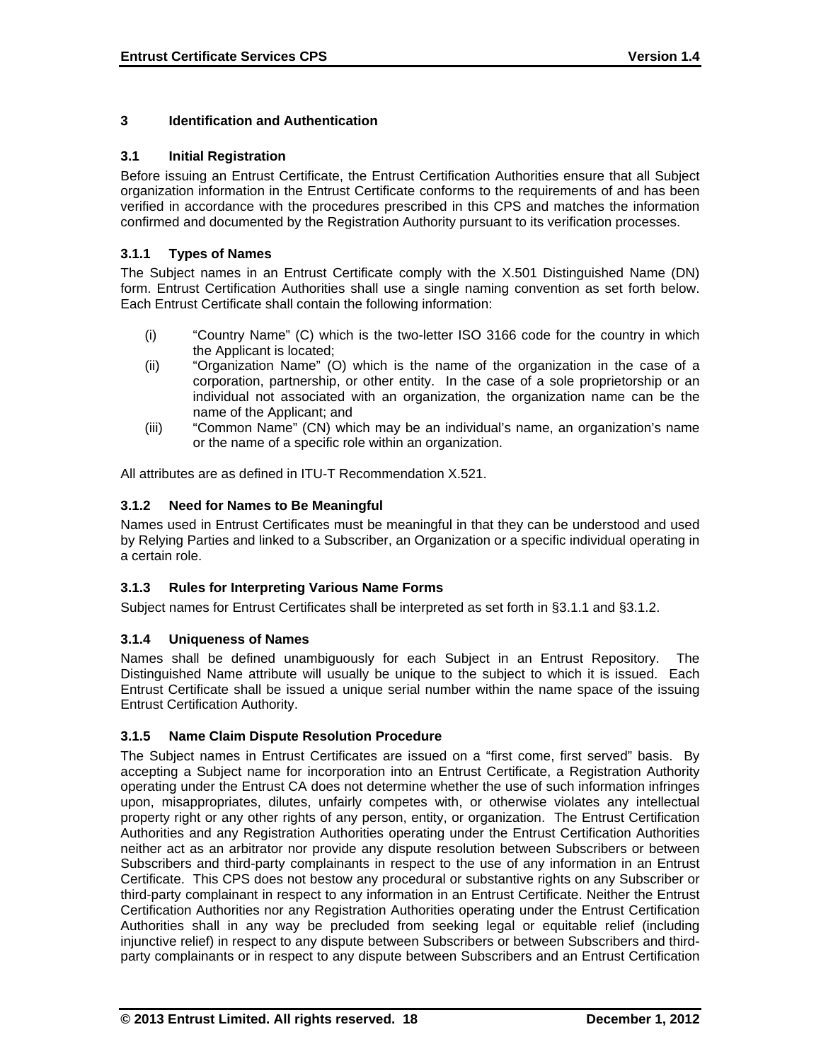## 3 Identification and Authentication

### 3.1 Initial Registration

Before issuing an Entrust Certificate, the Entrust Certification Authorities ensure that all Subject organization information in the Entrust Certificate conforms to the requirements of and has been verified in accordance with the procedures prescribed in this CPS and matches the information confirmed and documented by the Registration Authority pursuant to its verification processes.

#### 3.1.1 Types of Names

The Subject names in an Entrust Certificate comply with the X.501 Distinguished Name (DN) form. Entrust Certification Authorities shall use a single naming convention as set forth below. Each Entrust Certificate shall contain the following information:

(i) "Country Name" (C) which is the two-letter ISO 3166 code for the country in which the Applicant is located;

(ii) "Organization Name" (O) which is the name of the organization in the case of a corporation, partnership, or other entity. In the case of a sole proprietorship or an individual not associated with an organization, the organization name can be the name of the Applicant; and

(iii) "Common Name" (CN) which may be an individual's name, an organization's name or the name of a specific role within an organization.

All attributes are as defined in ITU-T Recommendation X.521.

#### 3.1.2 Need for Names to Be Meaningful

Names used in Entrust Certificates must be meaningful in that they can be understood and used by Relying Parties and linked to a Subscriber, an Organization or a specific individual operating in a certain role.

#### 3.1.3 Rules for Interpreting Various Name Forms

Subject names for Entrust Certificates shall be interpreted as set forth in §3.1.1 and §3.1.2.

#### 3.1.4 Uniqueness of Names

Names shall be defined unambiguously for each Subject in an Entrust Repository. The Distinguished Name attribute will usually be unique to the subject to which it is issued. Each Entrust Certificate shall be issued a unique serial number within the name space of the issuing Entrust Certification Authority.

#### 3.1.5 Name Claim Dispute Resolution Procedure

The Subject names in Entrust Certificates are issued on a "first come, first served" basis. By accepting a Subject name for incorporation into an Entrust Certificate, a Registration Authority operating under the Entrust CA does not determine whether the use of such information infringes upon, misappropriates, dilutes, unfairly competes with, or otherwise violates any intellectual property right or any other rights of any person, entity, or organization. The Entrust Certification Authorities and any Registration Authorities operating under the Entrust Certification Authorities neither act as an arbitrator nor provide any dispute resolution between Subscribers or between Subscribers and third-party complainants in respect to the use of any information in an Entrust Certificate. This CPS does not bestow any procedural or substantive rights on any Subscriber or third-party complainant in respect to any information in an Entrust Certificate. Neither the Entrust Certification Authorities nor any Registration Authorities operating under the Entrust Certification Authorities shall in any way be precluded from seeking legal or equitable relief (including injunctive relief) in respect to any dispute between Subscribers or between Subscribers and third-party complainants or in respect to any dispute between Subscribers and an Entrust Certification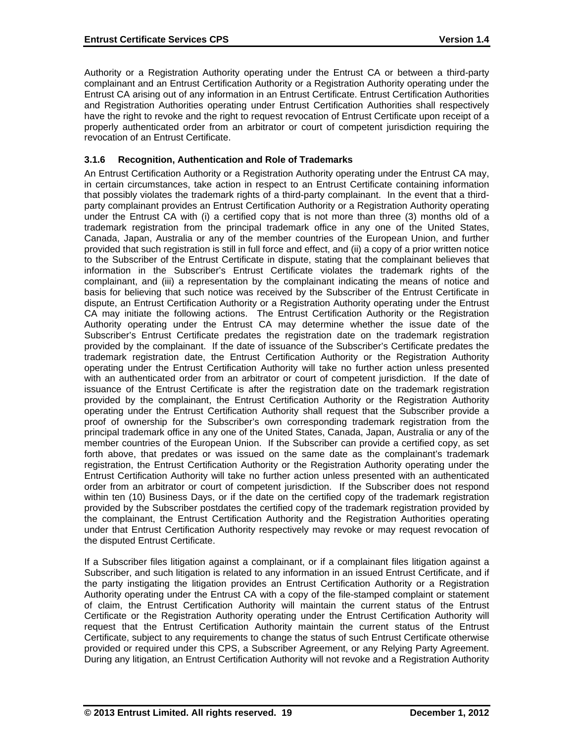Authority or a Registration Authority operating under the Entrust CA or between a third-party complainant and an Entrust Certification Authority or a Registration Authority operating under the Entrust CA arising out of any information in an Entrust Certificate. Entrust Certification Authorities and Registration Authorities operating under Entrust Certification Authorities shall respectively have the right to revoke and the right to request revocation of Entrust Certificate upon receipt of a properly authenticated order from an arbitrator or court of competent jurisdiction requiring the revocation of an Entrust Certificate.

### 3.1.6 Recognition, Authentication and Role of Trademarks

An Entrust Certification Authority or a Registration Authority operating under the Entrust CA may, in certain circumstances, take action in respect to an Entrust Certificate containing information that possibly violates the trademark rights of a third-party complainant. In the event that a third-party complainant provides an Entrust Certification Authority or a Registration Authority operating under the Entrust CA with (i) a certified copy that is not more than three (3) months old of a trademark registration from the principal trademark office in any one of the United States, Canada, Japan, Australia or any of the member countries of the European Union, and further provided that such registration is still in full force and effect, and (ii) a copy of a prior written notice to the Subscriber of the Entrust Certificate in dispute, stating that the complainant believes that information in the Subscriber's Entrust Certificate violates the trademark rights of the complainant, and (iii) a representation by the complainant indicating the means of notice and basis for believing that such notice was received by the Subscriber of the Entrust Certificate in dispute, an Entrust Certification Authority or a Registration Authority operating under the Entrust CA may initiate the following actions. The Entrust Certification Authority or the Registration Authority operating under the Entrust CA may determine whether the issue date of the Subscriber's Entrust Certificate predates the registration date on the trademark registration provided by the complainant. If the date of issuance of the Subscriber's Certificate predates the trademark registration date, the Entrust Certification Authority or the Registration Authority operating under the Entrust Certification Authority will take no further action unless presented with an authenticated order from an arbitrator or court of competent jurisdiction. If the date of issuance of the Entrust Certificate is after the registration date on the trademark registration provided by the complainant, the Entrust Certification Authority or the Registration Authority operating under the Entrust Certification Authority shall request that the Subscriber provide a proof of ownership for the Subscriber's own corresponding trademark registration from the principal trademark office in any one of the United States, Canada, Japan, Australia or any of the member countries of the European Union. If the Subscriber can provide a certified copy, as set forth above, that predates or was issued on the same date as the complainant's trademark registration, the Entrust Certification Authority or the Registration Authority operating under the Entrust Certification Authority will take no further action unless presented with an authenticated order from an arbitrator or court of competent jurisdiction. If the Subscriber does not respond within ten (10) Business Days, or if the date on the certified copy of the trademark registration provided by the Subscriber postdates the certified copy of the trademark registration provided by the complainant, the Entrust Certification Authority and the Registration Authorities operating under that Entrust Certification Authority respectively may revoke or may request revocation of the disputed Entrust Certificate.

If a Subscriber files litigation against a complainant, or if a complainant files litigation against a Subscriber, and such litigation is related to any information in an issued Entrust Certificate, and if the party instigating the litigation provides an Entrust Certification Authority or a Registration Authority operating under the Entrust CA with a copy of the file-stamped complaint or statement of claim, the Entrust Certification Authority will maintain the current status of the Entrust Certificate or the Registration Authority operating under the Entrust Certification Authority will request that the Entrust Certification Authority maintain the current status of the Entrust Certificate, subject to any requirements to change the status of such Entrust Certificate otherwise provided or required under this CPS, a Subscriber Agreement, or any Relying Party Agreement. During any litigation, an Entrust Certification Authority will not revoke and a Registration Authority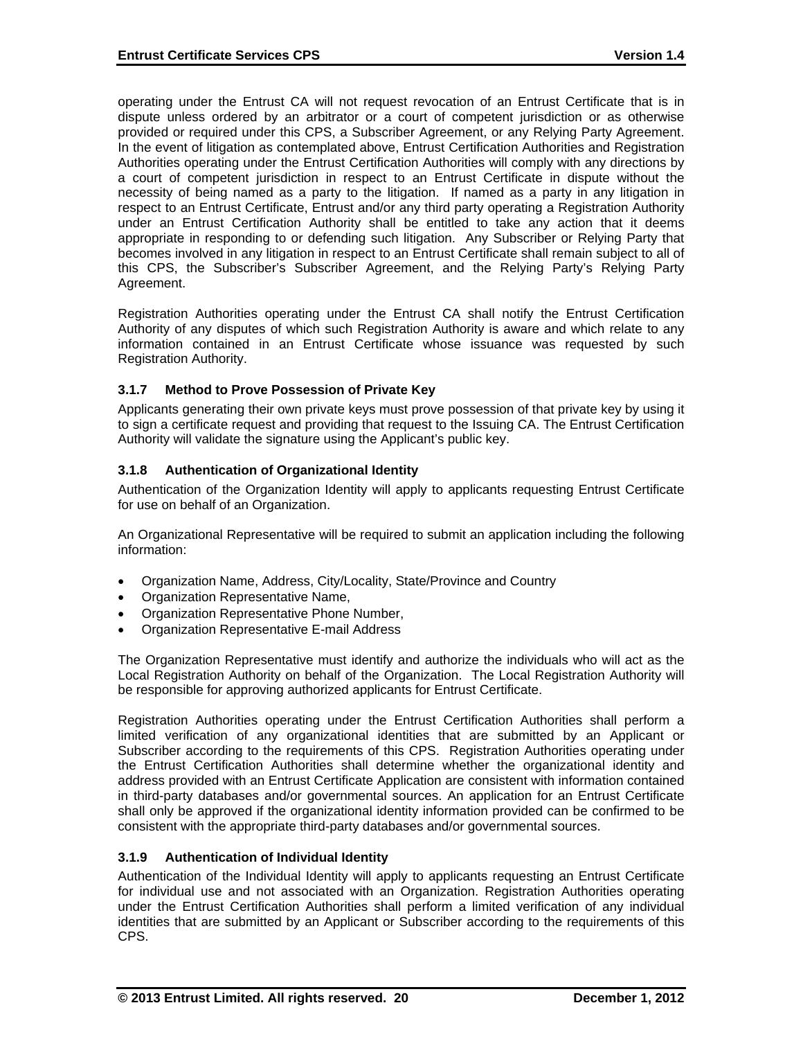operating under the Entrust CA will not request revocation of an Entrust Certificate that is in dispute unless ordered by an arbitrator or a court of competent jurisdiction or as otherwise provided or required under this CPS, a Subscriber Agreement, or any Relying Party Agreement. In the event of litigation as contemplated above, Entrust Certification Authorities and Registration Authorities operating under the Entrust Certification Authorities will comply with any directions by a court of competent jurisdiction in respect to an Entrust Certificate in dispute without the necessity of being named as a party to the litigation. If named as a party in any litigation in respect to an Entrust Certificate, Entrust and/or any third party operating a Registration Authority under an Entrust Certification Authority shall be entitled to take any action that it deems appropriate in responding to or defending such litigation. Any Subscriber or Relying Party that becomes involved in any litigation in respect to an Entrust Certificate shall remain subject to all of this CPS, the Subscriber's Subscriber Agreement, and the Relying Party's Relying Party Agreement.

Registration Authorities operating under the Entrust CA shall notify the Entrust Certification Authority of any disputes of which such Registration Authority is aware and which relate to any information contained in an Entrust Certificate whose issuance was requested by such Registration Authority.

### 3.1.7 Method to Prove Possession of Private Key

Applicants generating their own private keys must prove possession of that private key by using it to sign a certificate request and providing that request to the Issuing CA. The Entrust Certification Authority will validate the signature using the Applicant's public key.

### 3.1.8 Authentication of Organizational Identity

Authentication of the Organization Identity will apply to applicants requesting Entrust Certificate for use on behalf of an Organization.

An Organizational Representative will be required to submit an application including the following information:

- Organization Name, Address, City/Locality, State/Province and Country
- Organization Representative Name,
- Organization Representative Phone Number,
- Organization Representative E-mail Address

The Organization Representative must identify and authorize the individuals who will act as the Local Registration Authority on behalf of the Organization. The Local Registration Authority will be responsible for approving authorized applicants for Entrust Certificate.

Registration Authorities operating under the Entrust Certification Authorities shall perform a limited verification of any organizational identities that are submitted by an Applicant or Subscriber according to the requirements of this CPS. Registration Authorities operating under the Entrust Certification Authorities shall determine whether the organizational identity and address provided with an Entrust Certificate Application are consistent with information contained in third-party databases and/or governmental sources. An application for an Entrust Certificate shall only be approved if the organizational identity information provided can be confirmed to be consistent with the appropriate third-party databases and/or governmental sources.

### 3.1.9 Authentication of Individual Identity

Authentication of the Individual Identity will apply to applicants requesting an Entrust Certificate for individual use and not associated with an Organization. Registration Authorities operating under the Entrust Certification Authorities shall perform a limited verification of any individual identities that are submitted by an Applicant or Subscriber according to the requirements of this CPS.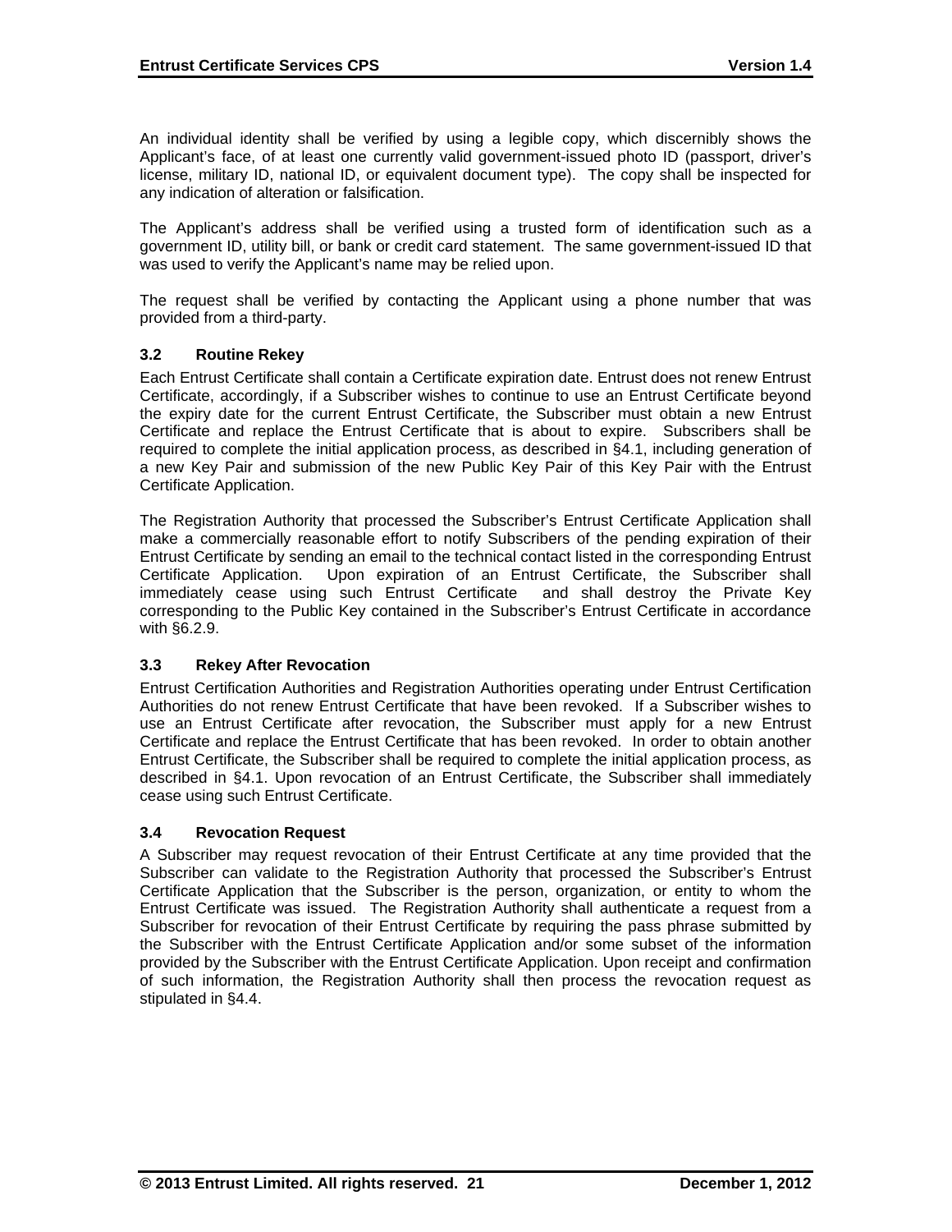An individual identity shall be verified by using a legible copy, which discernibly shows the Applicant's face, of at least one currently valid government-issued photo ID (passport, driver's license, military ID, national ID, or equivalent document type). The copy shall be inspected for any indication of alteration or falsification.

The Applicant's address shall be verified using a trusted form of identification such as a government ID, utility bill, or bank or credit card statement. The same government-issued ID that was used to verify the Applicant's name may be relied upon.

The request shall be verified by contacting the Applicant using a phone number that was provided from a third-party.

### 3.2 Routine Rekey

Each Entrust Certificate shall contain a Certificate expiration date. Entrust does not renew Entrust Certificate, accordingly, if a Subscriber wishes to continue to use an Entrust Certificate beyond the expiry date for the current Entrust Certificate, the Subscriber must obtain a new Entrust Certificate and replace the Entrust Certificate that is about to expire. Subscribers shall be required to complete the initial application process, as described in §4.1, including generation of a new Key Pair and submission of the new Public Key Pair of this Key Pair with the Entrust Certificate Application.

The Registration Authority that processed the Subscriber's Entrust Certificate Application shall make a commercially reasonable effort to notify Subscribers of the pending expiration of their Entrust Certificate by sending an email to the technical contact listed in the corresponding Entrust Certificate Application. Upon expiration of an Entrust Certificate, the Subscriber shall immediately cease using such Entrust Certificate and shall destroy the Private Key corresponding to the Public Key contained in the Subscriber's Entrust Certificate in accordance with §6.2.9.

### 3.3 Rekey After Revocation

Entrust Certification Authorities and Registration Authorities operating under Entrust Certification Authorities do not renew Entrust Certificate that have been revoked. If a Subscriber wishes to use an Entrust Certificate after revocation, the Subscriber must apply for a new Entrust Certificate and replace the Entrust Certificate that has been revoked. In order to obtain another Entrust Certificate, the Subscriber shall be required to complete the initial application process, as described in §4.1. Upon revocation of an Entrust Certificate, the Subscriber shall immediately cease using such Entrust Certificate.

### 3.4 Revocation Request

A Subscriber may request revocation of their Entrust Certificate at any time provided that the Subscriber can validate to the Registration Authority that processed the Subscriber's Entrust Certificate Application that the Subscriber is the person, organization, or entity to whom the Entrust Certificate was issued. The Registration Authority shall authenticate a request from a Subscriber for revocation of their Entrust Certificate by requiring the pass phrase submitted by the Subscriber with the Entrust Certificate Application and/or some subset of the information provided by the Subscriber with the Entrust Certificate Application. Upon receipt and confirmation of such information, the Registration Authority shall then process the revocation request as stipulated in §4.4.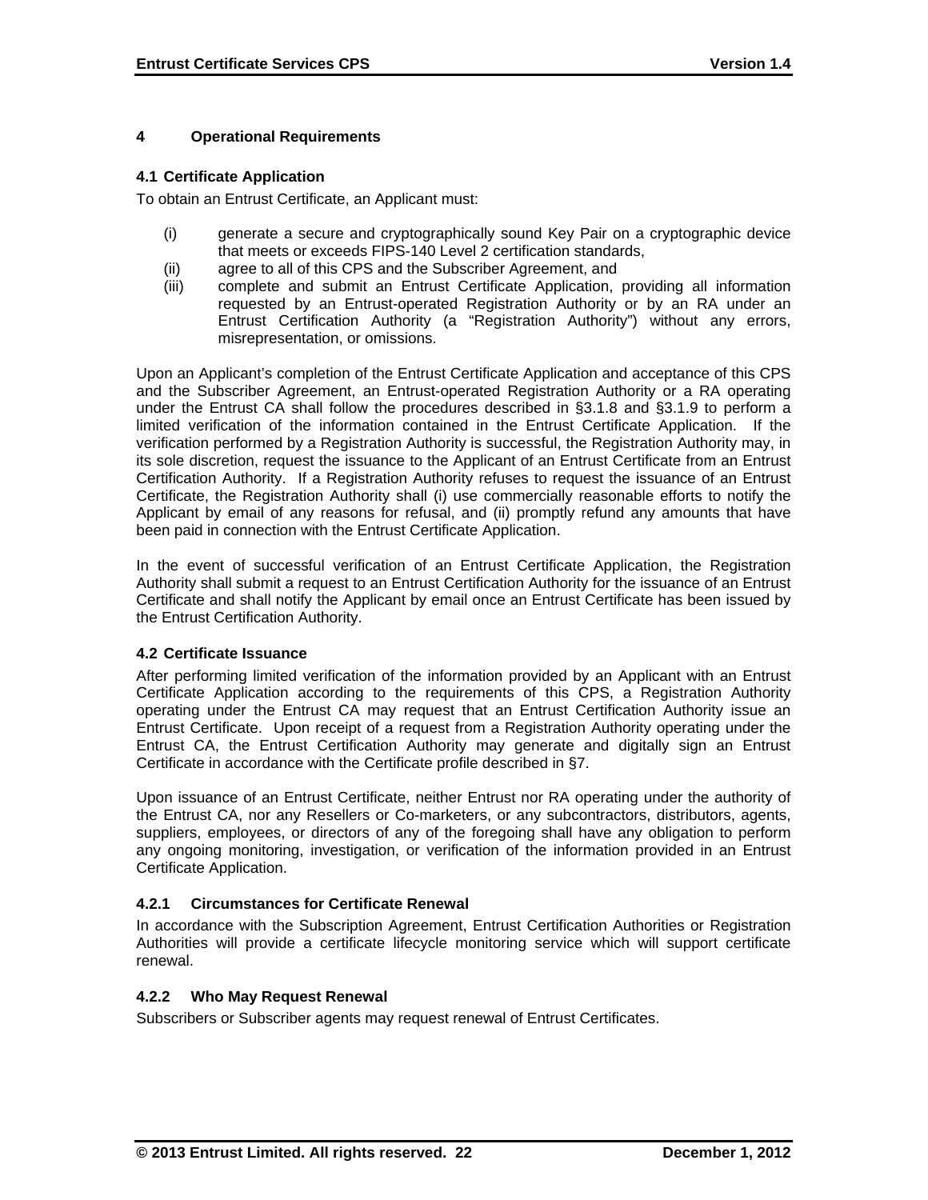# 4 Operational Requirements

## 4.1 Certificate Application

To obtain an Entrust Certificate, an Applicant must:

(i) generate a secure and cryptographically sound Key Pair on a cryptographic device that meets or exceeds FIPS-140 Level 2 certification standards,

(ii) agree to all of this CPS and the Subscriber Agreement, and

(iii) complete and submit an Entrust Certificate Application, providing all information requested by an Entrust-operated Registration Authority or by an RA under an Entrust Certification Authority (a "Registration Authority") without any errors, misrepresentation, or omissions.

Upon an Applicant's completion of the Entrust Certificate Application and acceptance of this CPS and the Subscriber Agreement, an Entrust-operated Registration Authority or a RA operating under the Entrust CA shall follow the procedures described in §3.1.8 and §3.1.9 to perform a limited verification of the information contained in the Entrust Certificate Application. If the verification performed by a Registration Authority is successful, the Registration Authority may, in its sole discretion, request the issuance to the Applicant of an Entrust Certificate from an Entrust Certification Authority. If a Registration Authority refuses to request the issuance of an Entrust Certificate, the Registration Authority shall (i) use commercially reasonable efforts to notify the Applicant by email of any reasons for refusal, and (ii) promptly refund any amounts that have been paid in connection with the Entrust Certificate Application.

In the event of successful verification of an Entrust Certificate Application, the Registration Authority shall submit a request to an Entrust Certification Authority for the issuance of an Entrust Certificate and shall notify the Applicant by email once an Entrust Certificate has been issued by the Entrust Certification Authority.

## 4.2 Certificate Issuance

After performing limited verification of the information provided by an Applicant with an Entrust Certificate Application according to the requirements of this CPS, a Registration Authority operating under the Entrust CA may request that an Entrust Certification Authority issue an Entrust Certificate. Upon receipt of a request from a Registration Authority operating under the Entrust CA, the Entrust Certification Authority may generate and digitally sign an Entrust Certificate in accordance with the Certificate profile described in §7.

Upon issuance of an Entrust Certificate, neither Entrust nor RA operating under the authority of the Entrust CA, nor any Resellers or Co-marketers, or any subcontractors, distributors, agents, suppliers, employees, or directors of any of the foregoing shall have any obligation to perform any ongoing monitoring, investigation, or verification of the information provided in an Entrust Certificate Application.

### 4.2.1 Circumstances for Certificate Renewal

In accordance with the Subscription Agreement, Entrust Certification Authorities or Registration Authorities will provide a certificate lifecycle monitoring service which will support certificate renewal.

### 4.2.2 Who May Request Renewal

Subscribers or Subscriber agents may request renewal of Entrust Certificates.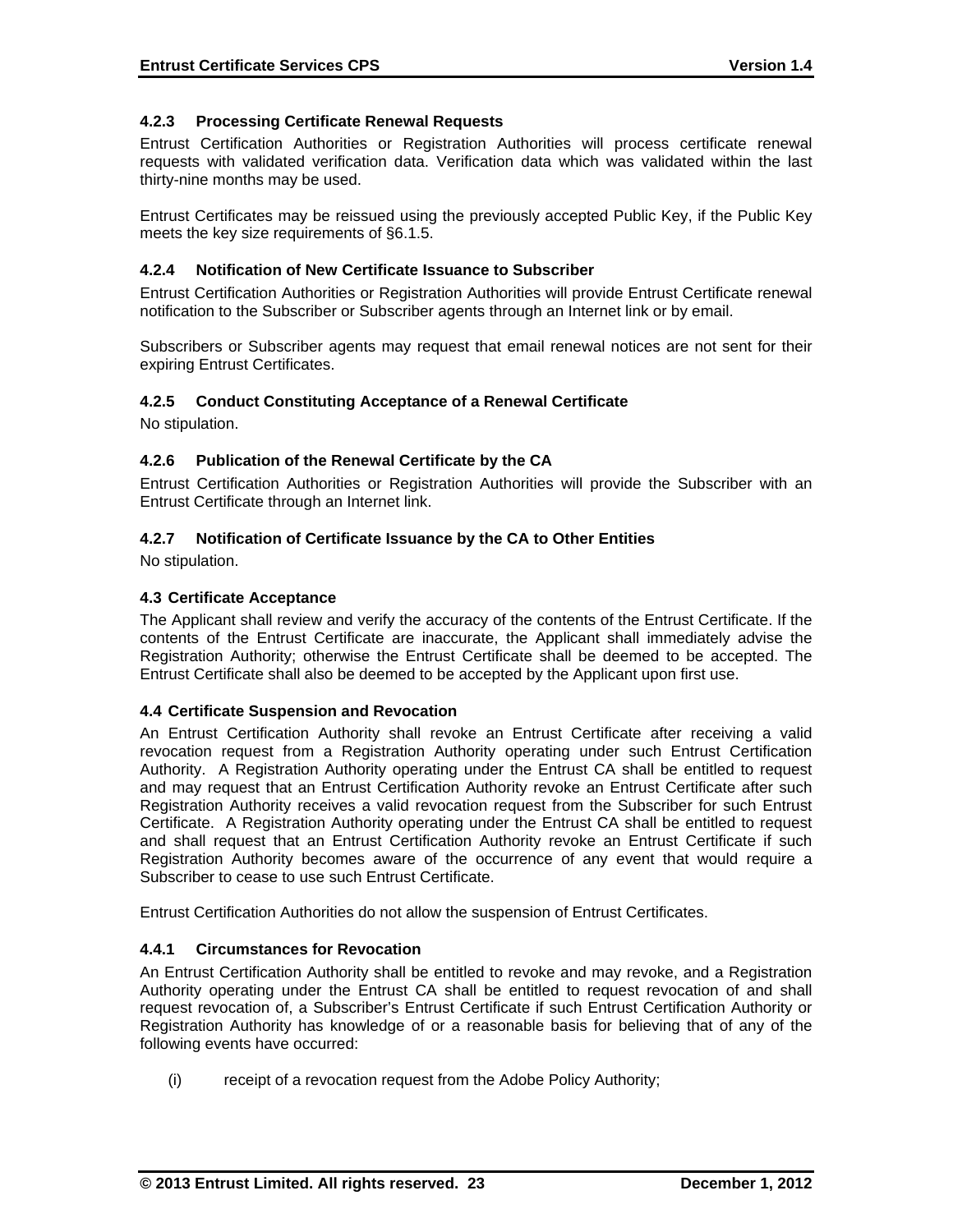### 4.2.3 Processing Certificate Renewal Requests

Entrust Certification Authorities or Registration Authorities will process certificate renewal requests with validated verification data. Verification data which was validated within the last thirty-nine months may be used.

Entrust Certificates may be reissued using the previously accepted Public Key, if the Public Key meets the key size requirements of §6.1.5.

### 4.2.4 Notification of New Certificate Issuance to Subscriber

Entrust Certification Authorities or Registration Authorities will provide Entrust Certificate renewal notification to the Subscriber or Subscriber agents through an Internet link or by email.

Subscribers or Subscriber agents may request that email renewal notices are not sent for their expiring Entrust Certificates.

### 4.2.5 Conduct Constituting Acceptance of a Renewal Certificate

No stipulation.

### 4.2.6 Publication of the Renewal Certificate by the CA

Entrust Certification Authorities or Registration Authorities will provide the Subscriber with an Entrust Certificate through an Internet link.

### 4.2.7 Notification of Certificate Issuance by the CA to Other Entities

No stipulation.

## 4.3 Certificate Acceptance

The Applicant shall review and verify the accuracy of the contents of the Entrust Certificate. If the contents of the Entrust Certificate are inaccurate, the Applicant shall immediately advise the Registration Authority; otherwise the Entrust Certificate shall be deemed to be accepted. The Entrust Certificate shall also be deemed to be accepted by the Applicant upon first use.

## 4.4 Certificate Suspension and Revocation

An Entrust Certification Authority shall revoke an Entrust Certificate after receiving a valid revocation request from a Registration Authority operating under such Entrust Certification Authority. A Registration Authority operating under the Entrust CA shall be entitled to request and may request that an Entrust Certification Authority revoke an Entrust Certificate after such Registration Authority receives a valid revocation request from the Subscriber for such Entrust Certificate. A Registration Authority operating under the Entrust CA shall be entitled to request and shall request that an Entrust Certification Authority revoke an Entrust Certificate if such Registration Authority becomes aware of the occurrence of any event that would require a Subscriber to cease to use such Entrust Certificate.

Entrust Certification Authorities do not allow the suspension of Entrust Certificates.

### 4.4.1 Circumstances for Revocation

An Entrust Certification Authority shall be entitled to revoke and may revoke, and a Registration Authority operating under the Entrust CA shall be entitled to request revocation of and shall request revocation of, a Subscriber's Entrust Certificate if such Entrust Certification Authority or Registration Authority has knowledge of or a reasonable basis for believing that of any of the following events have occurred:

(i) receipt of a revocation request from the Adobe Policy Authority;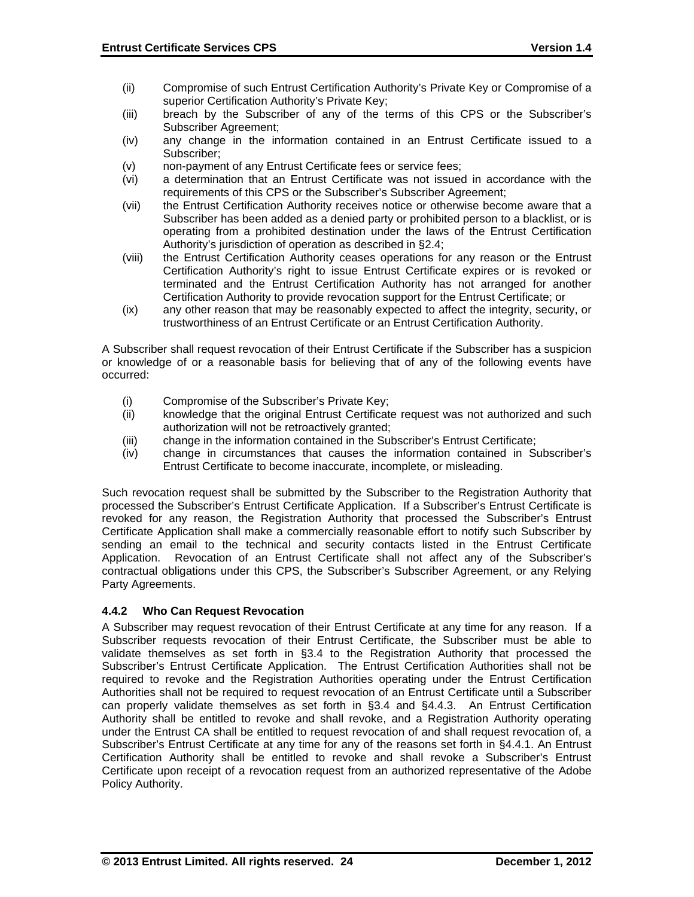(ii) Compromise of such Entrust Certification Authority's Private Key or Compromise of a superior Certification Authority's Private Key;

(iii) breach by the Subscriber of any of the terms of this CPS or the Subscriber's Subscriber Agreement;

(iv) any change in the information contained in an Entrust Certificate issued to a Subscriber;

(v) non-payment of any Entrust Certificate fees or service fees;

(vi) a determination that an Entrust Certificate was not issued in accordance with the requirements of this CPS or the Subscriber's Subscriber Agreement;

(vii) the Entrust Certification Authority receives notice or otherwise become aware that a Subscriber has been added as a denied party or prohibited person to a blacklist, or is operating from a prohibited destination under the laws of the Entrust Certification Authority's jurisdiction of operation as described in §2.4;

(viii) the Entrust Certification Authority ceases operations for any reason or the Entrust Certification Authority's right to issue Entrust Certificate expires or is revoked or terminated and the Entrust Certification Authority has not arranged for another Certification Authority to provide revocation support for the Entrust Certificate; or

(ix) any other reason that may be reasonably expected to affect the integrity, security, or trustworthiness of an Entrust Certificate or an Entrust Certification Authority.

A Subscriber shall request revocation of their Entrust Certificate if the Subscriber has a suspicion or knowledge of or a reasonable basis for believing that of any of the following events have occurred:

(i) Compromise of the Subscriber's Private Key;

(ii) knowledge that the original Entrust Certificate request was not authorized and such authorization will not be retroactively granted;

(iii) change in the information contained in the Subscriber's Entrust Certificate;

(iv) change in circumstances that causes the information contained in Subscriber's Entrust Certificate to become inaccurate, incomplete, or misleading.

Such revocation request shall be submitted by the Subscriber to the Registration Authority that processed the Subscriber's Entrust Certificate Application. If a Subscriber's Entrust Certificate is revoked for any reason, the Registration Authority that processed the Subscriber's Entrust Certificate Application shall make a commercially reasonable effort to notify such Subscriber by sending an email to the technical and security contacts listed in the Entrust Certificate Application. Revocation of an Entrust Certificate shall not affect any of the Subscriber's contractual obligations under this CPS, the Subscriber's Subscriber Agreement, or any Relying Party Agreements.

### 4.4.2 Who Can Request Revocation

A Subscriber may request revocation of their Entrust Certificate at any time for any reason. If a Subscriber requests revocation of their Entrust Certificate, the Subscriber must be able to validate themselves as set forth in §3.4 to the Registration Authority that processed the Subscriber's Entrust Certificate Application. The Entrust Certification Authorities shall not be required to revoke and the Registration Authorities operating under the Entrust Certification Authorities shall not be required to request revocation of an Entrust Certificate until a Subscriber can properly validate themselves as set forth in §3.4 and §4.4.3. An Entrust Certification Authority shall be entitled to revoke and shall revoke, and a Registration Authority operating under the Entrust CA shall be entitled to request revocation of and shall request revocation of, a Subscriber's Entrust Certificate at any time for any of the reasons set forth in §4.4.1. An Entrust Certification Authority shall be entitled to revoke and shall revoke a Subscriber's Entrust Certificate upon receipt of a revocation request from an authorized representative of the Adobe Policy Authority.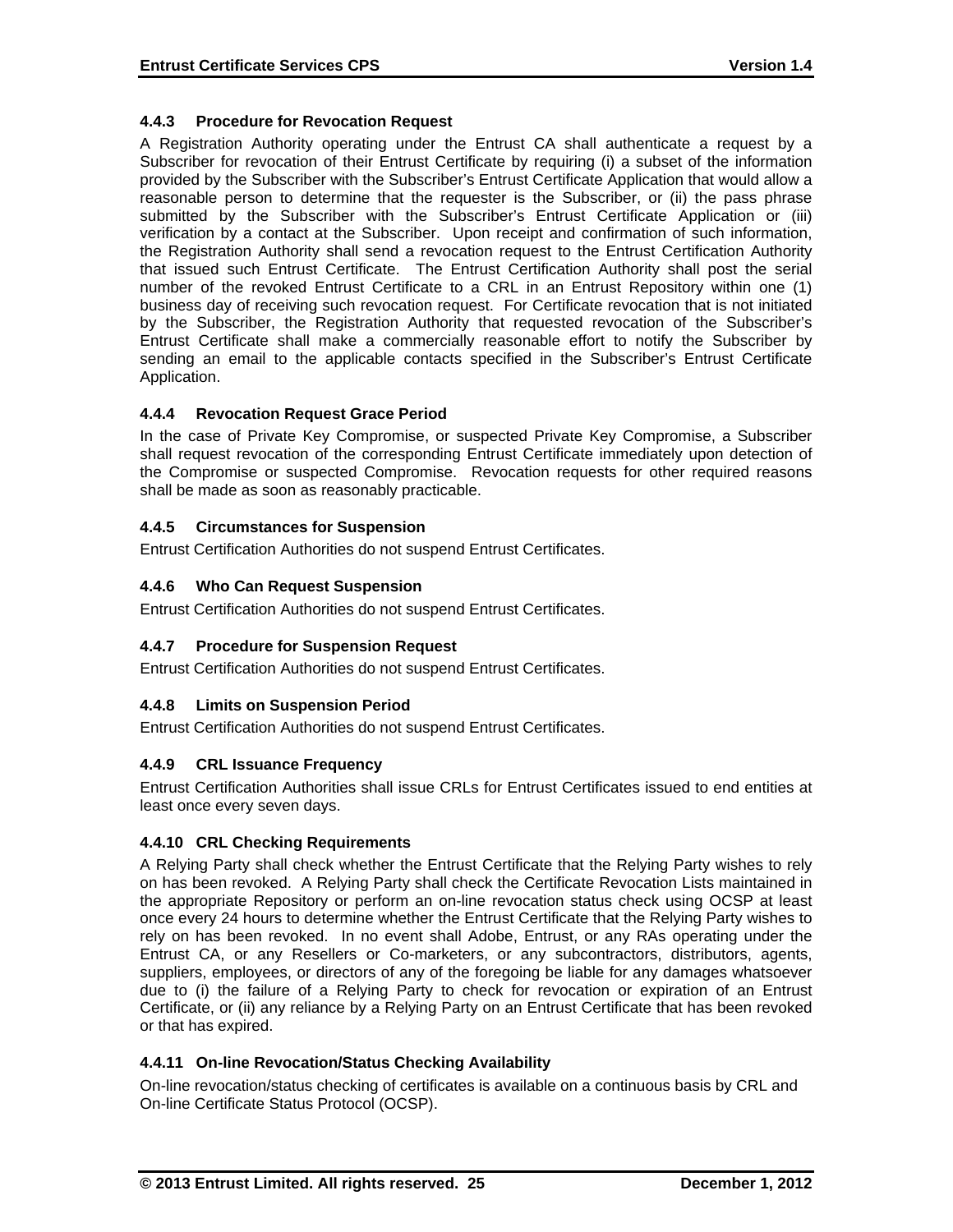### 4.4.3 Procedure for Revocation Request

A Registration Authority operating under the Entrust CA shall authenticate a request by a Subscriber for revocation of their Entrust Certificate by requiring (i) a subset of the information provided by the Subscriber with the Subscriber's Entrust Certificate Application that would allow a reasonable person to determine that the requester is the Subscriber, or (ii) the pass phrase submitted by the Subscriber with the Subscriber's Entrust Certificate Application or (iii) verification by a contact at the Subscriber. Upon receipt and confirmation of such information, the Registration Authority shall send a revocation request to the Entrust Certification Authority that issued such Entrust Certificate. The Entrust Certification Authority shall post the serial number of the revoked Entrust Certificate to a CRL in an Entrust Repository within one (1) business day of receiving such revocation request. For Certificate revocation that is not initiated by the Subscriber, the Registration Authority that requested revocation of the Subscriber's Entrust Certificate shall make a commercially reasonable effort to notify the Subscriber by sending an email to the applicable contacts specified in the Subscriber's Entrust Certificate Application.

### 4.4.4 Revocation Request Grace Period

In the case of Private Key Compromise, or suspected Private Key Compromise, a Subscriber shall request revocation of the corresponding Entrust Certificate immediately upon detection of the Compromise or suspected Compromise. Revocation requests for other required reasons shall be made as soon as reasonably practicable.

### 4.4.5 Circumstances for Suspension

Entrust Certification Authorities do not suspend Entrust Certificates.

### 4.4.6 Who Can Request Suspension

Entrust Certification Authorities do not suspend Entrust Certificates.

### 4.4.7 Procedure for Suspension Request

Entrust Certification Authorities do not suspend Entrust Certificates.

### 4.4.8 Limits on Suspension Period

Entrust Certification Authorities do not suspend Entrust Certificates.

### 4.4.9 CRL Issuance Frequency

Entrust Certification Authorities shall issue CRLs for Entrust Certificates issued to end entities at least once every seven days.

### 4.4.10 CRL Checking Requirements

A Relying Party shall check whether the Entrust Certificate that the Relying Party wishes to rely on has been revoked. A Relying Party shall check the Certificate Revocation Lists maintained in the appropriate Repository or perform an on-line revocation status check using OCSP at least once every 24 hours to determine whether the Entrust Certificate that the Relying Party wishes to rely on has been revoked. In no event shall Adobe, Entrust, or any RAs operating under the Entrust CA, or any Resellers or Co-marketers, or any subcontractors, distributors, agents, suppliers, employees, or directors of any of the foregoing be liable for any damages whatsoever due to (i) the failure of a Relying Party to check for revocation or expiration of an Entrust Certificate, or (ii) any reliance by a Relying Party on an Entrust Certificate that has been revoked or that has expired.

### 4.4.11 On-line Revocation/Status Checking Availability

On-line revocation/status checking of certificates is available on a continuous basis by CRL and On-line Certificate Status Protocol (OCSP).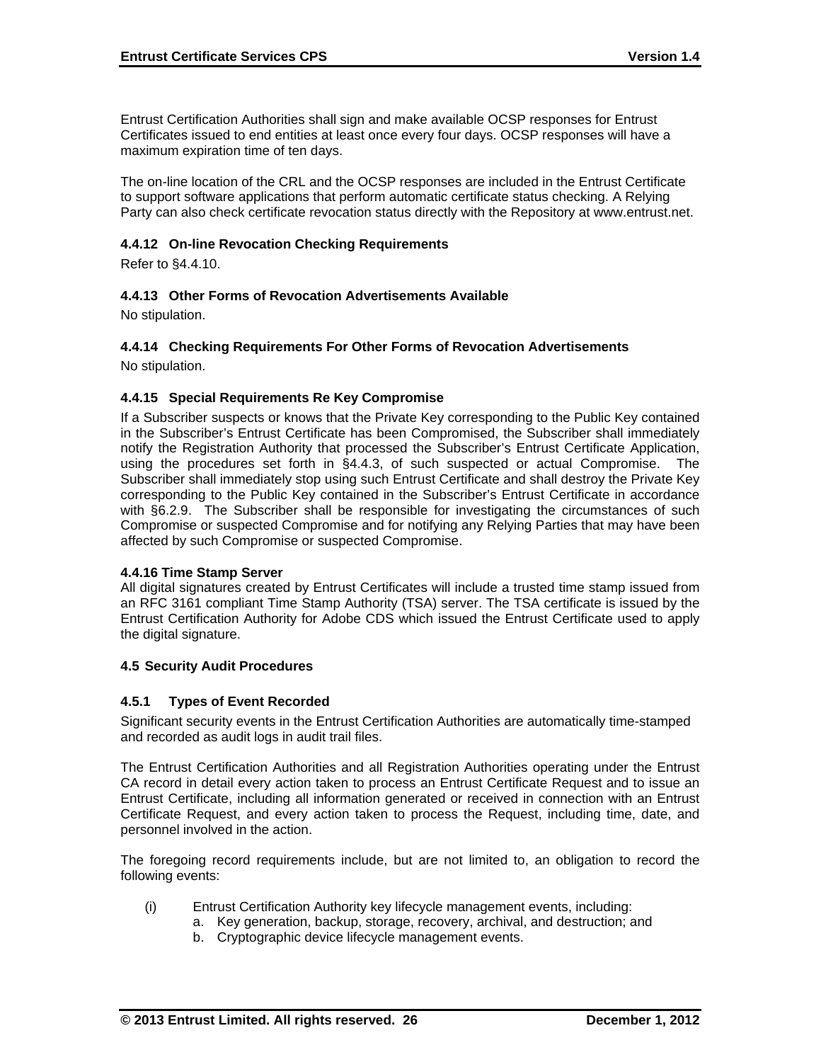Entrust Certification Authorities shall sign and make available OCSP responses for Entrust Certificates issued to end entities at least once every four days. OCSP responses will have a maximum expiration time of ten days.

The on-line location of the CRL and the OCSP responses are included in the Entrust Certificate to support software applications that perform automatic certificate status checking. A Relying Party can also check certificate revocation status directly with the Repository at www.entrust.net.

#### 4.4.12 On-line Revocation Checking Requirements

Refer to §4.4.10.

#### 4.4.13 Other Forms of Revocation Advertisements Available

No stipulation.

#### 4.4.14 Checking Requirements For Other Forms of Revocation Advertisements

No stipulation.

#### 4.4.15 Special Requirements Re Key Compromise

If a Subscriber suspects or knows that the Private Key corresponding to the Public Key contained in the Subscriber's Entrust Certificate has been Compromised, the Subscriber shall immediately notify the Registration Authority that processed the Subscriber's Entrust Certificate Application, using the procedures set forth in §4.4.3, of such suspected or actual Compromise. The Subscriber shall immediately stop using such Entrust Certificate and shall destroy the Private Key corresponding to the Public Key contained in the Subscriber's Entrust Certificate in accordance with §6.2.9. The Subscriber shall be responsible for investigating the circumstances of such Compromise or suspected Compromise and for notifying any Relying Parties that may have been affected by such Compromise or suspected Compromise.

#### 4.4.16 Time Stamp Server

All digital signatures created by Entrust Certificates will include a trusted time stamp issued from an RFC 3161 compliant Time Stamp Authority (TSA) server. The TSA certificate is issued by the Entrust Certification Authority for Adobe CDS which issued the Entrust Certificate used to apply the digital signature.

### 4.5 Security Audit Procedures

#### 4.5.1 Types of Event Recorded

Significant security events in the Entrust Certification Authorities are automatically time-stamped and recorded as audit logs in audit trail files.

The Entrust Certification Authorities and all Registration Authorities operating under the Entrust CA record in detail every action taken to process an Entrust Certificate Request and to issue an Entrust Certificate, including all information generated or received in connection with an Entrust Certificate Request, and every action taken to process the Request, including time, date, and personnel involved in the action.

The foregoing record requirements include, but are not limited to, an obligation to record the following events:

(i) Entrust Certification Authority key lifecycle management events, including:
   a. Key generation, backup, storage, recovery, archival, and destruction; and
   b. Cryptographic device lifecycle management events.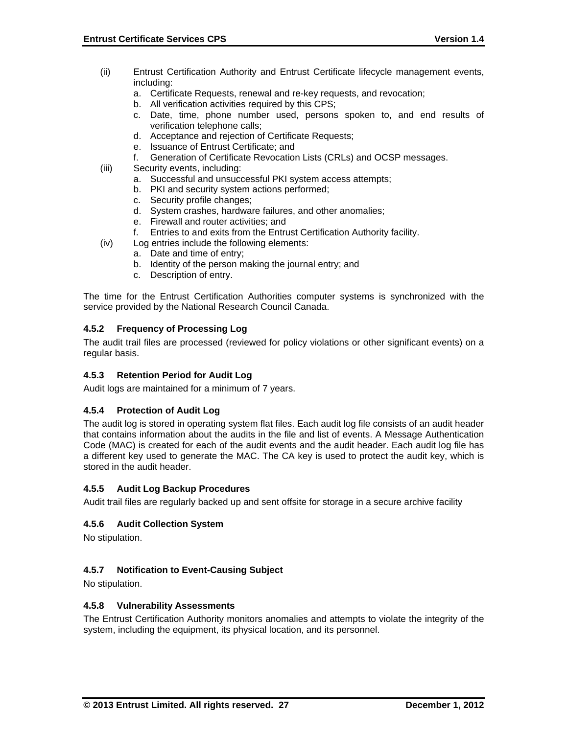(ii) Entrust Certification Authority and Entrust Certificate lifecycle management events, including:

   a. Certificate Requests, renewal and re-key requests, and revocation;
   b. All verification activities required by this CPS;
   c. Date, time, phone number used, persons spoken to, and end results of verification telephone calls;
   d. Acceptance and rejection of Certificate Requests;
   e. Issuance of Entrust Certificate; and
   f. Generation of Certificate Revocation Lists (CRLs) and OCSP messages.

(iii) Security events, including:

   a. Successful and unsuccessful PKI system access attempts;
   b. PKI and security system actions performed;
   c. Security profile changes;
   d. System crashes, hardware failures, and other anomalies;
   e. Firewall and router activities; and
   f. Entries to and exits from the Entrust Certification Authority facility.

(iv) Log entries include the following elements:

   a. Date and time of entry;
   b. Identity of the person making the journal entry; and
   c. Description of entry.

The time for the Entrust Certification Authorities computer systems is synchronized with the service provided by the National Research Council Canada.

### 4.5.2 Frequency of Processing Log

The audit trail files are processed (reviewed for policy violations or other significant events) on a regular basis.

### 4.5.3 Retention Period for Audit Log

Audit logs are maintained for a minimum of 7 years.

### 4.5.4 Protection of Audit Log

The audit log is stored in operating system flat files. Each audit log file consists of an audit header that contains information about the audits in the file and list of events. A Message Authentication Code (MAC) is created for each of the audit events and the audit header. Each audit log file has a different key used to generate the MAC. The CA key is used to protect the audit key, which is stored in the audit header.

### 4.5.5 Audit Log Backup Procedures

Audit trail files are regularly backed up and sent offsite for storage in a secure archive facility

### 4.5.6 Audit Collection System

No stipulation.

### 4.5.7 Notification to Event-Causing Subject

No stipulation.

### 4.5.8 Vulnerability Assessments

The Entrust Certification Authority monitors anomalies and attempts to violate the integrity of the system, including the equipment, its physical location, and its personnel.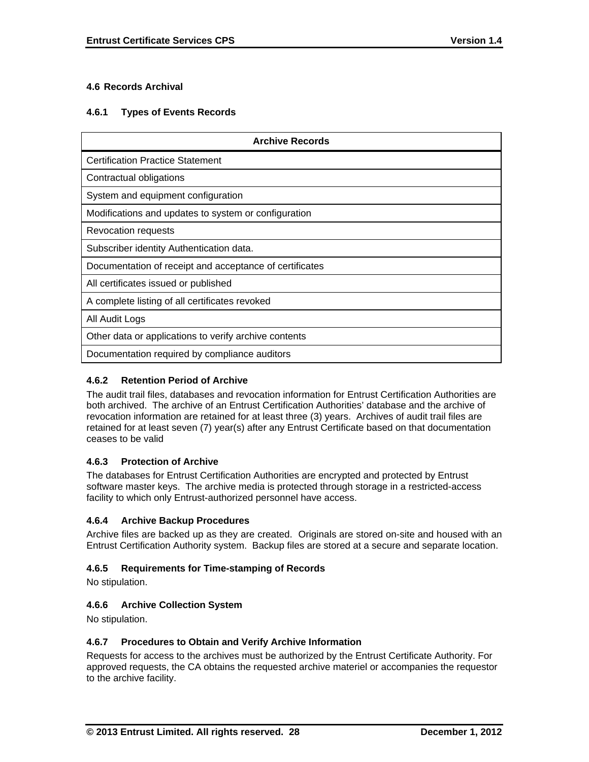### 4.6 Records Archival

#### 4.6.1 Types of Events Records

| Archive Records |
|---|
| Certification Practice Statement |
| Contractual obligations |
| System and equipment configuration |
| Modifications and updates to system or configuration |
| Revocation requests |
| Subscriber identity Authentication data. |
| Documentation of receipt and acceptance of certificates |
| All certificates issued or published |
| A complete listing of all certificates revoked |
| All Audit Logs |
| Other data or applications to verify archive contents |
| Documentation required by compliance auditors |

#### 4.6.2 Retention Period of Archive

The audit trail files, databases and revocation information for Entrust Certification Authorities are both archived. The archive of an Entrust Certification Authorities' database and the archive of revocation information are retained for at least three (3) years. Archives of audit trail files are retained for at least seven (7) year(s) after any Entrust Certificate based on that documentation ceases to be valid

#### 4.6.3 Protection of Archive

The databases for Entrust Certification Authorities are encrypted and protected by Entrust software master keys. The archive media is protected through storage in a restricted-access facility to which only Entrust-authorized personnel have access.

#### 4.6.4 Archive Backup Procedures

Archive files are backed up as they are created. Originals are stored on-site and housed with an Entrust Certification Authority system. Backup files are stored at a secure and separate location.

#### 4.6.5 Requirements for Time-stamping of Records

No stipulation.

#### 4.6.6 Archive Collection System

No stipulation.

#### 4.6.7 Procedures to Obtain and Verify Archive Information

Requests for access to the archives must be authorized by the Entrust Certificate Authority. For approved requests, the CA obtains the requested archive materiel or accompanies the requestor to the archive facility.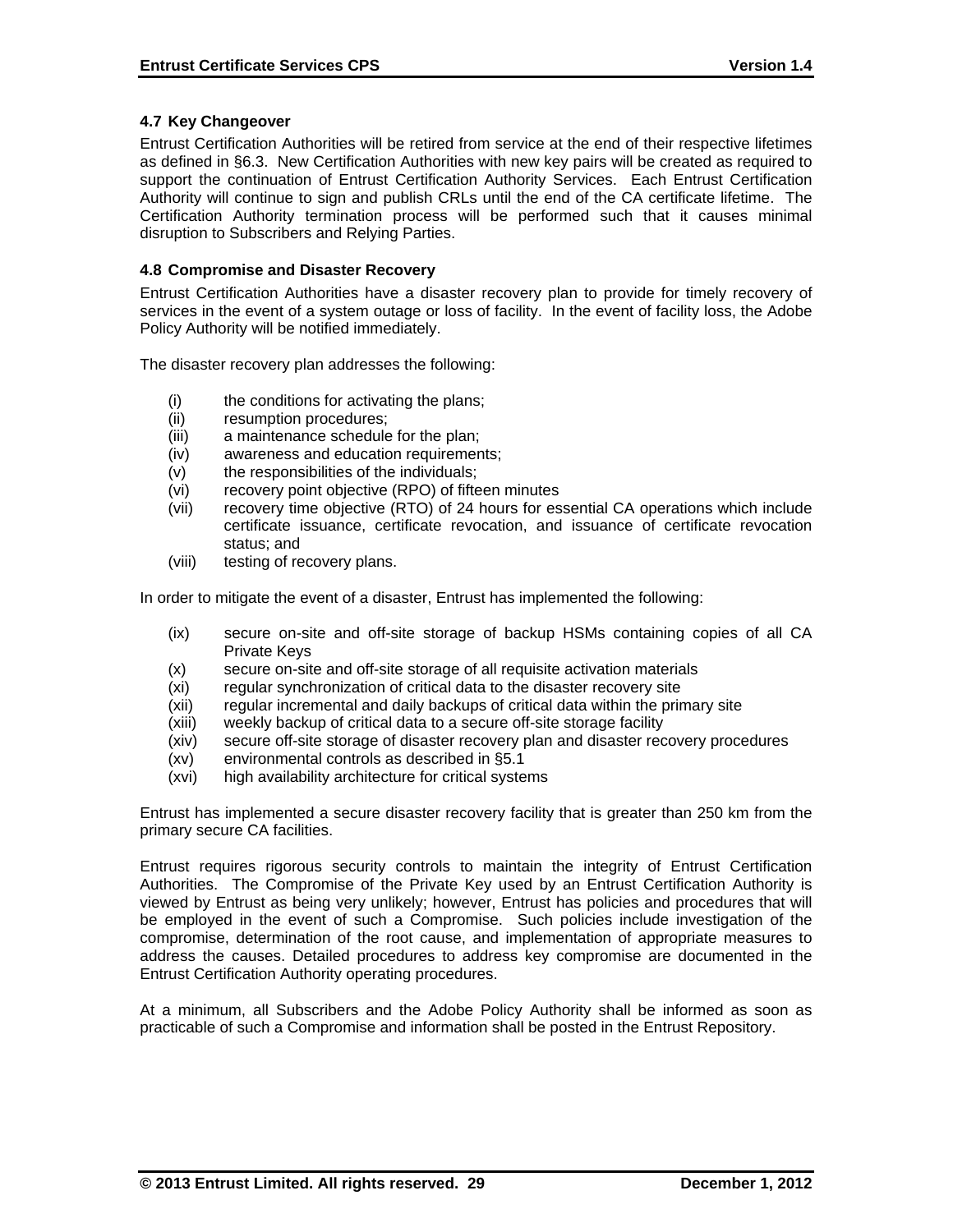### 4.7 Key Changeover

Entrust Certification Authorities will be retired from service at the end of their respective lifetimes as defined in §6.3. New Certification Authorities with new key pairs will be created as required to support the continuation of Entrust Certification Authority Services. Each Entrust Certification Authority will continue to sign and publish CRLs until the end of the CA certificate lifetime. The Certification Authority termination process will be performed such that it causes minimal disruption to Subscribers and Relying Parties.

### 4.8 Compromise and Disaster Recovery

Entrust Certification Authorities have a disaster recovery plan to provide for timely recovery of services in the event of a system outage or loss of facility. In the event of facility loss, the Adobe Policy Authority will be notified immediately.

The disaster recovery plan addresses the following:

- (i) the conditions for activating the plans;
- (ii) resumption procedures;
- (iii) a maintenance schedule for the plan;
- (iv) awareness and education requirements;
- (v) the responsibilities of the individuals;
- (vi) recovery point objective (RPO) of fifteen minutes
- (vii) recovery time objective (RTO) of 24 hours for essential CA operations which include certificate issuance, certificate revocation, and issuance of certificate revocation status; and
- (viii) testing of recovery plans.

In order to mitigate the event of a disaster, Entrust has implemented the following:

- (ix) secure on-site and off-site storage of backup HSMs containing copies of all CA Private Keys
- (x) secure on-site and off-site storage of all requisite activation materials
- (xi) regular synchronization of critical data to the disaster recovery site
- (xii) regular incremental and daily backups of critical data within the primary site
- (xiii) weekly backup of critical data to a secure off-site storage facility
- (xiv) secure off-site storage of disaster recovery plan and disaster recovery procedures
- (xv) environmental controls as described in §5.1
- (xvi) high availability architecture for critical systems

Entrust has implemented a secure disaster recovery facility that is greater than 250 km from the primary secure CA facilities.

Entrust requires rigorous security controls to maintain the integrity of Entrust Certification Authorities. The Compromise of the Private Key used by an Entrust Certification Authority is viewed by Entrust as being very unlikely; however, Entrust has policies and procedures that will be employed in the event of such a Compromise. Such policies include investigation of the compromise, determination of the root cause, and implementation of appropriate measures to address the causes. Detailed procedures to address key compromise are documented in the Entrust Certification Authority operating procedures.

At a minimum, all Subscribers and the Adobe Policy Authority shall be informed as soon as practicable of such a Compromise and information shall be posted in the Entrust Repository.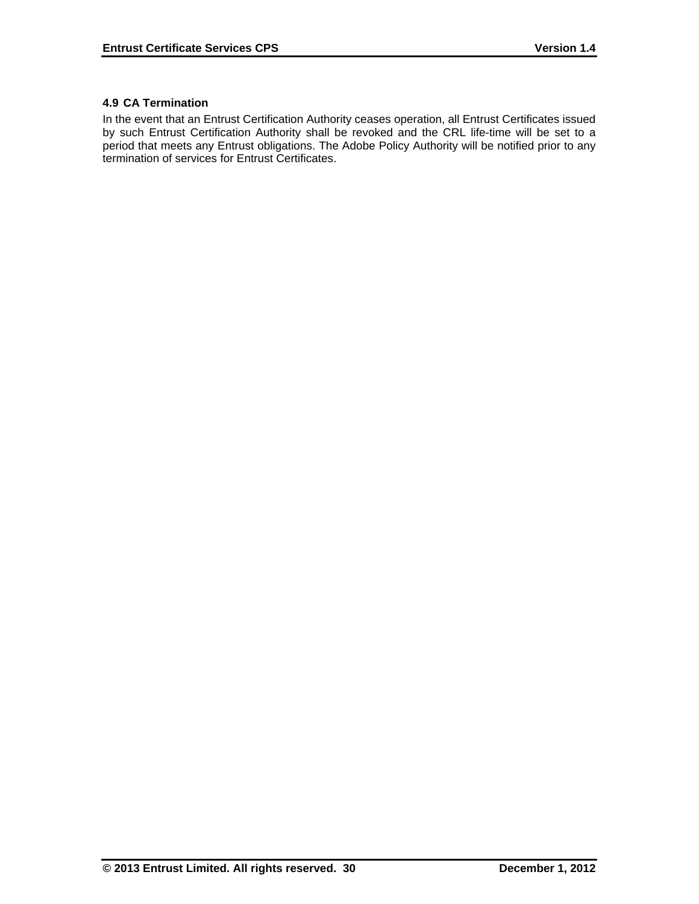### 4.9 CA Termination

In the event that an Entrust Certification Authority ceases operation, all Entrust Certificates issued by such Entrust Certification Authority shall be revoked and the CRL life-time will be set to a period that meets any Entrust obligations. The Adobe Policy Authority will be notified prior to any termination of services for Entrust Certificates.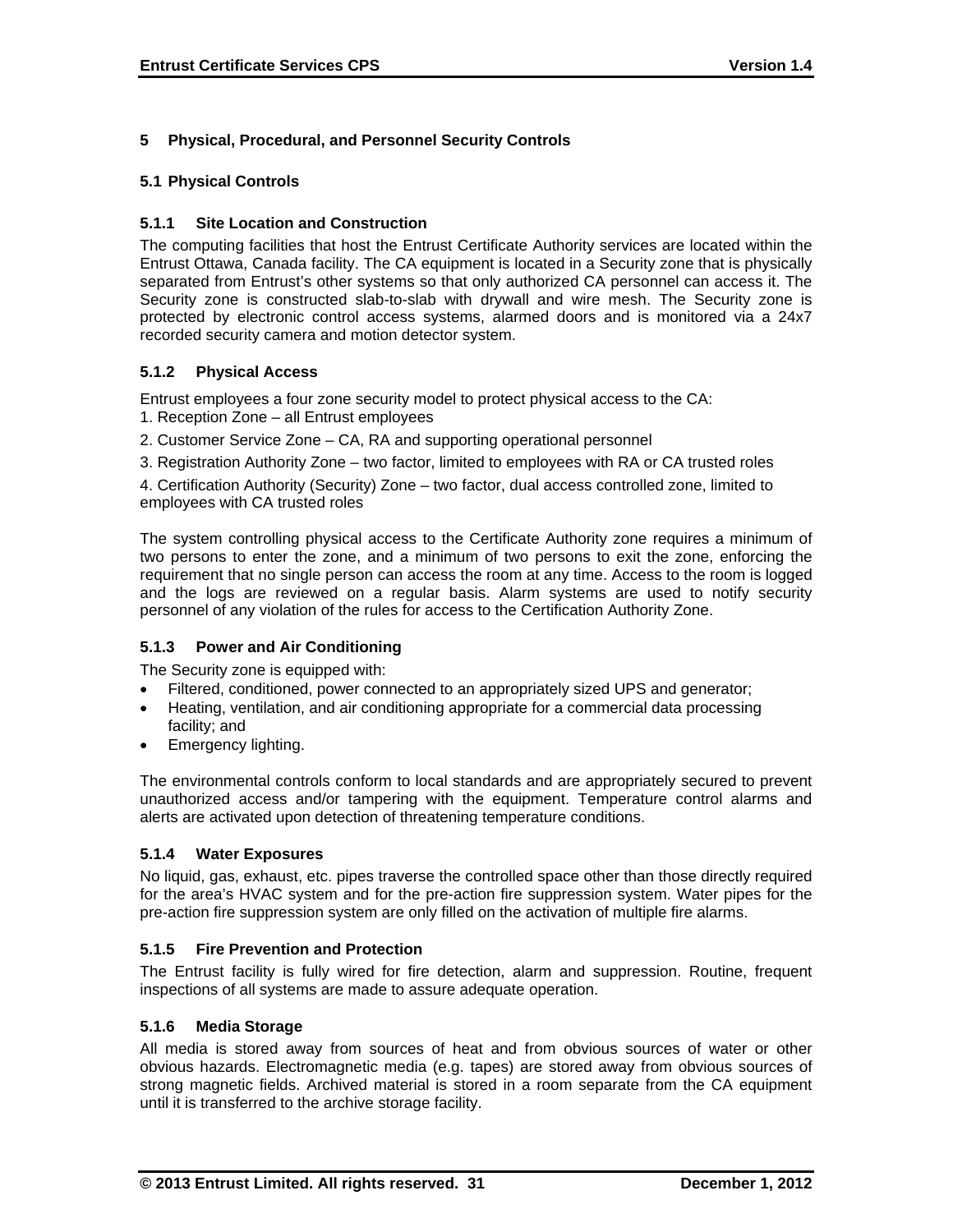# 5 Physical, Procedural, and Personnel Security Controls

## 5.1 Physical Controls

### 5.1.1 Site Location and Construction

The computing facilities that host the Entrust Certificate Authority services are located within the Entrust Ottawa, Canada facility. The CA equipment is located in a Security zone that is physically separated from Entrust's other systems so that only authorized CA personnel can access it. The Security zone is constructed slab-to-slab with drywall and wire mesh. The Security zone is protected by electronic control access systems, alarmed doors and is monitored via a 24x7 recorded security camera and motion detector system.

### 5.1.2 Physical Access

Entrust employees a four zone security model to protect physical access to the CA:

1. Reception Zone – all Entrust employees
2. Customer Service Zone – CA, RA and supporting operational personnel
3. Registration Authority Zone – two factor, limited to employees with RA or CA trusted roles
4. Certification Authority (Security) Zone – two factor, dual access controlled zone, limited to employees with CA trusted roles

The system controlling physical access to the Certificate Authority zone requires a minimum of two persons to enter the zone, and a minimum of two persons to exit the zone, enforcing the requirement that no single person can access the room at any time. Access to the room is logged and the logs are reviewed on a regular basis. Alarm systems are used to notify security personnel of any violation of the rules for access to the Certification Authority Zone.

### 5.1.3 Power and Air Conditioning

The Security zone is equipped with:

- Filtered, conditioned, power connected to an appropriately sized UPS and generator;
- Heating, ventilation, and air conditioning appropriate for a commercial data processing facility; and
- Emergency lighting.

The environmental controls conform to local standards and are appropriately secured to prevent unauthorized access and/or tampering with the equipment. Temperature control alarms and alerts are activated upon detection of threatening temperature conditions.

### 5.1.4 Water Exposures

No liquid, gas, exhaust, etc. pipes traverse the controlled space other than those directly required for the area's HVAC system and for the pre-action fire suppression system. Water pipes for the pre-action fire suppression system are only filled on the activation of multiple fire alarms.

### 5.1.5 Fire Prevention and Protection

The Entrust facility is fully wired for fire detection, alarm and suppression. Routine, frequent inspections of all systems are made to assure adequate operation.

### 5.1.6 Media Storage

All media is stored away from sources of heat and from obvious sources of water or other obvious hazards. Electromagnetic media (e.g. tapes) are stored away from obvious sources of strong magnetic fields. Archived material is stored in a room separate from the CA equipment until it is transferred to the archive storage facility.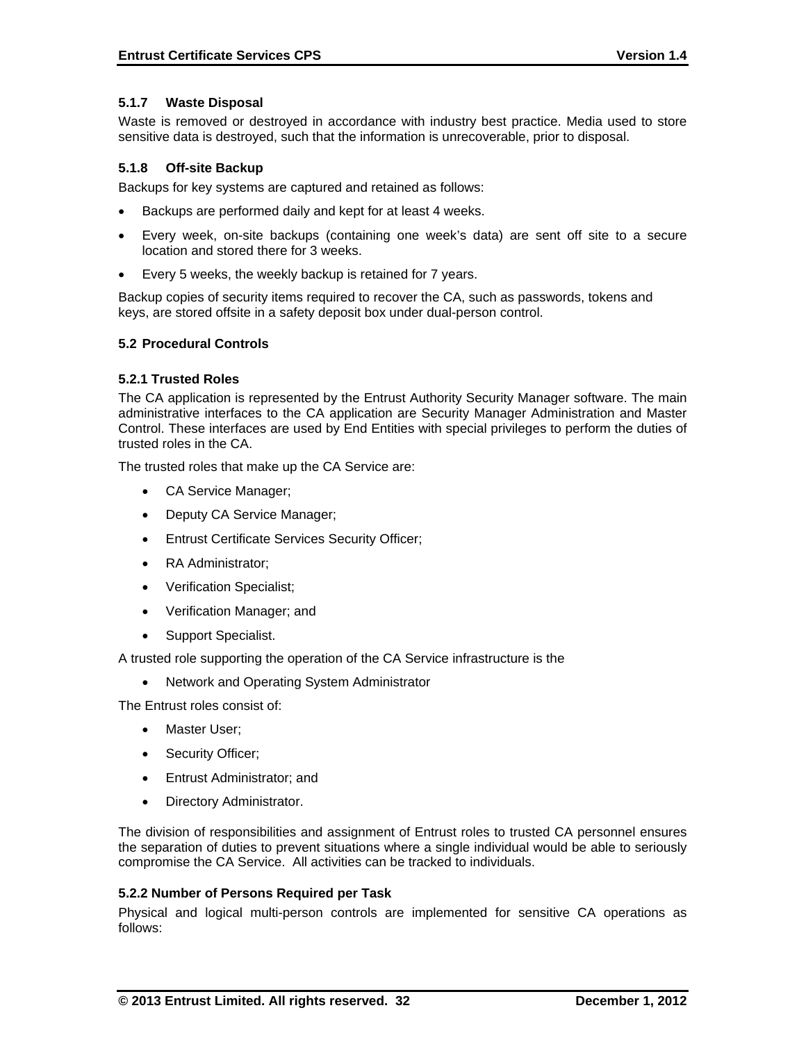#### 5.1.7 Waste Disposal

Waste is removed or destroyed in accordance with industry best practice. Media used to store sensitive data is destroyed, such that the information is unrecoverable, prior to disposal.

#### 5.1.8 Off-site Backup

Backups for key systems are captured and retained as follows:

- Backups are performed daily and kept for at least 4 weeks.
- Every week, on-site backups (containing one week's data) are sent off site to a secure location and stored there for 3 weeks.
- Every 5 weeks, the weekly backup is retained for 7 years.

Backup copies of security items required to recover the CA, such as passwords, tokens and keys, are stored offsite in a safety deposit box under dual-person control.

### 5.2 Procedural Controls

#### 5.2.1 Trusted Roles

The CA application is represented by the Entrust Authority Security Manager software. The main administrative interfaces to the CA application are Security Manager Administration and Master Control. These interfaces are used by End Entities with special privileges to perform the duties of trusted roles in the CA.

The trusted roles that make up the CA Service are:

- CA Service Manager;
- Deputy CA Service Manager;
- Entrust Certificate Services Security Officer;
- RA Administrator;
- Verification Specialist;
- Verification Manager; and
- Support Specialist.

A trusted role supporting the operation of the CA Service infrastructure is the

- Network and Operating System Administrator

The Entrust roles consist of:

- Master User;
- Security Officer;
- Entrust Administrator; and
- Directory Administrator.

The division of responsibilities and assignment of Entrust roles to trusted CA personnel ensures the separation of duties to prevent situations where a single individual would be able to seriously compromise the CA Service. All activities can be tracked to individuals.

#### 5.2.2 Number of Persons Required per Task

Physical and logical multi-person controls are implemented for sensitive CA operations as follows: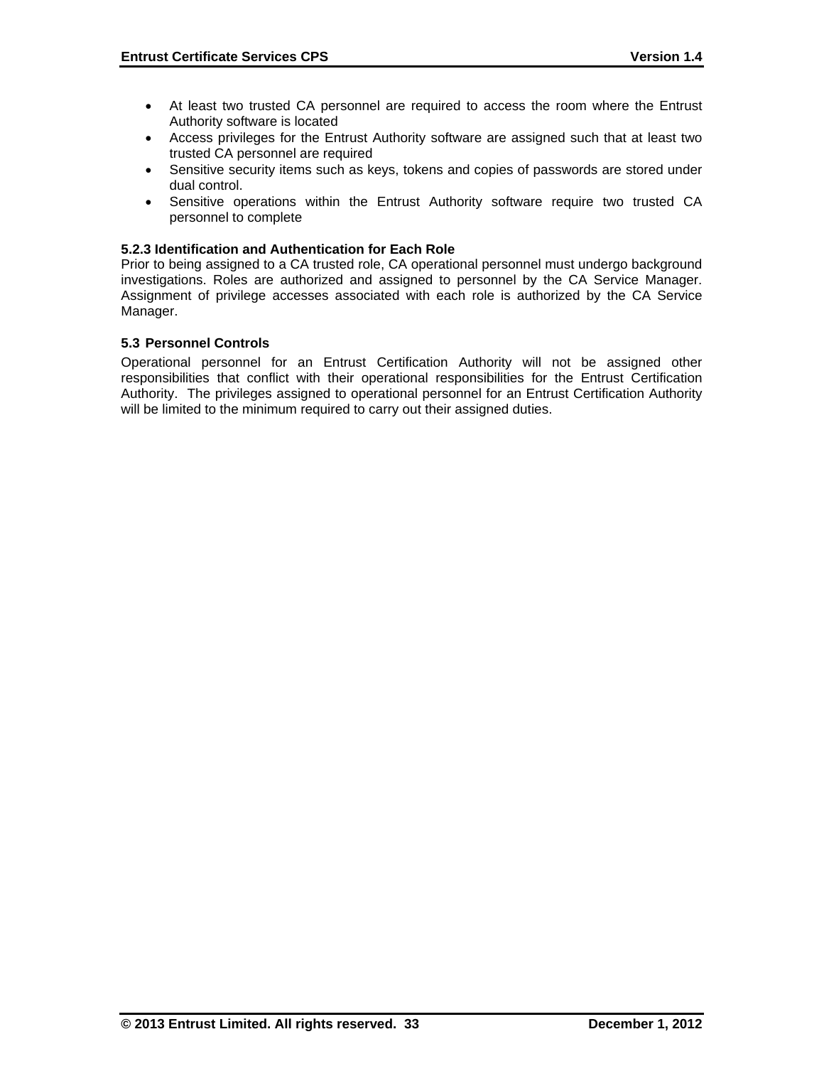- At least two trusted CA personnel are required to access the room where the Entrust Authority software is located
- Access privileges for the Entrust Authority software are assigned such that at least two trusted CA personnel are required
- Sensitive security items such as keys, tokens and copies of passwords are stored under dual control.
- Sensitive operations within the Entrust Authority software require two trusted CA personnel to complete

#### 5.2.3 Identification and Authentication for Each Role

Prior to being assigned to a CA trusted role, CA operational personnel must undergo background investigations. Roles are authorized and assigned to personnel by the CA Service Manager. Assignment of privilege accesses associated with each role is authorized by the CA Service Manager.

### 5.3 Personnel Controls

Operational personnel for an Entrust Certification Authority will not be assigned other responsibilities that conflict with their operational responsibilities for the Entrust Certification Authority. The privileges assigned to operational personnel for an Entrust Certification Authority will be limited to the minimum required to carry out their assigned duties.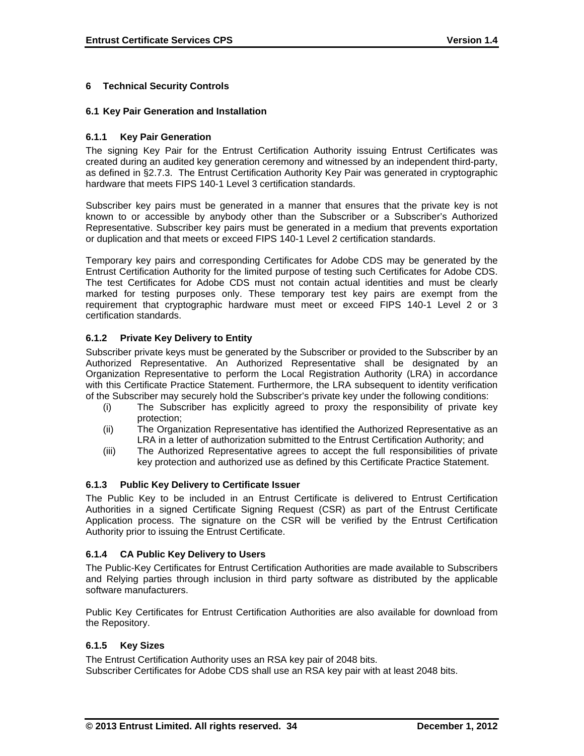# 6 Technical Security Controls

## 6.1 Key Pair Generation and Installation

### 6.1.1 Key Pair Generation

The signing Key Pair for the Entrust Certification Authority issuing Entrust Certificates was created during an audited key generation ceremony and witnessed by an independent third-party, as defined in §2.7.3. The Entrust Certification Authority Key Pair was generated in cryptographic hardware that meets FIPS 140-1 Level 3 certification standards.

Subscriber key pairs must be generated in a manner that ensures that the private key is not known to or accessible by anybody other than the Subscriber or a Subscriber's Authorized Representative. Subscriber key pairs must be generated in a medium that prevents exportation or duplication and that meets or exceed FIPS 140-1 Level 2 certification standards.

Temporary key pairs and corresponding Certificates for Adobe CDS may be generated by the Entrust Certification Authority for the limited purpose of testing such Certificates for Adobe CDS. The test Certificates for Adobe CDS must not contain actual identities and must be clearly marked for testing purposes only. These temporary test key pairs are exempt from the requirement that cryptographic hardware must meet or exceed FIPS 140-1 Level 2 or 3 certification standards.

### 6.1.2 Private Key Delivery to Entity

Subscriber private keys must be generated by the Subscriber or provided to the Subscriber by an Authorized Representative. An Authorized Representative shall be designated by an Organization Representative to perform the Local Registration Authority (LRA) in accordance with this Certificate Practice Statement. Furthermore, the LRA subsequent to identity verification of the Subscriber may securely hold the Subscriber's private key under the following conditions:

(i) The Subscriber has explicitly agreed to proxy the responsibility of private key protection;

(ii) The Organization Representative has identified the Authorized Representative as an LRA in a letter of authorization submitted to the Entrust Certification Authority; and

(iii) The Authorized Representative agrees to accept the full responsibilities of private key protection and authorized use as defined by this Certificate Practice Statement.

### 6.1.3 Public Key Delivery to Certificate Issuer

The Public Key to be included in an Entrust Certificate is delivered to Entrust Certification Authorities in a signed Certificate Signing Request (CSR) as part of the Entrust Certificate Application process. The signature on the CSR will be verified by the Entrust Certification Authority prior to issuing the Entrust Certificate.

### 6.1.4 CA Public Key Delivery to Users

The Public-Key Certificates for Entrust Certification Authorities are made available to Subscribers and Relying parties through inclusion in third party software as distributed by the applicable software manufacturers.

Public Key Certificates for Entrust Certification Authorities are also available for download from the Repository.

### 6.1.5 Key Sizes

The Entrust Certification Authority uses an RSA key pair of 2048 bits.
Subscriber Certificates for Adobe CDS shall use an RSA key pair with at least 2048 bits.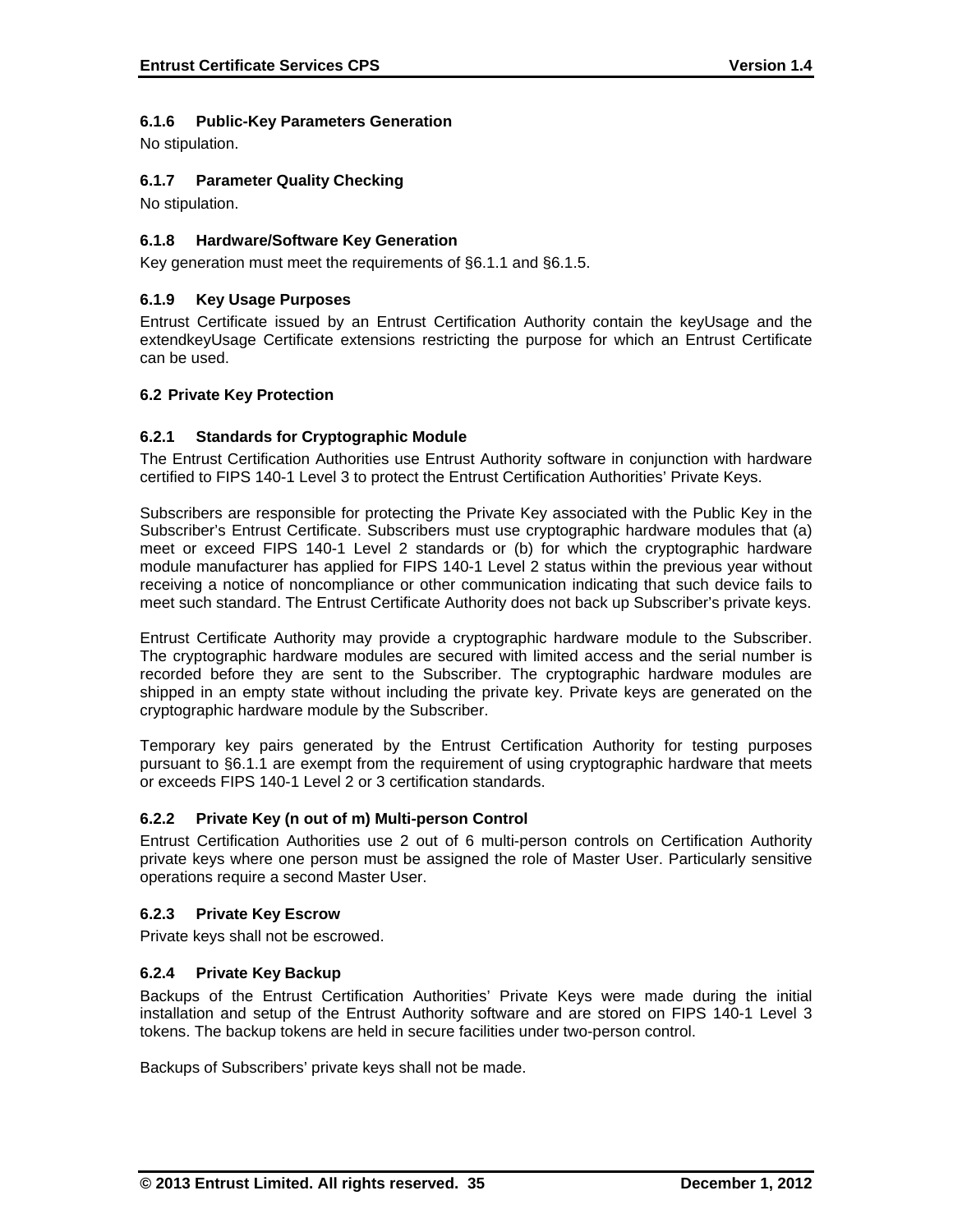### 6.1.6 Public-Key Parameters Generation

No stipulation.

### 6.1.7 Parameter Quality Checking

No stipulation.

### 6.1.8 Hardware/Software Key Generation

Key generation must meet the requirements of §6.1.1 and §6.1.5.

### 6.1.9 Key Usage Purposes

Entrust Certificate issued by an Entrust Certification Authority contain the keyUsage and the extendkeyUsage Certificate extensions restricting the purpose for which an Entrust Certificate can be used.

## 6.2 Private Key Protection

### 6.2.1 Standards for Cryptographic Module

The Entrust Certification Authorities use Entrust Authority software in conjunction with hardware certified to FIPS 140-1 Level 3 to protect the Entrust Certification Authorities' Private Keys.

Subscribers are responsible for protecting the Private Key associated with the Public Key in the Subscriber's Entrust Certificate. Subscribers must use cryptographic hardware modules that (a) meet or exceed FIPS 140-1 Level 2 standards or (b) for which the cryptographic hardware module manufacturer has applied for FIPS 140-1 Level 2 status within the previous year without receiving a notice of noncompliance or other communication indicating that such device fails to meet such standard. The Entrust Certificate Authority does not back up Subscriber's private keys.

Entrust Certificate Authority may provide a cryptographic hardware module to the Subscriber. The cryptographic hardware modules are secured with limited access and the serial number is recorded before they are sent to the Subscriber. The cryptographic hardware modules are shipped in an empty state without including the private key. Private keys are generated on the cryptographic hardware module by the Subscriber.

Temporary key pairs generated by the Entrust Certification Authority for testing purposes pursuant to §6.1.1 are exempt from the requirement of using cryptographic hardware that meets or exceeds FIPS 140-1 Level 2 or 3 certification standards.

### 6.2.2 Private Key (n out of m) Multi-person Control

Entrust Certification Authorities use 2 out of 6 multi-person controls on Certification Authority private keys where one person must be assigned the role of Master User. Particularly sensitive operations require a second Master User.

### 6.2.3 Private Key Escrow

Private keys shall not be escrowed.

### 6.2.4 Private Key Backup

Backups of the Entrust Certification Authorities' Private Keys were made during the initial installation and setup of the Entrust Authority software and are stored on FIPS 140-1 Level 3 tokens. The backup tokens are held in secure facilities under two-person control.

Backups of Subscribers' private keys shall not be made.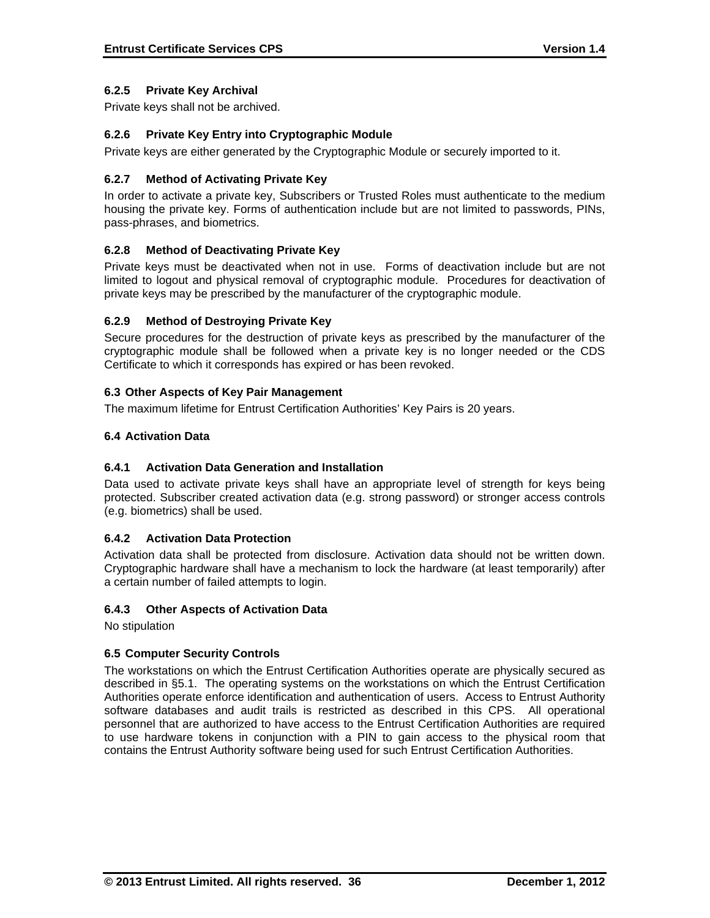#### 6.2.5 Private Key Archival

Private keys shall not be archived.

#### 6.2.6 Private Key Entry into Cryptographic Module

Private keys are either generated by the Cryptographic Module or securely imported to it.

#### 6.2.7 Method of Activating Private Key

In order to activate a private key, Subscribers or Trusted Roles must authenticate to the medium housing the private key. Forms of authentication include but are not limited to passwords, PINs, pass-phrases, and biometrics.

#### 6.2.8 Method of Deactivating Private Key

Private keys must be deactivated when not in use. Forms of deactivation include but are not limited to logout and physical removal of cryptographic module. Procedures for deactivation of private keys may be prescribed by the manufacturer of the cryptographic module.

#### 6.2.9 Method of Destroying Private Key

Secure procedures for the destruction of private keys as prescribed by the manufacturer of the cryptographic module shall be followed when a private key is no longer needed or the CDS Certificate to which it corresponds has expired or has been revoked.

### 6.3 Other Aspects of Key Pair Management

The maximum lifetime for Entrust Certification Authorities' Key Pairs is 20 years.

### 6.4 Activation Data

#### 6.4.1 Activation Data Generation and Installation

Data used to activate private keys shall have an appropriate level of strength for keys being protected. Subscriber created activation data (e.g. strong password) or stronger access controls (e.g. biometrics) shall be used.

#### 6.4.2 Activation Data Protection

Activation data shall be protected from disclosure. Activation data should not be written down. Cryptographic hardware shall have a mechanism to lock the hardware (at least temporarily) after a certain number of failed attempts to login.

#### 6.4.3 Other Aspects of Activation Data

No stipulation

### 6.5 Computer Security Controls

The workstations on which the Entrust Certification Authorities operate are physically secured as described in §5.1. The operating systems on the workstations on which the Entrust Certification Authorities operate enforce identification and authentication of users. Access to Entrust Authority software databases and audit trails is restricted as described in this CPS. All operational personnel that are authorized to have access to the Entrust Certification Authorities are required to use hardware tokens in conjunction with a PIN to gain access to the physical room that contains the Entrust Authority software being used for such Entrust Certification Authorities.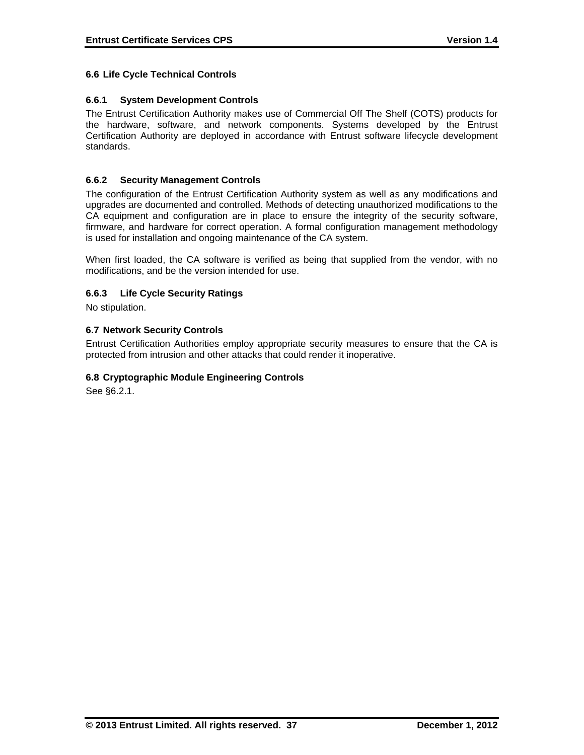## 6.6 Life Cycle Technical Controls

### 6.6.1 System Development Controls

The Entrust Certification Authority makes use of Commercial Off The Shelf (COTS) products for the hardware, software, and network components. Systems developed by the Entrust Certification Authority are deployed in accordance with Entrust software lifecycle development standards.

### 6.6.2 Security Management Controls

The configuration of the Entrust Certification Authority system as well as any modifications and upgrades are documented and controlled. Methods of detecting unauthorized modifications to the CA equipment and configuration are in place to ensure the integrity of the security software, firmware, and hardware for correct operation. A formal configuration management methodology is used for installation and ongoing maintenance of the CA system.

When first loaded, the CA software is verified as being that supplied from the vendor, with no modifications, and be the version intended for use.

### 6.6.3 Life Cycle Security Ratings

No stipulation.

## 6.7 Network Security Controls

Entrust Certification Authorities employ appropriate security measures to ensure that the CA is protected from intrusion and other attacks that could render it inoperative.

## 6.8 Cryptographic Module Engineering Controls

See §6.2.1.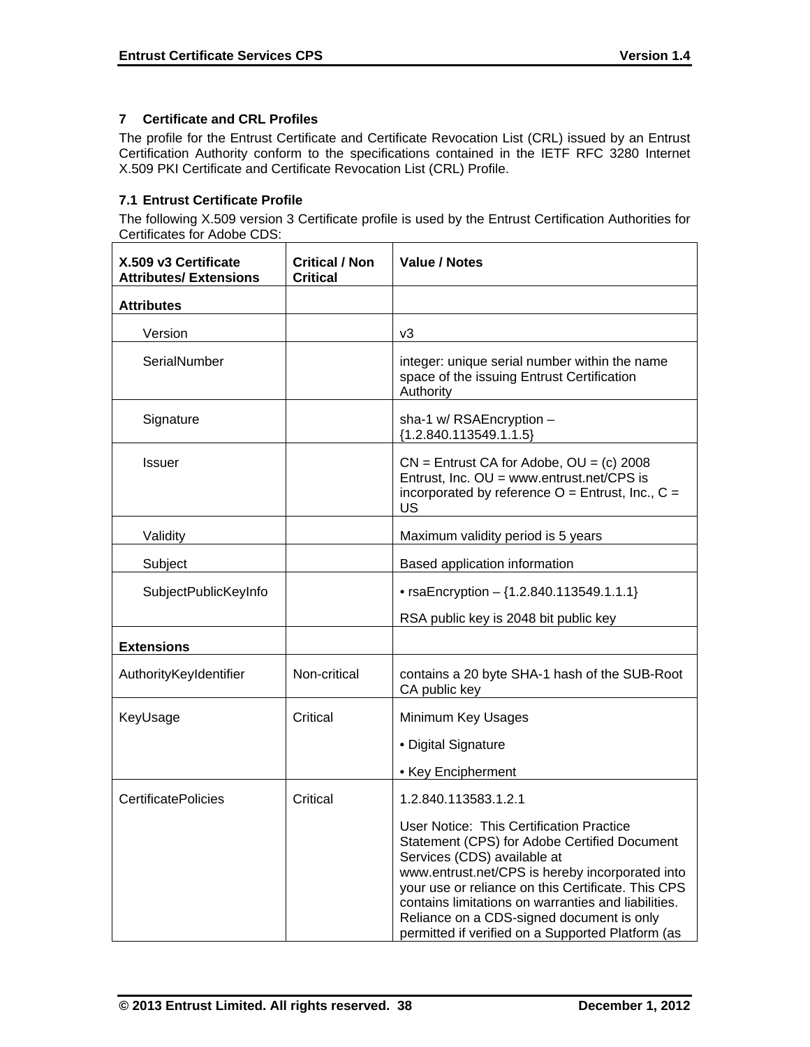# 7 Certificate and CRL Profiles

The profile for the Entrust Certificate and Certificate Revocation List (CRL) issued by an Entrust Certification Authority conform to the specifications contained in the IETF RFC 3280 Internet X.509 PKI Certificate and Certificate Revocation List (CRL) Profile.

## 7.1 Entrust Certificate Profile

The following X.509 version 3 Certificate profile is used by the Entrust Certification Authorities for Certificates for Adobe CDS:

| X.509 v3 Certificate Attributes/ Extensions | Critical / Non Critical | Value / Notes |
|---|---|---|
| **Attributes** | | |
| Version | | v3 |
| SerialNumber | | integer: unique serial number within the name space of the issuing Entrust Certification Authority |
| Signature | | sha-1 w/ RSAEncryption – {1.2.840.113549.1.1.5} |
| Issuer | | CN = Entrust CA for Adobe, OU = (c) 2008 Entrust, Inc. OU = www.entrust.net/CPS is incorporated by reference O = Entrust, Inc., C = US |
| Validity | | Maximum validity period is 5 years |
| Subject | | Based application information |
| SubjectPublicKeyInfo | | • rsaEncryption – {1.2.840.113549.1.1.1}<br>RSA public key is 2048 bit public key |
| **Extensions** | | |
| AuthorityKeyIdentifier | Non-critical | contains a 20 byte SHA-1 hash of the SUB-Root CA public key |
| KeyUsage | Critical | Minimum Key Usages<br>• Digital Signature<br>• Key Encipherment |
| CertificatePolicies | Critical | 1.2.840.113583.1.2.1<br>User Notice: This Certification Practice Statement (CPS) for Adobe Certified Document Services (CDS) available at www.entrust.net/CPS is hereby incorporated into your use or reliance on this Certificate. This CPS contains limitations on warranties and liabilities. Reliance on a CDS-signed document is only permitted if verified on a Supported Platform (as |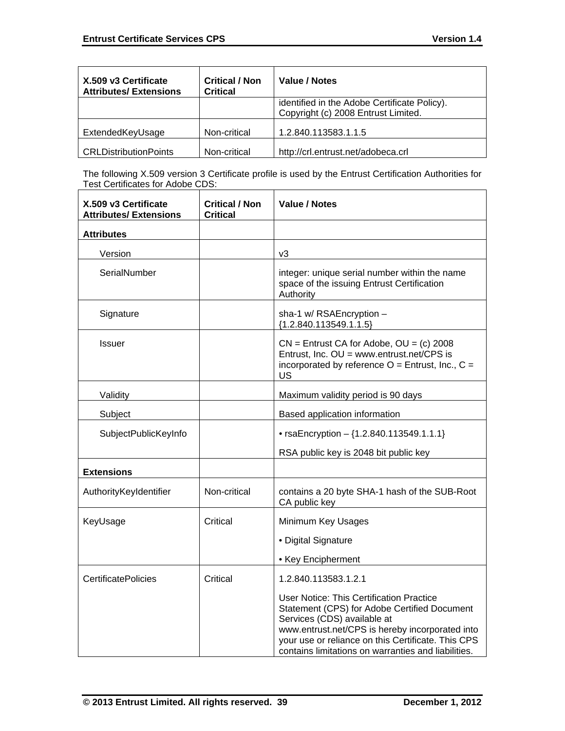| X.509 v3 Certificate Attributes/ Extensions | Critical / Non Critical | Value / Notes |
|---|---|---|
| | | identified in the Adobe Certificate Policy). Copyright (c) 2008 Entrust Limited. |
| ExtendedKeyUsage | Non-critical | 1.2.840.113583.1.1.5 |
| CRLDistributionPoints | Non-critical | http://crl.entrust.net/adobeca.crl |

The following X.509 version 3 Certificate profile is used by the Entrust Certification Authorities for Test Certificates for Adobe CDS:

| X.509 v3 Certificate Attributes/ Extensions | Critical / Non Critical | Value / Notes |
|---|---|---|
| **Attributes** | | |
| Version | | v3 |
| SerialNumber | | integer: unique serial number within the name space of the issuing Entrust Certification Authority |
| Signature | | sha-1 w/ RSAEncryption – {1.2.840.113549.1.1.5} |
| Issuer | | CN = Entrust CA for Adobe, OU = (c) 2008 Entrust, Inc. OU = www.entrust.net/CPS is incorporated by reference O = Entrust, Inc., C = US |
| Validity | | Maximum validity period is 90 days |
| Subject | | Based application information |
| SubjectPublicKeyInfo | | • rsaEncryption – {1.2.840.113549.1.1.1}<br><br>RSA public key is 2048 bit public key |
| **Extensions** | | |
| AuthorityKeyIdentifier | Non-critical | contains a 20 byte SHA-1 hash of the SUB-Root CA public key |
| KeyUsage | Critical | Minimum Key Usages<br><br>• Digital Signature<br><br>• Key Encipherment |
| CertificatePolicies | Critical | 1.2.840.113583.1.2.1<br><br>User Notice: This Certification Practice Statement (CPS) for Adobe Certified Document Services (CDS) available at www.entrust.net/CPS is hereby incorporated into your use or reliance on this Certificate. This CPS contains limitations on warranties and liabilities. |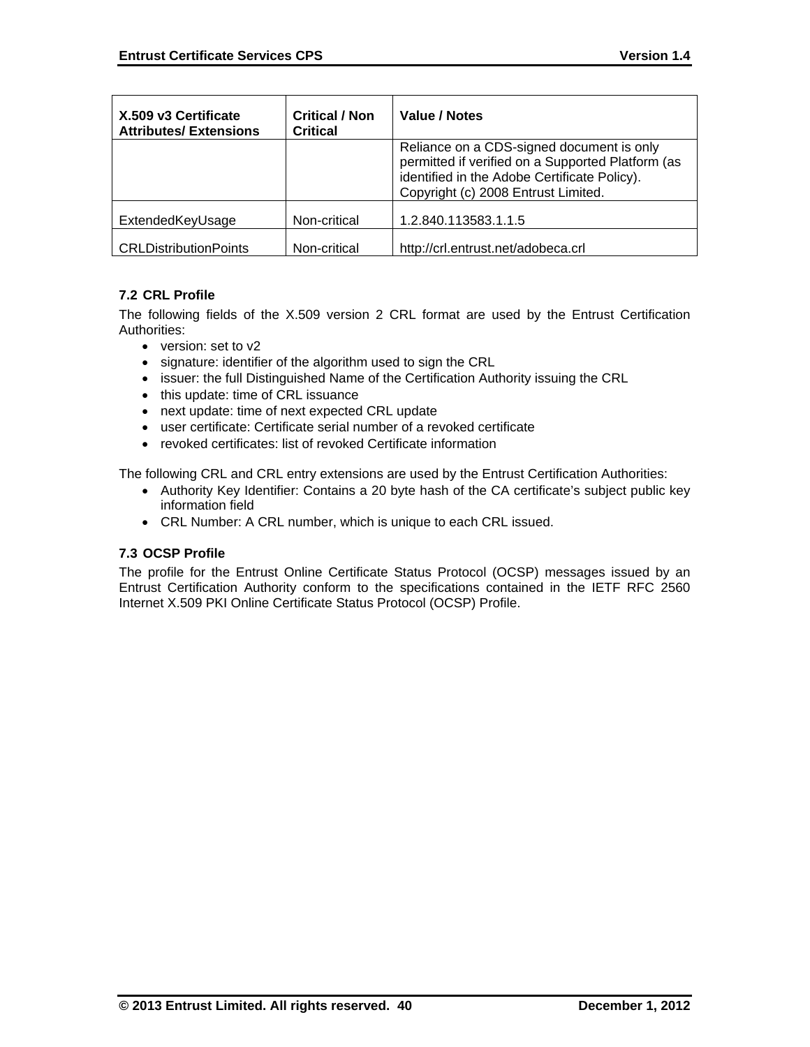| X.509 v3 Certificate Attributes/ Extensions | Critical / Non Critical | Value / Notes |
|---|---|---|
| | | Reliance on a CDS-signed document is only permitted if verified on a Supported Platform (as identified in the Adobe Certificate Policy). Copyright (c) 2008 Entrust Limited. |
| ExtendedKeyUsage | Non-critical | 1.2.840.113583.1.1.5 |
| CRLDistributionPoints | Non-critical | http://crl.entrust.net/adobeca.crl |

### 7.2 CRL Profile

The following fields of the X.509 version 2 CRL format are used by the Entrust Certification Authorities:

- version: set to v2
- signature: identifier of the algorithm used to sign the CRL
- issuer: the full Distinguished Name of the Certification Authority issuing the CRL
- this update: time of CRL issuance
- next update: time of next expected CRL update
- user certificate: Certificate serial number of a revoked certificate
- revoked certificates: list of revoked Certificate information

The following CRL and CRL entry extensions are used by the Entrust Certification Authorities:

- Authority Key Identifier: Contains a 20 byte hash of the CA certificate's subject public key information field
- CRL Number: A CRL number, which is unique to each CRL issued.

### 7.3 OCSP Profile

The profile for the Entrust Online Certificate Status Protocol (OCSP) messages issued by an Entrust Certification Authority conform to the specifications contained in the IETF RFC 2560 Internet X.509 PKI Online Certificate Status Protocol (OCSP) Profile.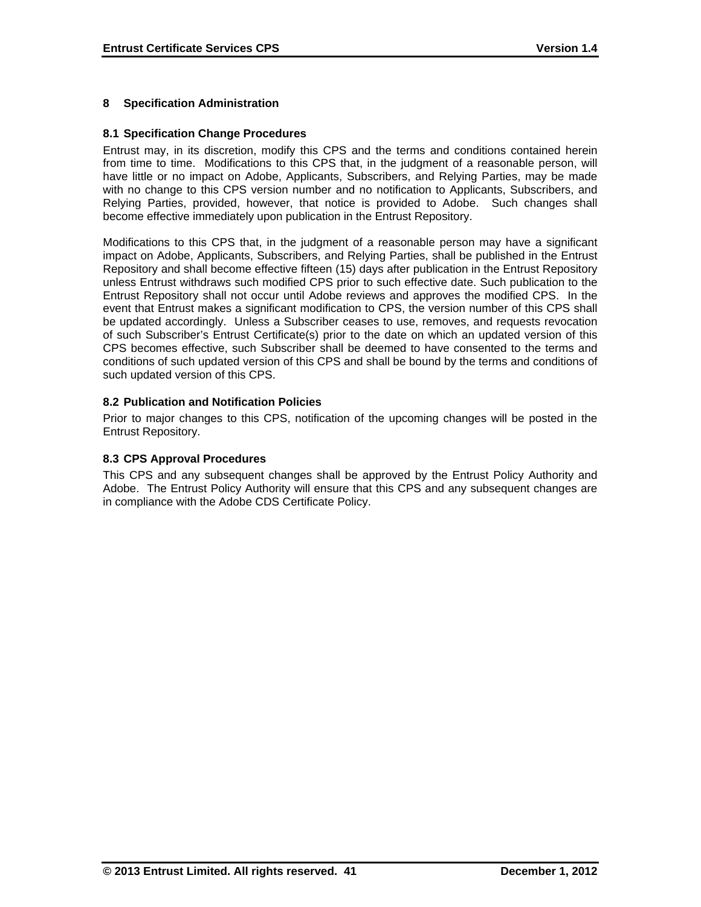# 8 Specification Administration

## 8.1 Specification Change Procedures

Entrust may, in its discretion, modify this CPS and the terms and conditions contained herein from time to time. Modifications to this CPS that, in the judgment of a reasonable person, will have little or no impact on Adobe, Applicants, Subscribers, and Relying Parties, may be made with no change to this CPS version number and no notification to Applicants, Subscribers, and Relying Parties, provided, however, that notice is provided to Adobe. Such changes shall become effective immediately upon publication in the Entrust Repository.

Modifications to this CPS that, in the judgment of a reasonable person may have a significant impact on Adobe, Applicants, Subscribers, and Relying Parties, shall be published in the Entrust Repository and shall become effective fifteen (15) days after publication in the Entrust Repository unless Entrust withdraws such modified CPS prior to such effective date. Such publication to the Entrust Repository shall not occur until Adobe reviews and approves the modified CPS. In the event that Entrust makes a significant modification to CPS, the version number of this CPS shall be updated accordingly. Unless a Subscriber ceases to use, removes, and requests revocation of such Subscriber's Entrust Certificate(s) prior to the date on which an updated version of this CPS becomes effective, such Subscriber shall be deemed to have consented to the terms and conditions of such updated version of this CPS and shall be bound by the terms and conditions of such updated version of this CPS.

## 8.2 Publication and Notification Policies

Prior to major changes to this CPS, notification of the upcoming changes will be posted in the Entrust Repository.

## 8.3 CPS Approval Procedures

This CPS and any subsequent changes shall be approved by the Entrust Policy Authority and Adobe. The Entrust Policy Authority will ensure that this CPS and any subsequent changes are in compliance with the Adobe CDS Certificate Policy.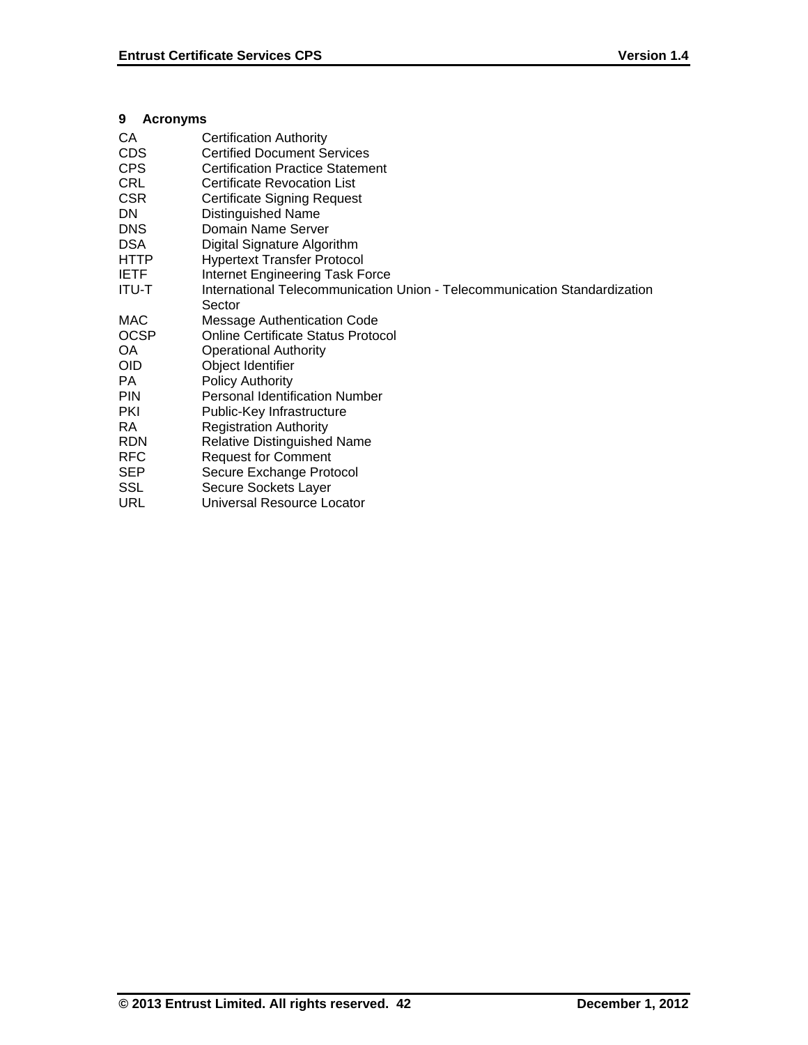# 9 Acronyms

| | |
|---|---|
| CA | Certification Authority |
| CDS | Certified Document Services |
| CPS | Certification Practice Statement |
| CRL | Certificate Revocation List |
| CSR | Certificate Signing Request |
| DN | Distinguished Name |
| DNS | Domain Name Server |
| DSA | Digital Signature Algorithm |
| HTTP | Hypertext Transfer Protocol |
| IETF | Internet Engineering Task Force |
| ITU-T | International Telecommunication Union - Telecommunication Standardization Sector |
| MAC | Message Authentication Code |
| OCSP | Online Certificate Status Protocol |
| OA | Operational Authority |
| OID | Object Identifier |
| PA | Policy Authority |
| PIN | Personal Identification Number |
| PKI | Public-Key Infrastructure |
| RA | Registration Authority |
| RDN | Relative Distinguished Name |
| RFC | Request for Comment |
| SEP | Secure Exchange Protocol |
| SSL | Secure Sockets Layer |
| URL | Universal Resource Locator |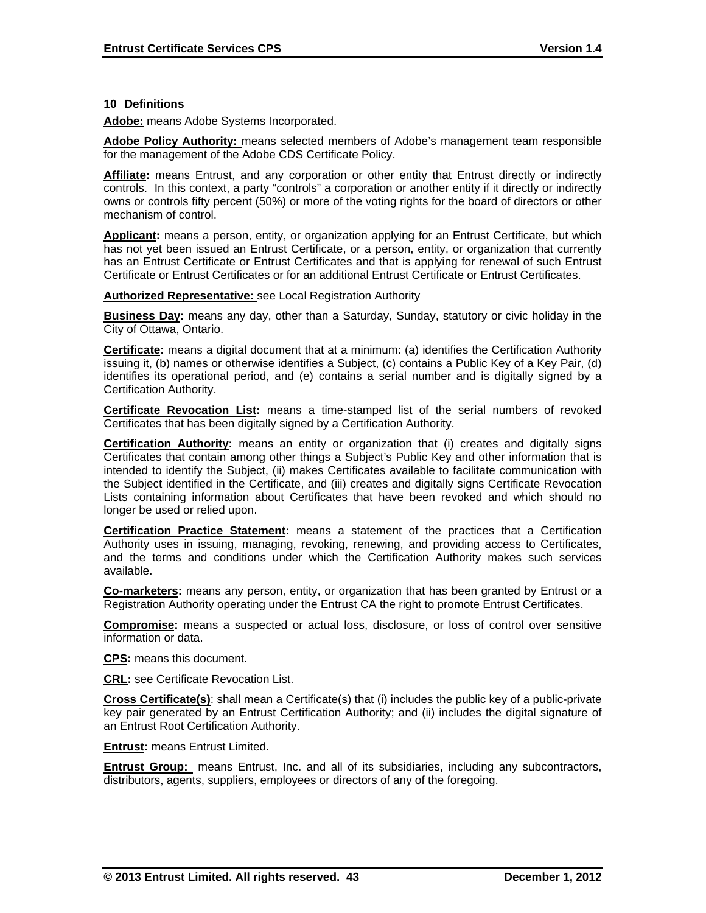## 10 Definitions

**Adobe:** means Adobe Systems Incorporated.

**Adobe Policy Authority:** means selected members of Adobe's management team responsible for the management of the Adobe CDS Certificate Policy.

**Affiliate:** means Entrust, and any corporation or other entity that Entrust directly or indirectly controls. In this context, a party "controls" a corporation or another entity if it directly or indirectly owns or controls fifty percent (50%) or more of the voting rights for the board of directors or other mechanism of control.

**Applicant:** means a person, entity, or organization applying for an Entrust Certificate, but which has not yet been issued an Entrust Certificate, or a person, entity, or organization that currently has an Entrust Certificate or Entrust Certificates and that is applying for renewal of such Entrust Certificate or Entrust Certificates or for an additional Entrust Certificate or Entrust Certificates.

**Authorized Representative:** see Local Registration Authority

**Business Day:** means any day, other than a Saturday, Sunday, statutory or civic holiday in the City of Ottawa, Ontario.

**Certificate:** means a digital document that at a minimum: (a) identifies the Certification Authority issuing it, (b) names or otherwise identifies a Subject, (c) contains a Public Key of a Key Pair, (d) identifies its operational period, and (e) contains a serial number and is digitally signed by a Certification Authority.

**Certificate Revocation List:** means a time-stamped list of the serial numbers of revoked Certificates that has been digitally signed by a Certification Authority.

**Certification Authority:** means an entity or organization that (i) creates and digitally signs Certificates that contain among other things a Subject's Public Key and other information that is intended to identify the Subject, (ii) makes Certificates available to facilitate communication with the Subject identified in the Certificate, and (iii) creates and digitally signs Certificate Revocation Lists containing information about Certificates that have been revoked and which should no longer be used or relied upon.

**Certification Practice Statement:** means a statement of the practices that a Certification Authority uses in issuing, managing, revoking, renewing, and providing access to Certificates, and the terms and conditions under which the Certification Authority makes such services available.

**Co-marketers:** means any person, entity, or organization that has been granted by Entrust or a Registration Authority operating under the Entrust CA the right to promote Entrust Certificates.

**Compromise:** means a suspected or actual loss, disclosure, or loss of control over sensitive information or data.

**CPS:** means this document.

**CRL:** see Certificate Revocation List.

**Cross Certificate(s)**: shall mean a Certificate(s) that (i) includes the public key of a public-private key pair generated by an Entrust Certification Authority; and (ii) includes the digital signature of an Entrust Root Certification Authority.

**Entrust:** means Entrust Limited.

**Entrust Group:** means Entrust, Inc. and all of its subsidiaries, including any subcontractors, distributors, agents, suppliers, employees or directors of any of the foregoing.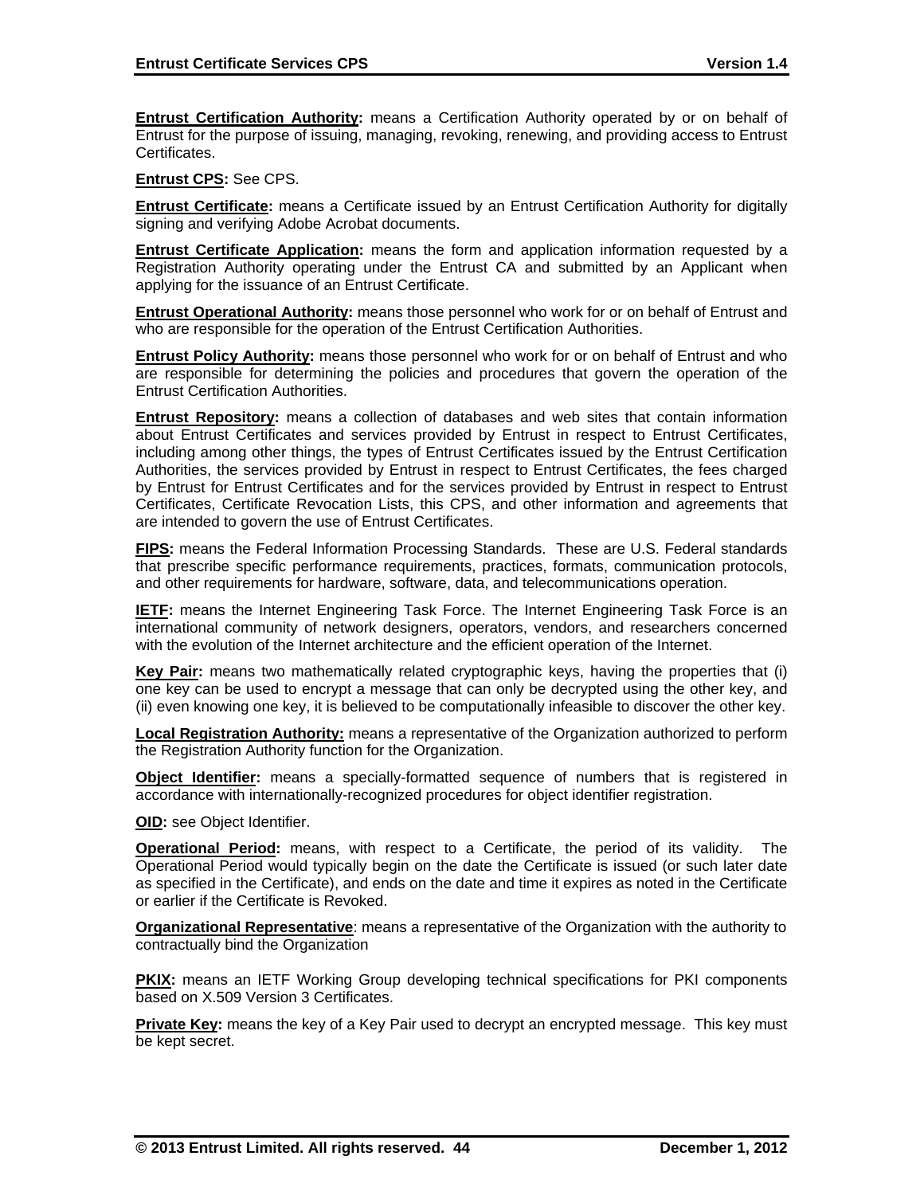**Entrust Certification Authority:** means a Certification Authority operated by or on behalf of Entrust for the purpose of issuing, managing, revoking, renewing, and providing access to Entrust Certificates.

**Entrust CPS:** See CPS.

**Entrust Certificate:** means a Certificate issued by an Entrust Certification Authority for digitally signing and verifying Adobe Acrobat documents.

**Entrust Certificate Application:** means the form and application information requested by a Registration Authority operating under the Entrust CA and submitted by an Applicant when applying for the issuance of an Entrust Certificate.

**Entrust Operational Authority:** means those personnel who work for or on behalf of Entrust and who are responsible for the operation of the Entrust Certification Authorities.

**Entrust Policy Authority:** means those personnel who work for or on behalf of Entrust and who are responsible for determining the policies and procedures that govern the operation of the Entrust Certification Authorities.

**Entrust Repository:** means a collection of databases and web sites that contain information about Entrust Certificates and services provided by Entrust in respect to Entrust Certificates, including among other things, the types of Entrust Certificates issued by the Entrust Certification Authorities, the services provided by Entrust in respect to Entrust Certificates, the fees charged by Entrust for Entrust Certificates and for the services provided by Entrust in respect to Entrust Certificates, Certificate Revocation Lists, this CPS, and other information and agreements that are intended to govern the use of Entrust Certificates.

**FIPS:** means the Federal Information Processing Standards. These are U.S. Federal standards that prescribe specific performance requirements, practices, formats, communication protocols, and other requirements for hardware, software, data, and telecommunications operation.

**IETF:** means the Internet Engineering Task Force. The Internet Engineering Task Force is an international community of network designers, operators, vendors, and researchers concerned with the evolution of the Internet architecture and the efficient operation of the Internet.

**Key Pair:** means two mathematically related cryptographic keys, having the properties that (i) one key can be used to encrypt a message that can only be decrypted using the other key, and (ii) even knowing one key, it is believed to be computationally infeasible to discover the other key.

**Local Registration Authority:** means a representative of the Organization authorized to perform the Registration Authority function for the Organization.

**Object Identifier:** means a specially-formatted sequence of numbers that is registered in accordance with internationally-recognized procedures for object identifier registration.

**OID:** see Object Identifier.

**Operational Period:** means, with respect to a Certificate, the period of its validity. The Operational Period would typically begin on the date the Certificate is issued (or such later date as specified in the Certificate), and ends on the date and time it expires as noted in the Certificate or earlier if the Certificate is Revoked.

**Organizational Representative**: means a representative of the Organization with the authority to contractually bind the Organization

**PKIX:** means an IETF Working Group developing technical specifications for PKI components based on X.509 Version 3 Certificates.

**Private Key:** means the key of a Key Pair used to decrypt an encrypted message. This key must be kept secret.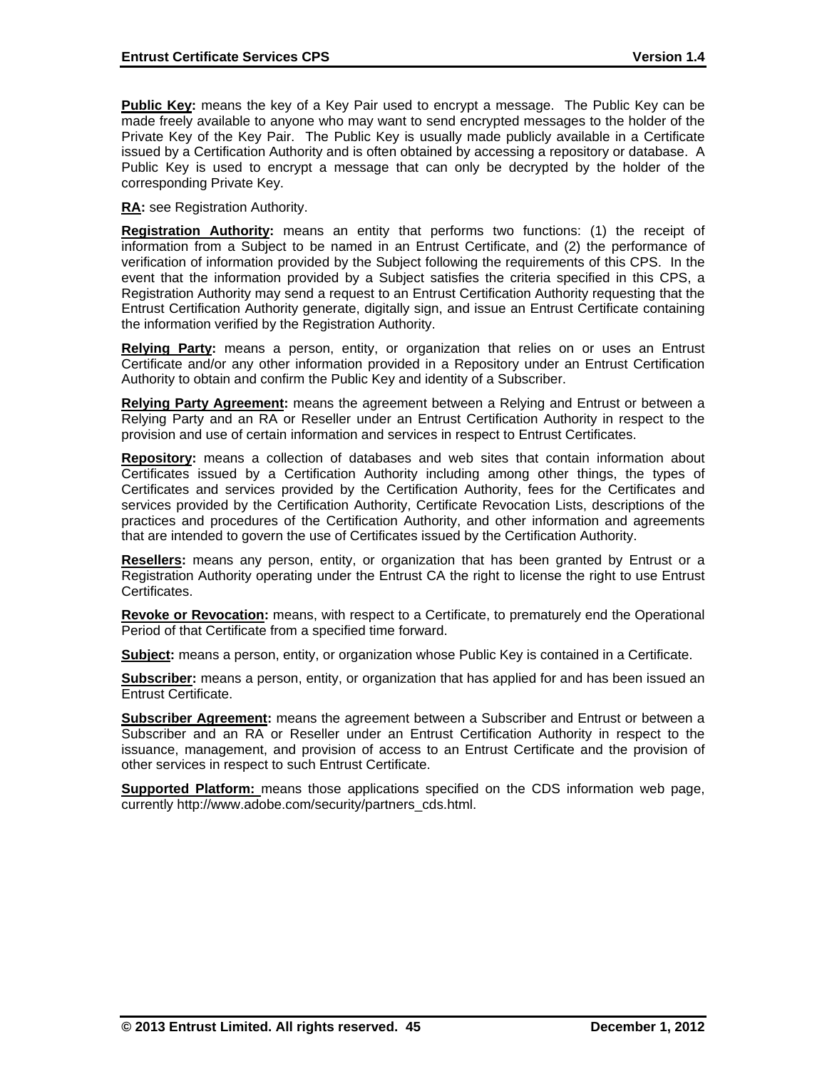**Public Key:** means the key of a Key Pair used to encrypt a message. The Public Key can be made freely available to anyone who may want to send encrypted messages to the holder of the Private Key of the Key Pair. The Public Key is usually made publicly available in a Certificate issued by a Certification Authority and is often obtained by accessing a repository or database. A Public Key is used to encrypt a message that can only be decrypted by the holder of the corresponding Private Key.

**RA:** see Registration Authority.

**Registration Authority:** means an entity that performs two functions: (1) the receipt of information from a Subject to be named in an Entrust Certificate, and (2) the performance of verification of information provided by the Subject following the requirements of this CPS. In the event that the information provided by a Subject satisfies the criteria specified in this CPS, a Registration Authority may send a request to an Entrust Certification Authority requesting that the Entrust Certification Authority generate, digitally sign, and issue an Entrust Certificate containing the information verified by the Registration Authority.

**Relying Party:** means a person, entity, or organization that relies on or uses an Entrust Certificate and/or any other information provided in a Repository under an Entrust Certification Authority to obtain and confirm the Public Key and identity of a Subscriber.

**Relying Party Agreement:** means the agreement between a Relying and Entrust or between a Relying Party and an RA or Reseller under an Entrust Certification Authority in respect to the provision and use of certain information and services in respect to Entrust Certificates.

**Repository:** means a collection of databases and web sites that contain information about Certificates issued by a Certification Authority including among other things, the types of Certificates and services provided by the Certification Authority, fees for the Certificates and services provided by the Certification Authority, Certificate Revocation Lists, descriptions of the practices and procedures of the Certification Authority, and other information and agreements that are intended to govern the use of Certificates issued by the Certification Authority.

**Resellers:** means any person, entity, or organization that has been granted by Entrust or a Registration Authority operating under the Entrust CA the right to license the right to use Entrust Certificates.

**Revoke or Revocation:** means, with respect to a Certificate, to prematurely end the Operational Period of that Certificate from a specified time forward.

**Subject:** means a person, entity, or organization whose Public Key is contained in a Certificate.

**Subscriber:** means a person, entity, or organization that has applied for and has been issued an Entrust Certificate.

**Subscriber Agreement:** means the agreement between a Subscriber and Entrust or between a Subscriber and an RA or Reseller under an Entrust Certification Authority in respect to the issuance, management, and provision of access to an Entrust Certificate and the provision of other services in respect to such Entrust Certificate.

**Supported Platform:** means those applications specified on the CDS information web page, currently http://www.adobe.com/security/partners_cds.html.